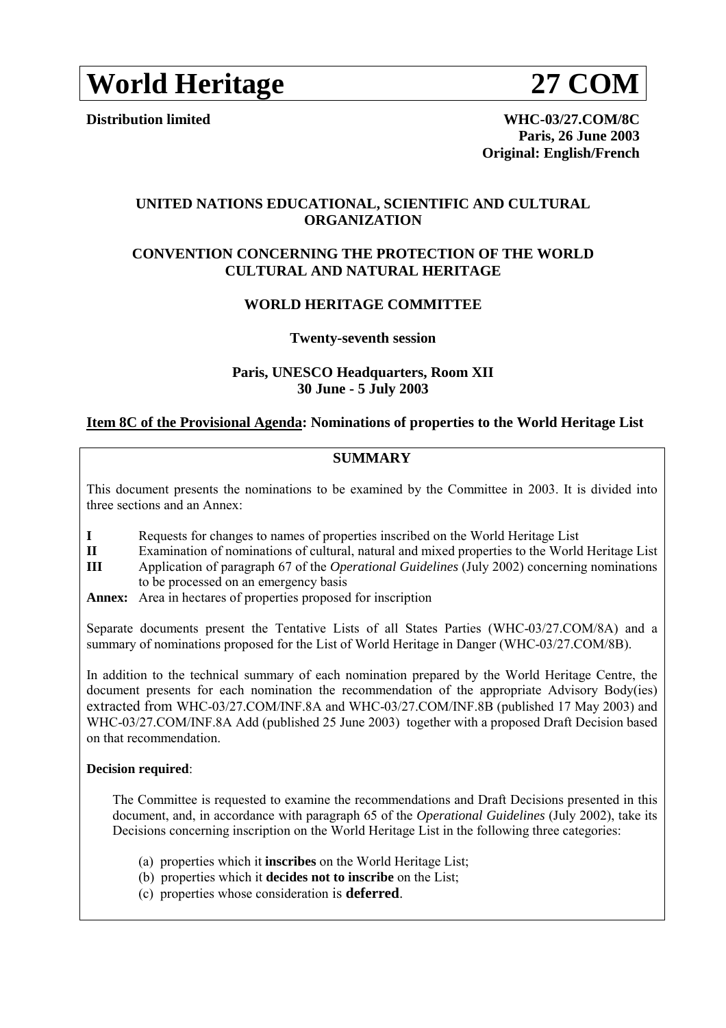# World Heritage 27 COM

**Distribution limited**

**WHC-03/27.COM/8C**
**Paris, 26 June 2003**
**Original: English/French**

**UNITED NATIONS EDUCATIONAL, SCIENTIFIC AND CULTURAL ORGANIZATION**

**CONVENTION CONCERNING THE PROTECTION OF THE WORLD CULTURAL AND NATURAL HERITAGE**

**WORLD HERITAGE COMMITTEE**

**Twenty-seventh session**

**Paris, UNESCO Headquarters, Room XII**
**30 June - 5 July 2003**

**Item 8C of the Provisional Agenda: Nominations of properties to the World Heritage List**

**SUMMARY**

This document presents the nominations to be examined by the Committee in 2003. It is divided into three sections and an Annex:

- **I** Requests for changes to names of properties inscribed on the World Heritage List
- **II** Examination of nominations of cultural, natural and mixed properties to the World Heritage List
- **III** Application of paragraph 67 of the *Operational Guidelines* (July 2002) concerning nominations to be processed on an emergency basis
- **Annex:** Area in hectares of properties proposed for inscription

Separate documents present the Tentative Lists of all States Parties (WHC-03/27.COM/8A) and a summary of nominations proposed for the List of World Heritage in Danger (WHC-03/27.COM/8B).

In addition to the technical summary of each nomination prepared by the World Heritage Centre, the document presents for each nomination the recommendation of the appropriate Advisory Body(ies) extracted from WHC-03/27.COM/INF.8A and WHC-03/27.COM/INF.8B (published 17 May 2003) and WHC-03/27.COM/INF.8A Add (published 25 June 2003) together with a proposed Draft Decision based on that recommendation.

**Decision required**:

The Committee is requested to examine the recommendations and Draft Decisions presented in this document, and, in accordance with paragraph 65 of the *Operational Guidelines* (July 2002), take its Decisions concerning inscription on the World Heritage List in the following three categories:

(a) properties which it **inscribes** on the World Heritage List;
(b) properties which it **decides not to inscribe** on the List;
(c) properties whose consideration is **deferred**.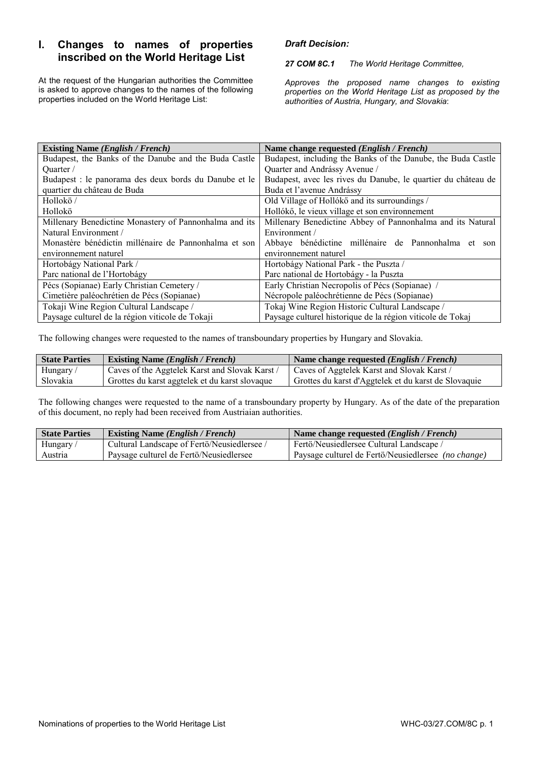## I. Changes to names of properties inscribed on the World Heritage List

At the request of the Hungarian authorities the Committee is asked to approve changes to the names of the following properties included on the World Heritage List:

***Draft Decision:***

***27 COM 8C.1*** *The World Heritage Committee,*

*Approves the proposed name changes to existing properties on the World Heritage List as proposed by the authorities of Austria, Hungary, and Slovakia*:

| **Existing Name *(English / French)*** | **Name change requested *(English / French)*** |
|---|---|
| Budapest, the Banks of the Danube and the Buda Castle Quarter / Budapest : le panorama des deux bords du Danube et le quartier du château de Buda | Budapest, including the Banks of the Danube, the Buda Castle Quarter and Andrássy Avenue / Budapest, avec les rives du Danube, le quartier du château de Buda et l'avenue Andrássy |
| Hollokö / Hollokö | Old Village of Hollókő and its surroundings / Hollókő, le vieux village et son environnement |
| Millenary Benedictine Monastery of Pannonhalma and its Natural Environment / Monastère bénédictin millénaire de Pannonhalma et son environnement naturel | Millenary Benedictine Abbey of Pannonhalma and its Natural Environment / Abbaye bénédictine millénaire de Pannonhalma et son environnement naturel |
| Hortobágy National Park / Parc national de l'Hortobágy | Hortobágy National Park - the Puszta / Parc national de Hortobágy - la Puszta |
| Pécs (Sopianae) Early Christian Cemetery / Cimetière paléochrétien de Pécs (Sopianae) | Early Christian Necropolis of Pécs (Sopianae) / Nécropole paléochrétienne de Pécs (Sopianae) |
| Tokaji Wine Region Cultural Landscape / Paysage culturel de la région viticole de Tokaji | Tokaj Wine Region Historic Cultural Landscape / Paysage culturel historique de la région viticole de Tokaj |

The following changes were requested to the names of transboundary properties by Hungary and Slovakia.

| **State Parties** | **Existing Name *(English / French)*** | **Name change requested *(English / French)*** |
|---|---|---|
| Hungary / Slovakia | Caves of the Aggtelek Karst and Slovak Karst / Grottes du karst aggtelek et du karst slovaque | Caves of Aggtelek Karst and Slovak Karst / Grottes du karst d'Aggtelek et du karst de Slovaquie |

The following changes were requested to the name of a transboundary property by Hungary. As of the date of the preparation of this document, no reply had been received from Austriaian authorities.

| **State Parties** | **Existing Name *(English / French)*** | **Name change requested *(English / French)*** |
|---|---|---|
| Hungary / Austria | Cultural Landscape of Fertö/Neusiedlersee / Paysage culturel de Fertö/Neusiedlersee | Fertö/Neusiedlersee Cultural Landscape / Paysage culturel de Fertö/Neusiedlersee *(no change)* |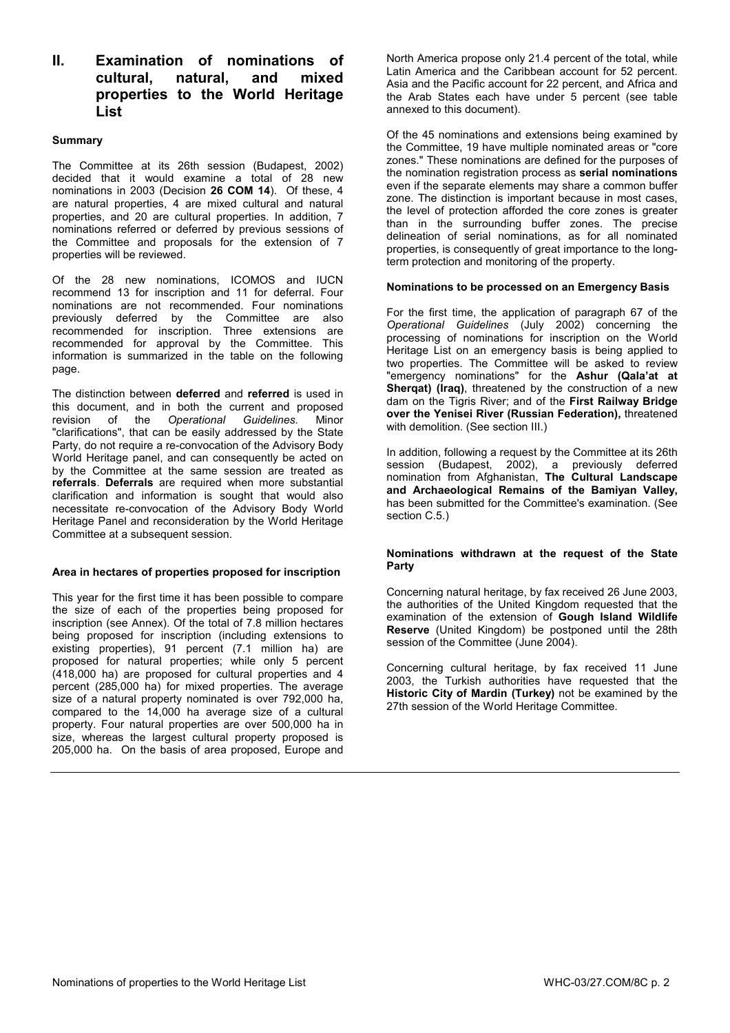# II. Examination of nominations of cultural, natural, and mixed properties to the World Heritage List

### Summary

The Committee at its 26th session (Budapest, 2002) decided that it would examine a total of 28 new nominations in 2003 (Decision **26 COM 14**). Of these, 4 are natural properties, 4 are mixed cultural and natural properties, and 20 are cultural properties. In addition, 7 nominations referred or deferred by previous sessions of the Committee and proposals for the extension of 7 properties will be reviewed.

Of the 28 new nominations, ICOMOS and IUCN recommend 13 for inscription and 11 for deferral. Four nominations are not recommended. Four nominations previously deferred by the Committee are also recommended for inscription. Three extensions are recommended for approval by the Committee. This information is summarized in the table on the following page.

The distinction between **deferred** and **referred** is used in this document, and in both the current and proposed revision of the *Operational Guidelines.* Minor "clarifications", that can be easily addressed by the State Party, do not require a re-convocation of the Advisory Body World Heritage panel, and can consequently be acted on by the Committee at the same session are treated as **referrals**. **Deferrals** are required when more substantial clarification and information is sought that would also necessitate re-convocation of the Advisory Body World Heritage Panel and reconsideration by the World Heritage Committee at a subsequent session.

### Area in hectares of properties proposed for inscription

This year for the first time it has been possible to compare the size of each of the properties being proposed for inscription (see Annex). Of the total of 7.8 million hectares being proposed for inscription (including extensions to existing properties), 91 percent (7.1 million ha) are proposed for natural properties; while only 5 percent (418,000 ha) are proposed for cultural properties and 4 percent (285,000 ha) for mixed properties. The average size of a natural property nominated is over 792,000 ha, compared to the 14,000 ha average size of a cultural property. Four natural properties are over 500,000 ha in size, whereas the largest cultural property proposed is 205,000 ha. On the basis of area proposed, Europe and North America propose only 21.4 percent of the total, while Latin America and the Caribbean account for 52 percent. Asia and the Pacific account for 22 percent, and Africa and the Arab States each have under 5 percent (see table annexed to this document).

Of the 45 nominations and extensions being examined by the Committee, 19 have multiple nominated areas or "core zones." These nominations are defined for the purposes of the nomination registration process as **serial nominations** even if the separate elements may share a common buffer zone. The distinction is important because in most cases, the level of protection afforded the core zones is greater than in the surrounding buffer zones. The precise delineation of serial nominations, as for all nominated properties, is consequently of great importance to the long-term protection and monitoring of the property.

### Nominations to be processed on an Emergency Basis

For the first time, the application of paragraph 67 of the *Operational Guidelines* (July 2002) concerning the processing of nominations for inscription on the World Heritage List on an emergency basis is being applied to two properties. The Committee will be asked to review "emergency nominations" for the **Ashur (Qala'at at Sherqat) (Iraq)**, threatened by the construction of a new dam on the Tigris River; and of the **First Railway Bridge over the Yenisei River (Russian Federation),** threatened with demolition. (See section III.)

In addition, following a request by the Committee at its 26th session (Budapest, 2002), a previously deferred nomination from Afghanistan, **The Cultural Landscape and Archaeological Remains of the Bamiyan Valley,** has been submitted for the Committee's examination. (See section C.5.)

### Nominations withdrawn at the request of the State Party

Concerning natural heritage, by fax received 26 June 2003, the authorities of the United Kingdom requested that the examination of the extension of **Gough Island Wildlife Reserve** (United Kingdom) be postponed until the 28th session of the Committee (June 2004).

Concerning cultural heritage, by fax received 11 June 2003, the Turkish authorities have requested that the **Historic City of Mardin (Turkey)** not be examined by the 27th session of the World Heritage Committee.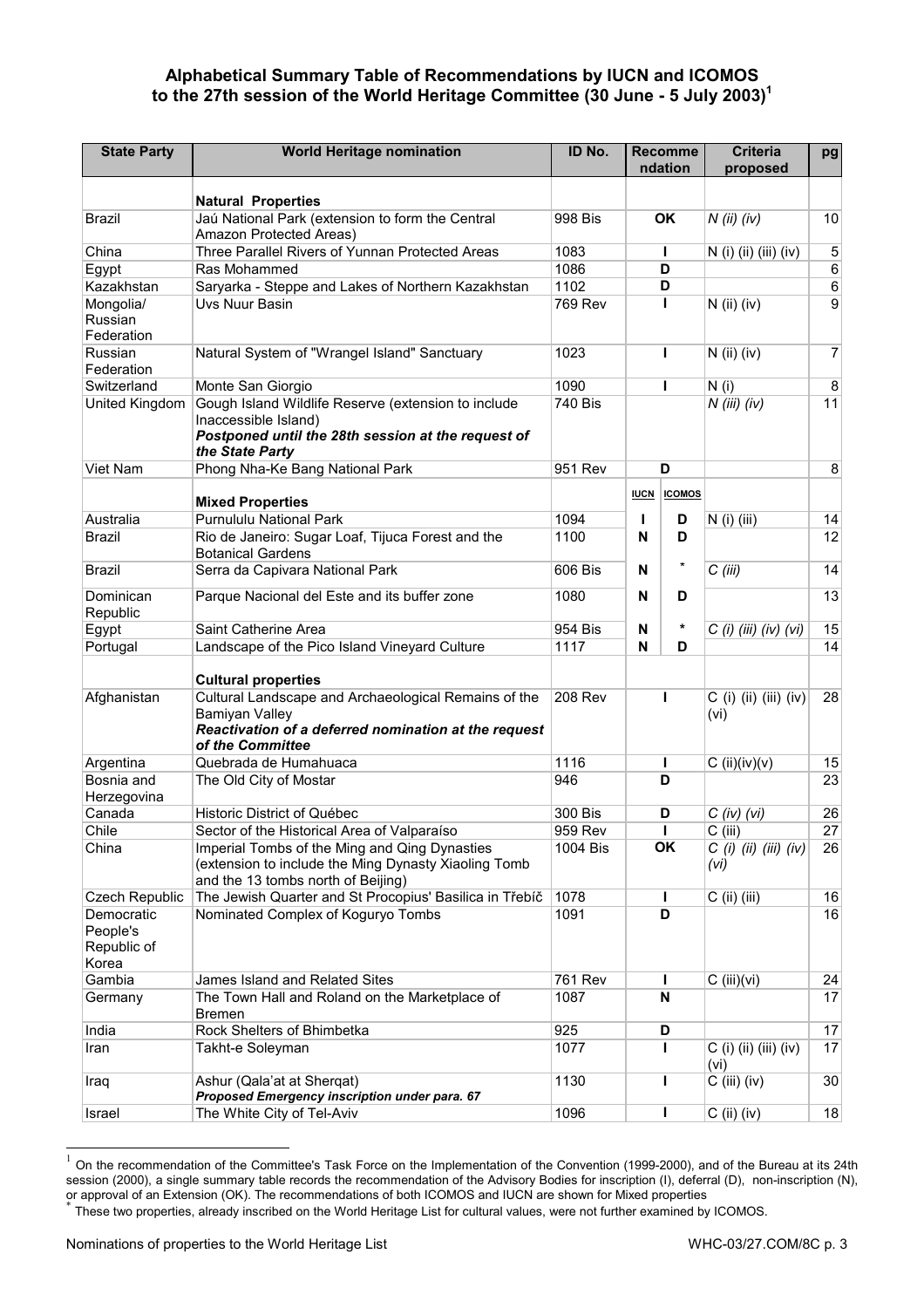## Alphabetical Summary Table of Recommendations by IUCN and ICOMOS to the 27th session of the World Heritage Committee (30 June - 5 July 2003)[1]

| State Party | World Heritage nomination | ID No. | Recommendation | | Criteria proposed | pg |
|---|---|---|---|---|---|---|
| | **Natural Properties** | | | | | |
| Brazil | Jaú National Park (extension to form the Central Amazon Protected Areas) | 998 Bis | **OK** | | *N (ii) (iv)* | 10 |
| China | Three Parallel Rivers of Yunnan Protected Areas | 1083 | **I** | | N (i) (ii) (iii) (iv) | 5 |
| Egypt | Ras Mohammed | 1086 | **D** | | | 6 |
| Kazakhstan | Saryarka - Steppe and Lakes of Northern Kazakhstan | 1102 | **D** | | | 6 |
| Mongolia/ Russian Federation | Uvs Nuur Basin | 769 Rev | **I** | | N (ii) (iv) | 9 |
| Russian Federation | Natural System of "Wrangel Island" Sanctuary | 1023 | **I** | | N (ii) (iv) | 7 |
| Switzerland | Monte San Giorgio | 1090 | **I** | | N (i) | 8 |
| United Kingdom | Gough Island Wildlife Reserve (extension to include Inaccessible Island) ***Postponed until the 28th session at the request of the State Party*** | 740 Bis | | | *N (iii) (iv)* | 11 |
| Viet Nam | Phong Nha-Ke Bang National Park | 951 Rev | **D** | | | 8 |
| | **Mixed Properties** | | **IUCN** | **ICOMOS** | | |
| Australia | Purnululu National Park | 1094 | **I** | **D** | N (i) (iii) | 14 |
| Brazil | Rio de Janeiro: Sugar Loaf, Tijuca Forest and the Botanical Gardens | 1100 | **N** | **D** | | 12 |
| Brazil | Serra da Capivara National Park | 606 Bis | **N** | * | *C (iii)* | 14 |
| Dominican Republic | Parque Nacional del Este and its buffer zone | 1080 | **N** | **D** | | 13 |
| Egypt | Saint Catherine Area | 954 Bis | **N** | * | *C (i) (iii) (iv) (vi)* | 15 |
| Portugal | Landscape of the Pico Island Vineyard Culture | 1117 | **N** | **D** | | 14 |
| | **Cultural properties** | | | | | |
| Afghanistan | Cultural Landscape and Archaeological Remains of the Bamiyan Valley ***Reactivation of a deferred nomination at the request of the Committee*** | 208 Rev | **I** | | C (i) (ii) (iii) (iv) (vi) | 28 |
| Argentina | Quebrada de Humahuaca | 1116 | **I** | | C (ii)(iv)(v) | 15 |
| Bosnia and Herzegovina | The Old City of Mostar | 946 | **D** | | | 23 |
| Canada | Historic District of Québec | 300 Bis | **D** | | *C (iv) (vi)* | 26 |
| Chile | Sector of the Historical Area of Valparaíso | 959 Rev | **I** | | C (iii) | 27 |
| China | Imperial Tombs of the Ming and Qing Dynasties (extension to include the Ming Dynasty Xiaoling Tomb and the 13 tombs north of Beijing) | 1004 Bis | **OK** | | *C (i) (ii) (iii) (iv) (vi)* | 26 |
| Czech Republic | The Jewish Quarter and St Procopius' Basilica in Třebíč | 1078 | **I** | | C (ii) (iii) | 16 |
| Democratic People's Republic of Korea | Nominated Complex of Koguryo Tombs | 1091 | **D** | | | 16 |
| Gambia | James Island and Related Sites | 761 Rev | **I** | | C (iii)(vi) | 24 |
| Germany | The Town Hall and Roland on the Marketplace of Bremen | 1087 | **N** | | | 17 |
| India | Rock Shelters of Bhimbetka | 925 | **D** | | | 17 |
| Iran | Takht-e Soleyman | 1077 | **I** | | C (i) (ii) (iii) (iv) (vi) | 17 |
| Iraq | Ashur (Qala'at at Sherqat) ***Proposed Emergency inscription under para. 67*** | 1130 | **I** | | C (iii) (iv) | 30 |
| Israel | The White City of Tel-Aviv | 1096 | **I** | | C (ii) (iv) | 18 |

[1] On the recommendation of the Committee's Task Force on the Implementation of the Convention (1999-2000), and of the Bureau at its 24th session (2000), a single summary table records the recommendation of the Advisory Bodies for inscription (I), deferral (D), non-inscription (N), or approval of an Extension (OK). The recommendations of both ICOMOS and IUCN are shown for Mixed properties

* These two properties, already inscribed on the World Heritage List for cultural values, were not further examined by ICOMOS.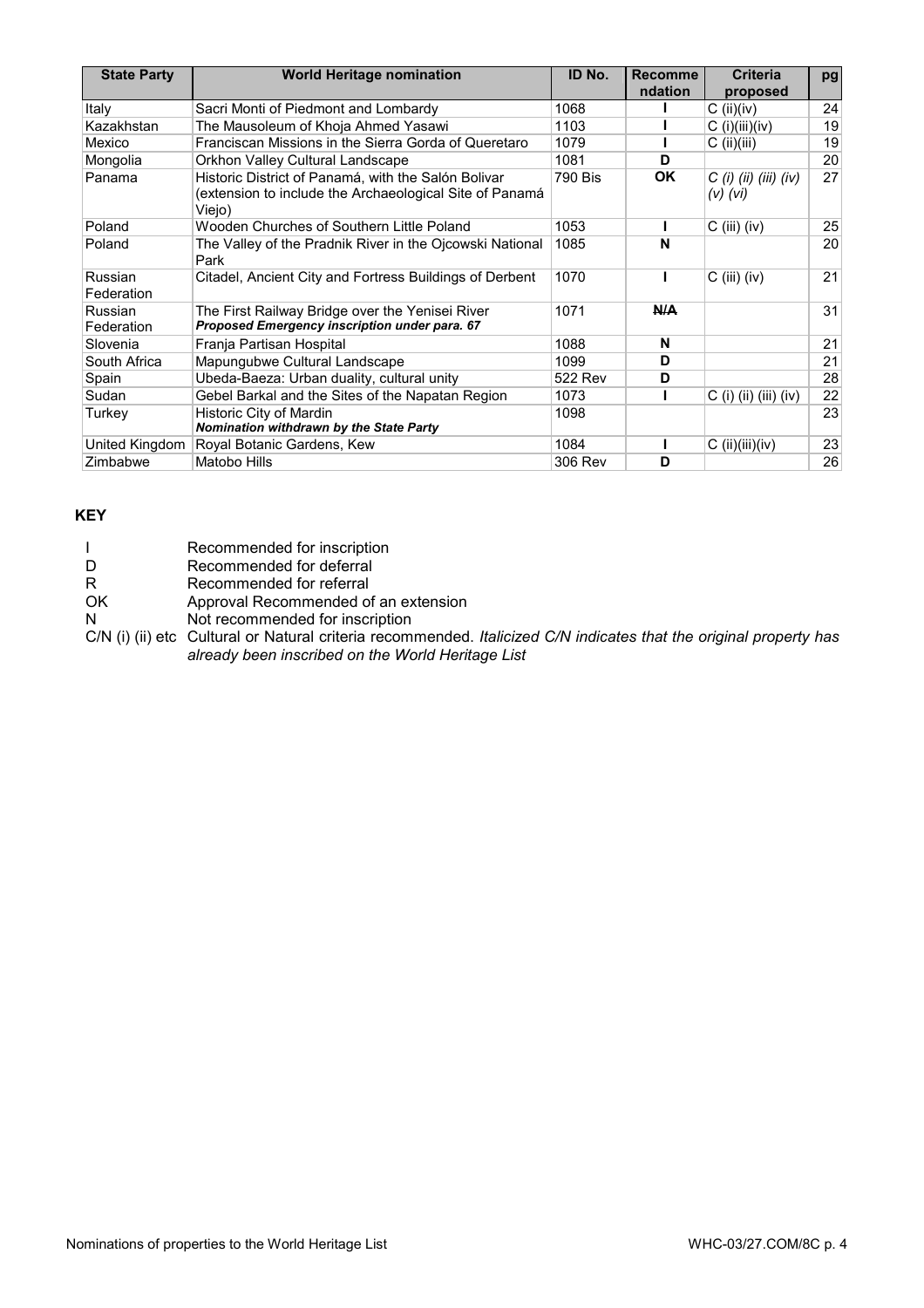| State Party | World Heritage nomination | ID No. | Recommendation | Criteria proposed | pg |
|---|---|---|---|---|---|
| Italy | Sacri Monti of Piedmont and Lombardy | 1068 | **I** | C (ii)(iv) | 24 |
| Kazakhstan | The Mausoleum of Khoja Ahmed Yasawi | 1103 | **I** | C (i)(iii)(iv) | 19 |
| Mexico | Franciscan Missions in the Sierra Gorda of Queretaro | 1079 | **I** | C (ii)(iii) | 19 |
| Mongolia | Orkhon Valley Cultural Landscape | 1081 | **D** | | 20 |
| Panama | Historic District of Panamá, with the Salón Bolivar (extension to include the Archaeological Site of Panamá Viejo) | 790 Bis | **OK** | *C (i) (ii) (iii) (iv) (v) (vi)* | 27 |
| Poland | Wooden Churches of Southern Little Poland | 1053 | **I** | C (iii) (iv) | 25 |
| Poland | The Valley of the Pradnik River in the Ojcowski National Park | 1085 | **N** | | 20 |
| Russian Federation | Citadel, Ancient City and Fortress Buildings of Derbent | 1070 | **I** | C (iii) (iv) | 21 |
| Russian Federation | The First Railway Bridge over the Yenisei River **_Proposed Emergency inscription under para. 67_** | 1071 | ~~**N/A**~~ | | 31 |
| Slovenia | Franja Partisan Hospital | 1088 | **N** | | 21 |
| South Africa | Mapungubwe Cultural Landscape | 1099 | **D** | | 21 |
| Spain | Ubeda-Baeza: Urban duality, cultural unity | 522 Rev | **D** | | 28 |
| Sudan | Gebel Barkal and the Sites of the Napatan Region | 1073 | **I** | C (i) (ii) (iii) (iv) | 22 |
| Turkey | Historic City of Mardin **_Nomination withdrawn by the State Party_** | 1098 | | | 23 |
| United Kingdom | Royal Botanic Gardens, Kew | 1084 | **I** | C (ii)(iii)(iv) | 23 |
| Zimbabwe | Matobo Hills | 306 Rev | **D** | | 26 |

**KEY**

| | |
|---|---|
| I | Recommended for inscription |
| D | Recommended for deferral |
| R | Recommended for referral |
| OK | Approval Recommended of an extension |
| N | Not recommended for inscription |
| C/N (i) (ii) etc | Cultural or Natural criteria recommended. *Italicized C/N indicates that the original property has already been inscribed on the World Heritage List* |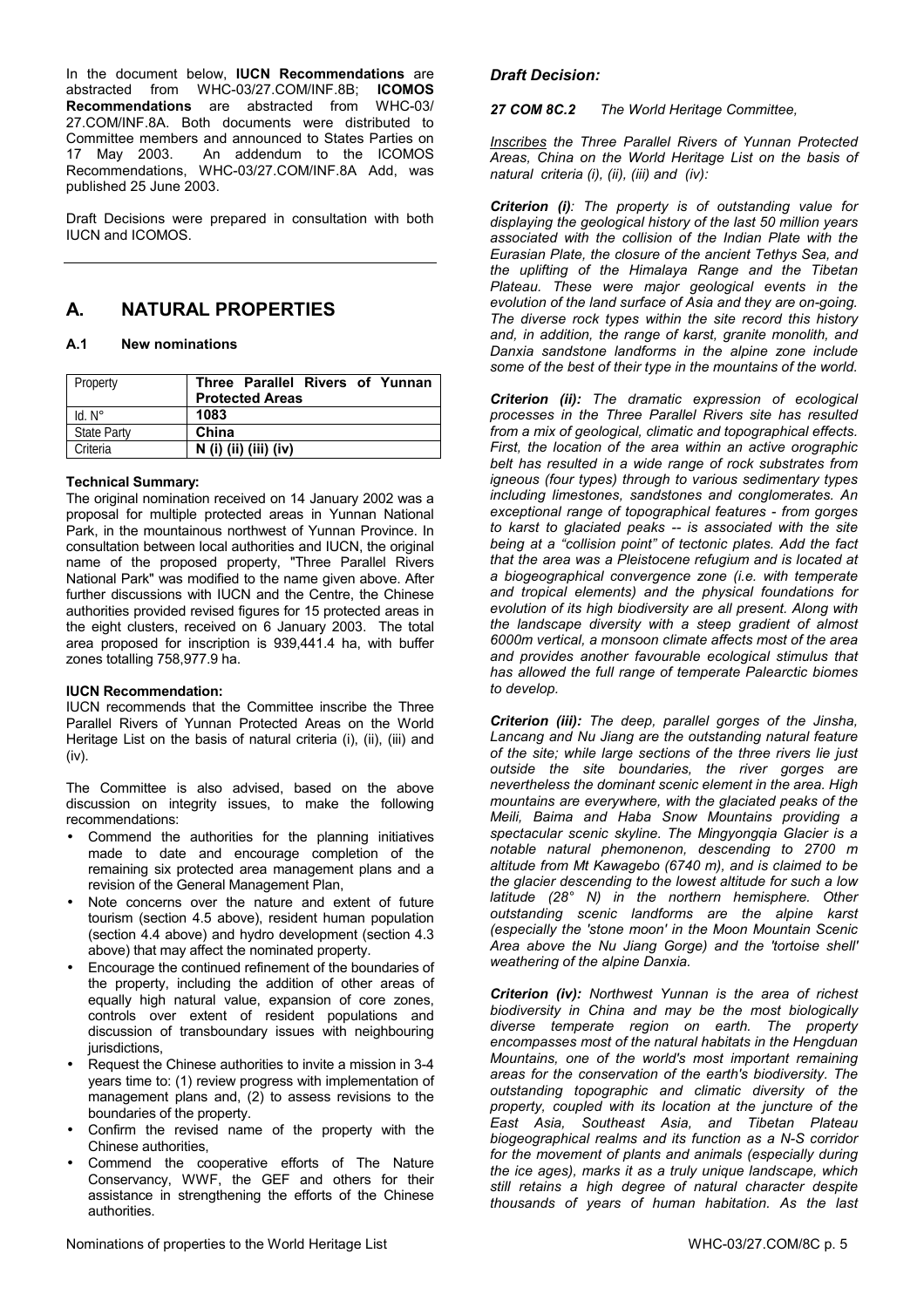In the document below, **IUCN Recommendations** are abstracted from WHC-03/27.COM/INF.8B; **ICOMOS Recommendations** are abstracted from WHC-03/ 27.COM/INF.8A. Both documents were distributed to Committee members and announced to States Parties on 17 May 2003. An addendum to the ICOMOS Recommendations, WHC-03/27.COM/INF.8A Add, was published 25 June 2003.

Draft Decisions were prepared in consultation with both IUCN and ICOMOS.

---

## A. NATURAL PROPERTIES

### A.1 New nominations

| Property | **Three Parallel Rivers of Yunnan Protected Areas** |
|---|---|
| Id. N° | **1083** |
| State Party | **China** |
| Criteria | **N (i) (ii) (iii) (iv)** |

**Technical Summary:**

The original nomination received on 14 January 2002 was a proposal for multiple protected areas in Yunnan National Park, in the mountainous northwest of Yunnan Province. In consultation between local authorities and IUCN, the original name of the proposed property, "Three Parallel Rivers National Park" was modified to the name given above. After further discussions with IUCN and the Centre, the Chinese authorities provided revised figures for 15 protected areas in the eight clusters, received on 6 January 2003. The total area proposed for inscription is 939,441.4 ha, with buffer zones totalling 758,977.9 ha.

**IUCN Recommendation:**

IUCN recommends that the Committee inscribe the Three Parallel Rivers of Yunnan Protected Areas on the World Heritage List on the basis of natural criteria (i), (ii), (iii) and (iv).

The Committee is also advised, based on the above discussion on integrity issues, to make the following recommendations:

- Commend the authorities for the planning initiatives made to date and encourage completion of the remaining six protected area management plans and a revision of the General Management Plan,
- Note concerns over the nature and extent of future tourism (section 4.5 above), resident human population (section 4.4 above) and hydro development (section 4.3 above) that may affect the nominated property.
- Encourage the continued refinement of the boundaries of the property, including the addition of other areas of equally high natural value, expansion of core zones, controls over extent of resident populations and discussion of transboundary issues with neighbouring jurisdictions,
- Request the Chinese authorities to invite a mission in 3-4 years time to: (1) review progress with implementation of management plans and, (2) to assess revisions to the boundaries of the property.
- Confirm the revised name of the property with the Chinese authorities,
- Commend the cooperative efforts of The Nature Conservancy, WWF, the GEF and others for their assistance in strengthening the efforts of the Chinese authorities.

***Draft Decision:***

***27 COM 8C.2*** *The World Heritage Committee,*

*Inscribes the Three Parallel Rivers of Yunnan Protected Areas, China on the World Heritage List on the basis of natural criteria (i), (ii), (iii) and (iv):*

***Criterion (i)****: The property is of outstanding value for displaying the geological history of the last 50 million years associated with the collision of the Indian Plate with the Eurasian Plate, the closure of the ancient Tethys Sea, and the uplifting of the Himalaya Range and the Tibetan Plateau. These were major geological events in the evolution of the land surface of Asia and they are on-going. The diverse rock types within the site record this history and, in addition, the range of karst, granite monolith, and Danxia sandstone landforms in the alpine zone include some of the best of their type in the mountains of the world.*

***Criterion (ii):*** *The dramatic expression of ecological processes in the Three Parallel Rivers site has resulted from a mix of geological, climatic and topographical effects. First, the location of the area within an active orographic belt has resulted in a wide range of rock substrates from igneous (four types) through to various sedimentary types including limestones, sandstones and conglomerates. An exceptional range of topographical features - from gorges to karst to glaciated peaks -- is associated with the site being at a "collision point" of tectonic plates. Add the fact that the area was a Pleistocene refugium and is located at a biogeographical convergence zone (i.e. with temperate and tropical elements) and the physical foundations for evolution of its high biodiversity are all present. Along with the landscape diversity with a steep gradient of almost 6000m vertical, a monsoon climate affects most of the area and provides another favourable ecological stimulus that has allowed the full range of temperate Palearctic biomes to develop.*

***Criterion (iii):*** *The deep, parallel gorges of the Jinsha, Lancang and Nu Jiang are the outstanding natural feature of the site; while large sections of the three rivers lie just outside the site boundaries, the river gorges are nevertheless the dominant scenic element in the area. High mountains are everywhere, with the glaciated peaks of the Meili, Baima and Haba Snow Mountains providing a spectacular scenic skyline. The Mingyongqia Glacier is a notable natural phemonenon, descending to 2700 m altitude from Mt Kawagebo (6740 m), and is claimed to be the glacier descending to the lowest altitude for such a low latitude (28° N) in the northern hemisphere. Other outstanding scenic landforms are the alpine karst (especially the 'stone moon' in the Moon Mountain Scenic Area above the Nu Jiang Gorge) and the 'tortoise shell' weathering of the alpine Danxia.*

***Criterion (iv):*** *Northwest Yunnan is the area of richest biodiversity in China and may be the most biologically diverse temperate region on earth. The property encompasses most of the natural habitats in the Hengduan Mountains, one of the world's most important remaining areas for the conservation of the earth's biodiversity. The outstanding topographic and climatic diversity of the property, coupled with its location at the juncture of the East Asia, Southeast Asia, and Tibetan Plateau biogeographical realms and its function as a N-S corridor for the movement of plants and animals (especially during the ice ages), marks it as a truly unique landscape, which still retains a high degree of natural character despite thousands of years of human habitation. As the last*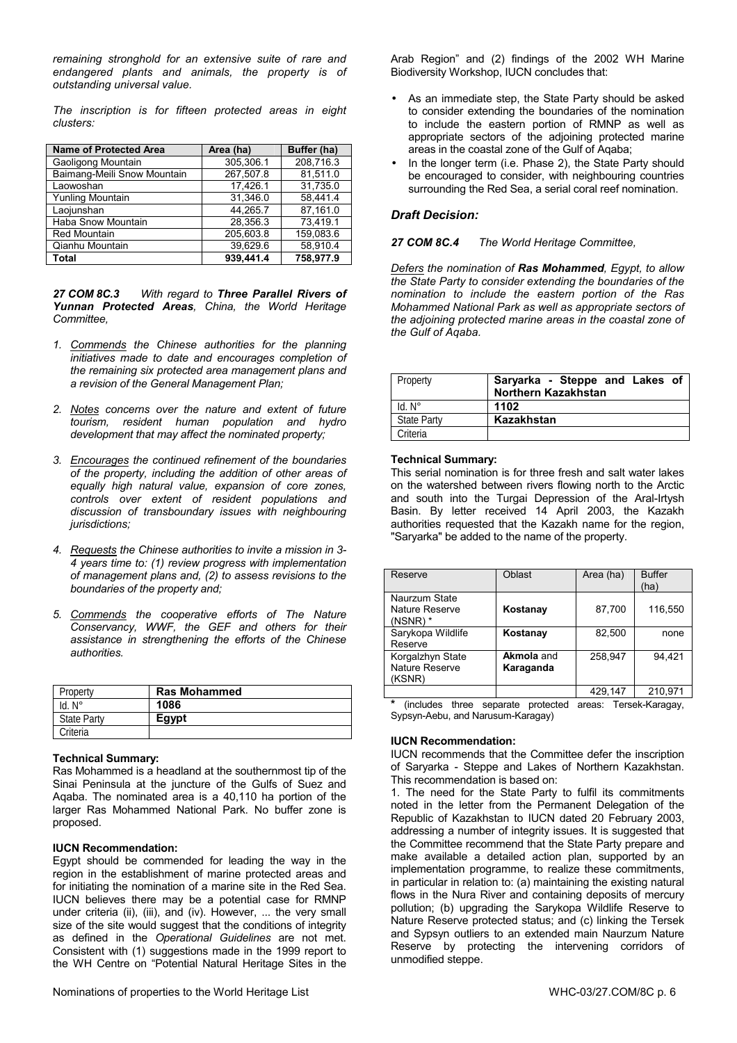*remaining stronghold for an extensive suite of rare and endangered plants and animals, the property is of outstanding universal value.*

*The inscription is for fifteen protected areas in eight clusters:*

| Name of Protected Area | Area (ha) | Buffer (ha) |
|---|---|---|
| Gaoligong Mountain | 305,306.1 | 208,716.3 |
| Baimang-Meili Snow Mountain | 267,507.8 | 81,511.0 |
| Laowoshan | 17,426.1 | 31,735.0 |
| Yunling Mountain | 31,346.0 | 58,441.4 |
| Laojunshan | 44,265.7 | 87,161.0 |
| Haba Snow Mountain | 28,356.3 | 73,419.1 |
| Red Mountain | 205,603.8 | 159,083.6 |
| Qianhu Mountain | 39,629.6 | 58,910.4 |
| **Total** | **939,441.4** | **758,977.9** |

***27 COM 8C.3*** *With regard to **Three Parallel Rivers of Yunnan Protected Areas**, China, the World Heritage Committee,*

1. *Commends the Chinese authorities for the planning initiatives made to date and encourages completion of the remaining six protected area management plans and a revision of the General Management Plan;*

2. *Notes concerns over the nature and extent of future tourism, resident human population and hydro development that may affect the nominated property;*

3. *Encourages the continued refinement of the boundaries of the property, including the addition of other areas of equally high natural value, expansion of core zones, controls over extent of resident populations and discussion of transboundary issues with neighbouring jurisdictions;*

4. *Requests the Chinese authorities to invite a mission in 3-4 years time to: (1) review progress with implementation of management plans and, (2) to assess revisions to the boundaries of the property and;*

5. *Commends the cooperative efforts of The Nature Conservancy, WWF, the GEF and others for their assistance in strengthening the efforts of the Chinese authorities.*

| Property | **Ras Mohammed** |
|---|---|
| Id. N° | **1086** |
| State Party | **Egypt** |
| Criteria | |

**Technical Summary:**
Ras Mohammed is a headland at the southernmost tip of the Sinai Peninsula at the juncture of the Gulfs of Suez and Aqaba. The nominated area is a 40,110 ha portion of the larger Ras Mohammed National Park. No buffer zone is proposed.

**IUCN Recommendation:**
Egypt should be commended for leading the way in the region in the establishment of marine protected areas and for initiating the nomination of a marine site in the Red Sea. IUCN believes there may be a potential case for RMNP under criteria (ii), (iii), and (iv). However, ... the very small size of the site would suggest that the conditions of integrity as defined in the *Operational Guidelines* are not met. Consistent with (1) suggestions made in the 1999 report to the WH Centre on "Potential Natural Heritage Sites in the Arab Region" and (2) findings of the 2002 WH Marine Biodiversity Workshop, IUCN concludes that:

- As an immediate step, the State Party should be asked to consider extending the boundaries of the nomination to include the eastern portion of RMNP as well as appropriate sectors of the adjoining protected marine areas in the coastal zone of the Gulf of Aqaba;
- In the longer term (i.e. Phase 2), the State Party should be encouraged to consider, with neighbouring countries surrounding the Red Sea, a serial coral reef nomination.

### *Draft Decision:*

***27 COM 8C.4*** *The World Heritage Committee,*

*Defers the nomination of **Ras Mohammed**, Egypt, to allow the State Party to consider extending the boundaries of the nomination to include the eastern portion of the Ras Mohammed National Park as well as appropriate sectors of the adjoining protected marine areas in the coastal zone of the Gulf of Aqaba.*

| Property | **Saryarka - Steppe and Lakes of Northern Kazakhstan** |
|---|---|
| Id. N° | **1102** |
| State Party | **Kazakhstan** |
| Criteria | |

**Technical Summary:**
This serial nomination is for three fresh and salt water lakes on the watershed between rivers flowing north to the Arctic and south into the Turgai Depression of the Aral-Irtysh Basin. By letter received 14 April 2003, the Kazakh authorities requested that the Kazakh name for the region, "Saryarka" be added to the name of the property.

| Reserve | Oblast | Area (ha) | Buffer (ha) |
|---|---|---|---|
| Naurzum State Nature Reserve (NSNR) * | **Kostanay** | 87,700 | 116,550 |
| Sarykopa Wildlife Reserve | **Kostanay** | 82,500 | none |
| Korgalzhyn State Nature Reserve (KSNR) | **Akmola** and **Karaganda** | 258,947 | 94,421 |
| | | 429,147 | 210,971 |

**\*** (includes three separate protected areas: Tersek-Karagay, Sypsyn-Aebu, and Narusum-Karagay)

**IUCN Recommendation:**
IUCN recommends that the Committee defer the inscription of Saryarka - Steppe and Lakes of Northern Kazakhstan. This recommendation is based on:

1. The need for the State Party to fulfil its commitments noted in the letter from the Permanent Delegation of the Republic of Kazakhstan to IUCN dated 20 February 2003, addressing a number of integrity issues. It is suggested that the Committee recommend that the State Party prepare and make available a detailed action plan, supported by an implementation programme, to realize these commitments, in particular in relation to: (a) maintaining the existing natural flows in the Nura River and containing deposits of mercury pollution; (b) upgrading the Sarykopa Wildlife Reserve to Nature Reserve protected status; and (c) linking the Tersek and Sypsyn outliers to an extended main Naurzum Nature Reserve by protecting the intervening corridors of unmodified steppe.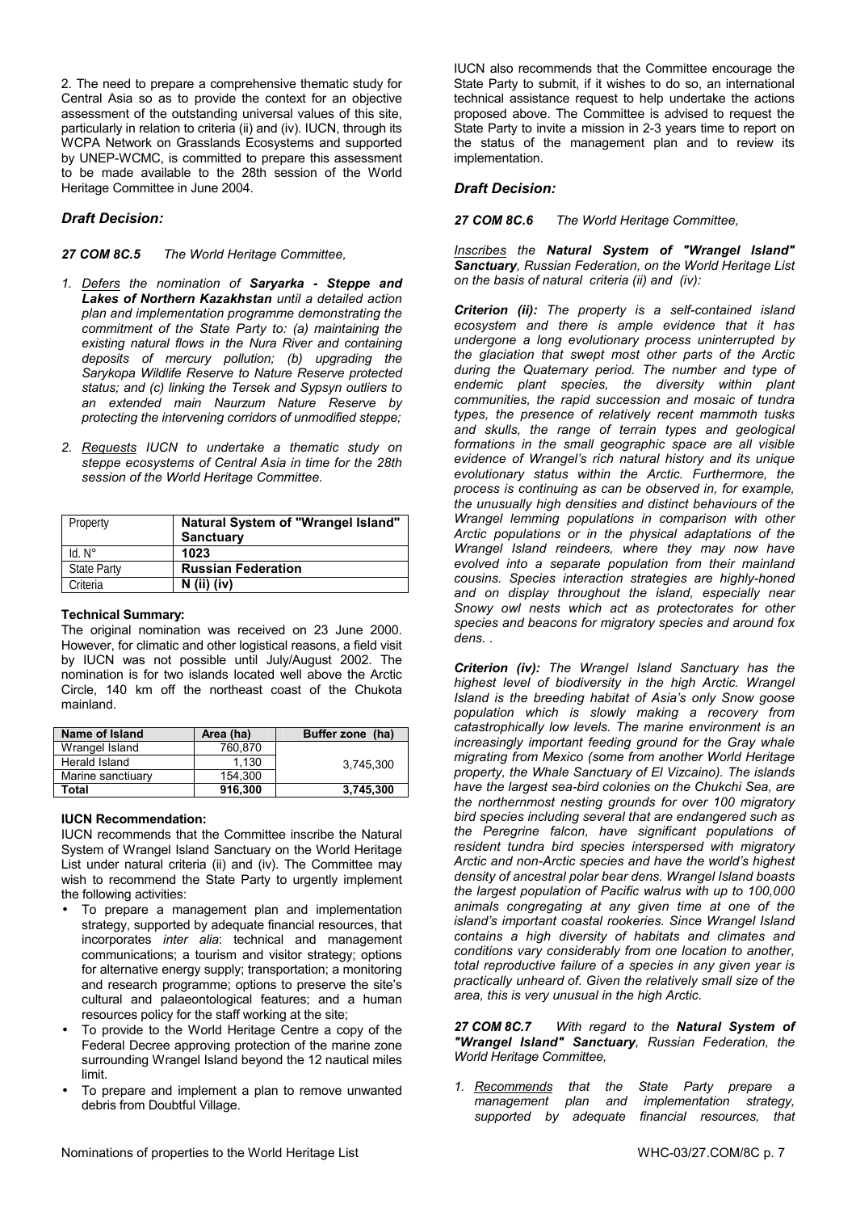2. The need to prepare a comprehensive thematic study for Central Asia so as to provide the context for an objective assessment of the outstanding universal values of this site, particularly in relation to criteria (ii) and (iv). IUCN, through its WCPA Network on Grasslands Ecosystems and supported by UNEP-WCMC, is committed to prepare this assessment to be made available to the 28th session of the World Heritage Committee in June 2004.

### *Draft Decision:*

***27 COM 8C.5*** *The World Heritage Committee,*

1. *Defers the nomination of **Saryarka - Steppe and Lakes of Northern Kazakhstan** until a detailed action plan and implementation programme demonstrating the commitment of the State Party to: (a) maintaining the existing natural flows in the Nura River and containing deposits of mercury pollution; (b) upgrading the Sarykopa Wildlife Reserve to Nature Reserve protected status; and (c) linking the Tersek and Sypsyn outliers to an extended main Naurzum Nature Reserve by protecting the intervening corridors of unmodified steppe;*

2. *Requests IUCN to undertake a thematic study on steppe ecosystems of Central Asia in time for the 28th session of the World Heritage Committee.*

| Property | **Natural System of "Wrangel Island" Sanctuary** |
|---|---|
| Id. N° | **1023** |
| State Party | **Russian Federation** |
| Criteria | **N (ii) (iv)** |

**Technical Summary:**

The original nomination was received on 23 June 2000. However, for climatic and other logistical reasons, a field visit by IUCN was not possible until July/August 2002. The nomination is for two islands located well above the Arctic Circle, 140 km off the northeast coast of the Chukota mainland.

| Name of Island | Area (ha) | Buffer zone (ha) |
|---|---|---|
| Wrangel Island | 760,870 | |
| Herald Island | 1,130 | 3,745,300 |
| Marine sanctiuary | 154,300 | |
| **Total** | **916,300** | **3,745,300** |

**IUCN Recommendation:**

IUCN recommends that the Committee inscribe the Natural System of Wrangel Island Sanctuary on the World Heritage List under natural criteria (ii) and (iv). The Committee may wish to recommend the State Party to urgently implement the following activities:

- To prepare a management plan and implementation strategy, supported by adequate financial resources, that incorporates *inter alia*: technical and management communications; a tourism and visitor strategy; options for alternative energy supply; transportation; a monitoring and research programme; options to preserve the site's cultural and palaeontological features; and a human resources policy for the staff working at the site;
- To provide to the World Heritage Centre a copy of the Federal Decree approving protection of the marine zone surrounding Wrangel Island beyond the 12 nautical miles limit.
- To prepare and implement a plan to remove unwanted debris from Doubtful Village.

IUCN also recommends that the Committee encourage the State Party to submit, if it wishes to do so, an international technical assistance request to help undertake the actions proposed above. The Committee is advised to request the State Party to invite a mission in 2-3 years time to report on the status of the management plan and to review its implementation.

### *Draft Decision:*

***27 COM 8C.6*** *The World Heritage Committee,*

*Inscribes the **Natural System of "Wrangel Island" Sanctuary**, Russian Federation, on the World Heritage List on the basis of natural criteria (ii) and (iv):*

***Criterion (ii):** The property is a self-contained island ecosystem and there is ample evidence that it has undergone a long evolutionary process uninterrupted by the glaciation that swept most other parts of the Arctic during the Quaternary period. The number and type of endemic plant species, the diversity within plant communities, the rapid succession and mosaic of tundra types, the presence of relatively recent mammoth tusks and skulls, the range of terrain types and geological formations in the small geographic space are all visible evidence of Wrangel's rich natural history and its unique evolutionary status within the Arctic. Furthermore, the process is continuing as can be observed in, for example, the unusually high densities and distinct behaviours of the Wrangel lemming populations in comparison with other Arctic populations or in the physical adaptations of the Wrangel Island reindeers, where they may now have evolved into a separate population from their mainland cousins. Species interaction strategies are highly-honed and on display throughout the island, especially near Snowy owl nests which act as protectorates for other species and beacons for migratory species and around fox dens. .*

***Criterion (iv):** The Wrangel Island Sanctuary has the highest level of biodiversity in the high Arctic. Wrangel Island is the breeding habitat of Asia's only Snow goose population which is slowly making a recovery from catastrophically low levels. The marine environment is an increasingly important feeding ground for the Gray whale migrating from Mexico (some from another World Heritage property, the Whale Sanctuary of El Vizcaino). The islands have the largest sea-bird colonies on the Chukchi Sea, are the northernmost nesting grounds for over 100 migratory bird species including several that are endangered such as the Peregrine falcon, have significant populations of resident tundra bird species interspersed with migratory Arctic and non-Arctic species and have the world's highest density of ancestral polar bear dens. Wrangel Island boasts the largest population of Pacific walrus with up to 100,000 animals congregating at any given time at one of the island's important coastal rookeries. Since Wrangel Island contains a high diversity of habitats and climates and conditions vary considerably from one location to another, total reproductive failure of a species in any given year is practically unheard of. Given the relatively small size of the area, this is very unusual in the high Arctic.*

***27 COM 8C.7*** *With regard to the **Natural System of "Wrangel Island" Sanctuary**, Russian Federation, the World Heritage Committee,*

1. *Recommends that the State Party prepare a management plan and implementation strategy, supported by adequate financial resources, that*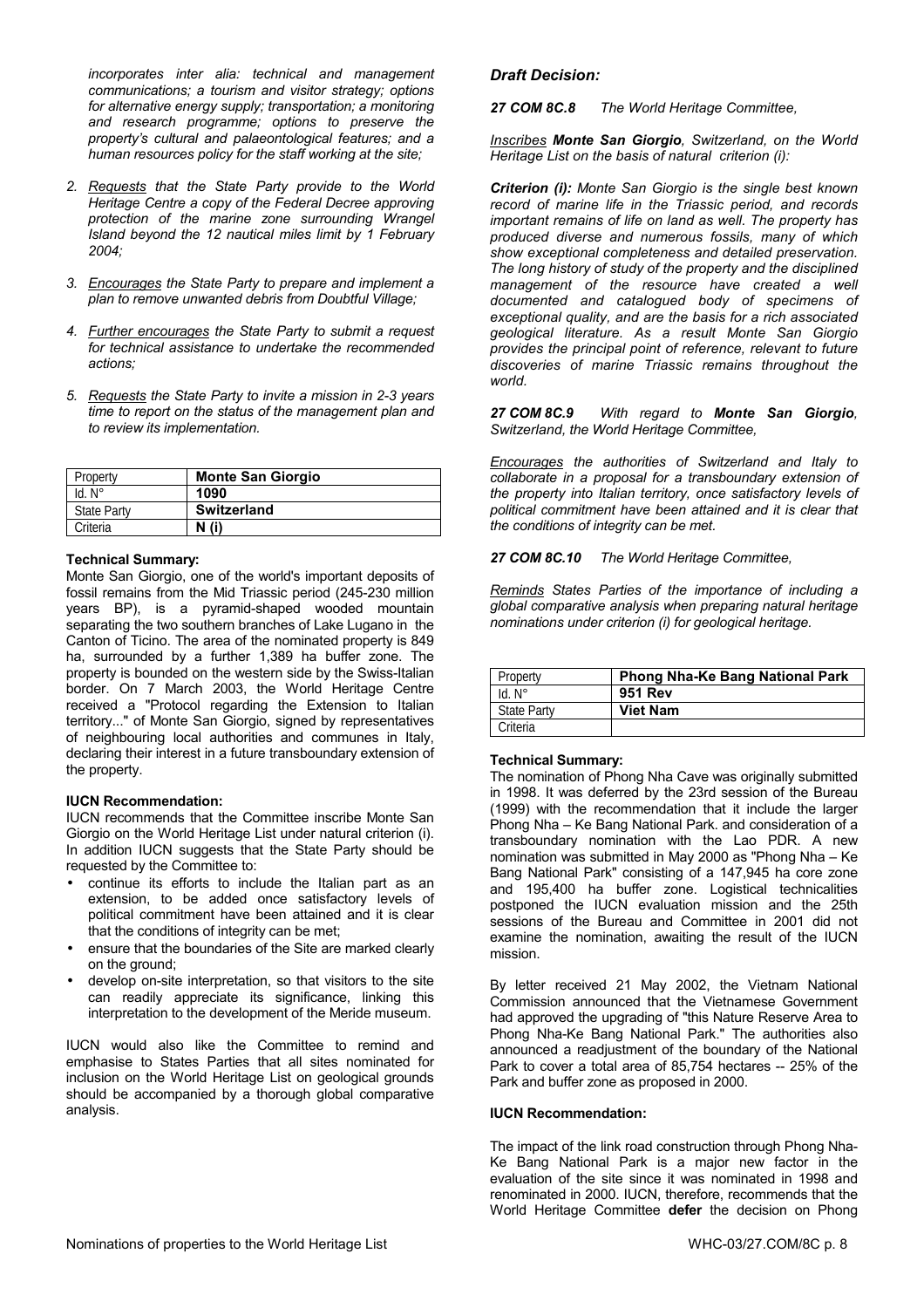*incorporates inter alia: technical and management communications; a tourism and visitor strategy; options for alternative energy supply; transportation; a monitoring and research programme; options to preserve the property's cultural and palaeontological features; and a human resources policy for the staff working at the site;*

2. *Requests that the State Party provide to the World Heritage Centre a copy of the Federal Decree approving protection of the marine zone surrounding Wrangel Island beyond the 12 nautical miles limit by 1 February 2004;*

3. *Encourages the State Party to prepare and implement a plan to remove unwanted debris from Doubtful Village;*

4. *Further encourages the State Party to submit a request for technical assistance to undertake the recommended actions;*

5. *Requests the State Party to invite a mission in 2-3 years time to report on the status of the management plan and to review its implementation.*

| Property | **Monte San Giorgio** |
|---|---|
| Id. N° | **1090** |
| State Party | **Switzerland** |
| Criteria | **N (i)** |

**Technical Summary:**

Monte San Giorgio, one of the world's important deposits of fossil remains from the Mid Triassic period (245-230 million years BP), is a pyramid-shaped wooded mountain separating the two southern branches of Lake Lugano in the Canton of Ticino. The area of the nominated property is 849 ha, surrounded by a further 1,389 ha buffer zone. The property is bounded on the western side by the Swiss-Italian border. On 7 March 2003, the World Heritage Centre received a "Protocol regarding the Extension to Italian territory..." of Monte San Giorgio, signed by representatives of neighbouring local authorities and communes in Italy, declaring their interest in a future transboundary extension of the property.

**IUCN Recommendation:**

IUCN recommends that the Committee inscribe Monte San Giorgio on the World Heritage List under natural criterion (i). In addition IUCN suggests that the State Party should be requested by the Committee to:

- continue its efforts to include the Italian part as an extension, to be added once satisfactory levels of political commitment have been attained and it is clear that the conditions of integrity can be met;
- ensure that the boundaries of the Site are marked clearly on the ground;
- develop on-site interpretation, so that visitors to the site can readily appreciate its significance, linking this interpretation to the development of the Meride museum.

IUCN would also like the Committee to remind and emphasise to States Parties that all sites nominated for inclusion on the World Heritage List on geological grounds should be accompanied by a thorough global comparative analysis.

***Draft Decision:***

***27 COM 8C.8*** *The World Heritage Committee,*

*Inscribes **Monte San Giorgio**, Switzerland, on the World Heritage List on the basis of natural criterion (i):*

***Criterion (i):** Monte San Giorgio is the single best known record of marine life in the Triassic period, and records important remains of life on land as well. The property has produced diverse and numerous fossils, many of which show exceptional completeness and detailed preservation. The long history of study of the property and the disciplined management of the resource have created a well documented and catalogued body of specimens of exceptional quality, and are the basis for a rich associated geological literature. As a result Monte San Giorgio provides the principal point of reference, relevant to future discoveries of marine Triassic remains throughout the world.*

***27 COM 8C.9*** *With regard to **Monte San Giorgio**, Switzerland, the World Heritage Committee,*

*Encourages the authorities of Switzerland and Italy to collaborate in a proposal for a transboundary extension of the property into Italian territory, once satisfactory levels of political commitment have been attained and it is clear that the conditions of integrity can be met.*

***27 COM 8C.10*** *The World Heritage Committee,*

*Reminds States Parties of the importance of including a global comparative analysis when preparing natural heritage nominations under criterion (i) for geological heritage.*

| Property | **Phong Nha-Ke Bang National Park** |
|---|---|
| Id. N° | **951 Rev** |
| State Party | **Viet Nam** |
| Criteria | |

**Technical Summary:**

The nomination of Phong Nha Cave was originally submitted in 1998. It was deferred by the 23rd session of the Bureau (1999) with the recommendation that it include the larger Phong Nha – Ke Bang National Park. and consideration of a transboundary nomination with the Lao PDR. A new nomination was submitted in May 2000 as "Phong Nha – Ke Bang National Park" consisting of a 147,945 ha core zone and 195,400 ha buffer zone. Logistical technicalities postponed the IUCN evaluation mission and the 25th sessions of the Bureau and Committee in 2001 did not examine the nomination, awaiting the result of the IUCN mission.

By letter received 21 May 2002, the Vietnam National Commission announced that the Vietnamese Government had approved the upgrading of "this Nature Reserve Area to Phong Nha-Ke Bang National Park." The authorities also announced a readjustment of the boundary of the National Park to cover a total area of 85,754 hectares -- 25% of the Park and buffer zone as proposed in 2000.

**IUCN Recommendation:**

The impact of the link road construction through Phong Nha-Ke Bang National Park is a major new factor in the evaluation of the site since it was nominated in 1998 and renominated in 2000. IUCN, therefore, recommends that the World Heritage Committee **defer** the decision on Phong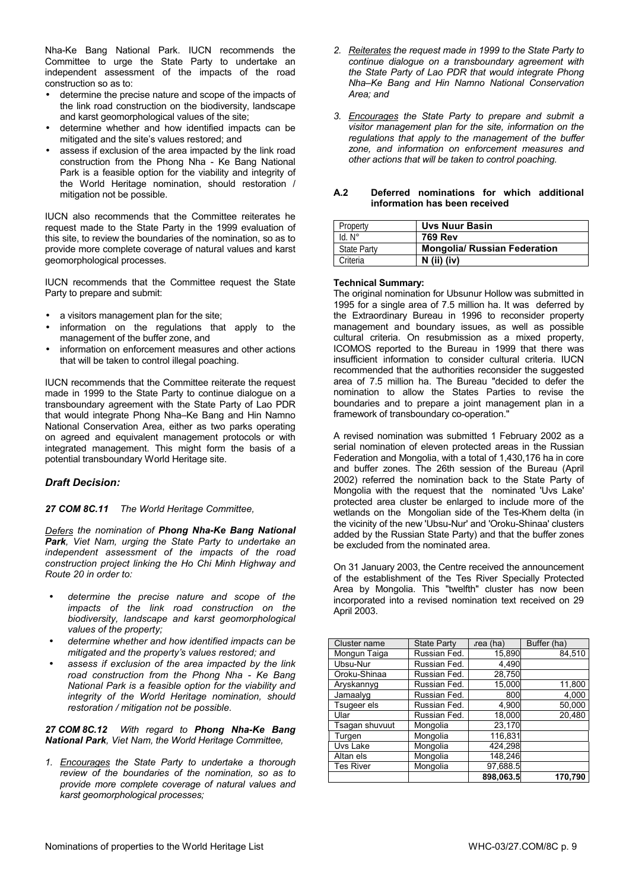Nha-Ke Bang National Park. IUCN recommends the Committee to urge the State Party to undertake an independent assessment of the impacts of the road construction so as to:

- determine the precise nature and scope of the impacts of the link road construction on the biodiversity, landscape and karst geomorphological values of the site;
- determine whether and how identified impacts can be mitigated and the site's values restored; and
- assess if exclusion of the area impacted by the link road construction from the Phong Nha - Ke Bang National Park is a feasible option for the viability and integrity of the World Heritage nomination, should restoration / mitigation not be possible.

IUCN also recommends that the Committee reiterates he request made to the State Party in the 1999 evaluation of this site, to review the boundaries of the nomination, so as to provide more complete coverage of natural values and karst geomorphological processes.

IUCN recommends that the Committee request the State Party to prepare and submit:

- a visitors management plan for the site;
- information on the regulations that apply to the management of the buffer zone, and
- information on enforcement measures and other actions that will be taken to control illegal poaching.

IUCN recommends that the Committee reiterate the request made in 1999 to the State Party to continue dialogue on a transboundary agreement with the State Party of Lao PDR that would integrate Phong Nha–Ke Bang and Hin Namno National Conservation Area, either as two parks operating on agreed and equivalent management protocols or with integrated management. This might form the basis of a potential transboundary World Heritage site.

### *Draft Decision:*

***27 COM 8C.11*** *The World Heritage Committee,*

*<u>Defers</u> the nomination of **Phong Nha-Ke Bang National Park**, Viet Nam, urging the State Party to undertake an independent assessment of the impacts of the road construction project linking the Ho Chi Minh Highway and Route 20 in order to:*

- *determine the precise nature and scope of the impacts of the link road construction on the biodiversity, landscape and karst geomorphological values of the property;*
- *determine whether and how identified impacts can be mitigated and the property's values restored; and*
- *assess if exclusion of the area impacted by the link road construction from the Phong Nha - Ke Bang National Park is a feasible option for the viability and integrity of the World Heritage nomination, should restoration / mitigation not be possible.*

***27 COM 8C.12*** *With regard to **Phong Nha-Ke Bang National Park**, Viet Nam, the World Heritage Committee,*

1. *<u>Encourages</u> the State Party to undertake a thorough review of the boundaries of the nomination, so as to provide more complete coverage of natural values and karst geomorphological processes;*
2. *<u>Reiterates</u> the request made in 1999 to the State Party to continue dialogue on a transboundary agreement with the State Party of Lao PDR that would integrate Phong Nha–Ke Bang and Hin Namno National Conservation Area; and*
3. *<u>Encourages</u> the State Party to prepare and submit a visitor management plan for the site, information on the regulations that apply to the management of the buffer zone, and information on enforcement measures and other actions that will be taken to control poaching.*

### A.2 Deferred nominations for which additional information has been received

| Property | **Uvs Nuur Basin** |
|---|---|
| Id. N° | **769 Rev** |
| State Party | **Mongolia/ Russian Federation** |
| Criteria | **N (ii) (iv)** |

**Technical Summary:**

The original nomination for Ubsunur Hollow was submitted in 1995 for a single area of 7.5 million ha. It was deferred by the Extraordinary Bureau in 1996 to reconsider property management and boundary issues, as well as possible cultural criteria. On resubmission as a mixed property, ICOMOS reported to the Bureau in 1999 that there was insufficient information to consider cultural criteria. IUCN recommended that the authorities reconsider the suggested area of 7.5 million ha. The Bureau "decided to defer the nomination to allow the States Parties to revise the boundaries and to prepare a joint management plan in a framework of transboundary co-operation."

A revised nomination was submitted 1 February 2002 as a serial nomination of eleven protected areas in the Russian Federation and Mongolia, with a total of 1,430,176 ha in core and buffer zones. The 26th session of the Bureau (April 2002) referred the nomination back to the State Party of Mongolia with the request that the nominated 'Uvs Lake' protected area cluster be enlarged to include more of the wetlands on the Mongolian side of the Tes-Khem delta (in the vicinity of the new 'Ubsu-Nur' and 'Oroku-Shinaa' clusters added by the Russian State Party) and that the buffer zones be excluded from the nominated area.

On 31 January 2003, the Centre received the announcement of the establishment of the Tes River Specially Protected Area by Mongolia. This "twelfth" cluster has now been incorporated into a revised nomination text received on 29 April 2003.

| Cluster name | State Party | Area (ha) | Buffer (ha) |
|---|---|---|---|
| Mongun Taiga | Russian Fed. | 15,890 | 84,510 |
| Ubsu-Nur | Russian Fed. | 4,490 | |
| Oroku-Shinaa | Russian Fed. | 28,750 | |
| Aryskannyg | Russian Fed. | 15,000 | 11,800 |
| Jamaalyg | Russian Fed. | 800 | 4,000 |
| Tsugeer els | Russian Fed. | 4,900 | 50,000 |
| Ular | Russian Fed. | 18,000 | 20,480 |
| Tsagan shuvuut | Mongolia | 23,170 | |
| Turgen | Mongolia | 116,831 | |
| Uvs Lake | Mongolia | 424,298 | |
| Altan els | Mongolia | 148,246 | |
| Tes River | Mongolia | 97,688.5 | |
| | | **898,063.5** | **170,790** |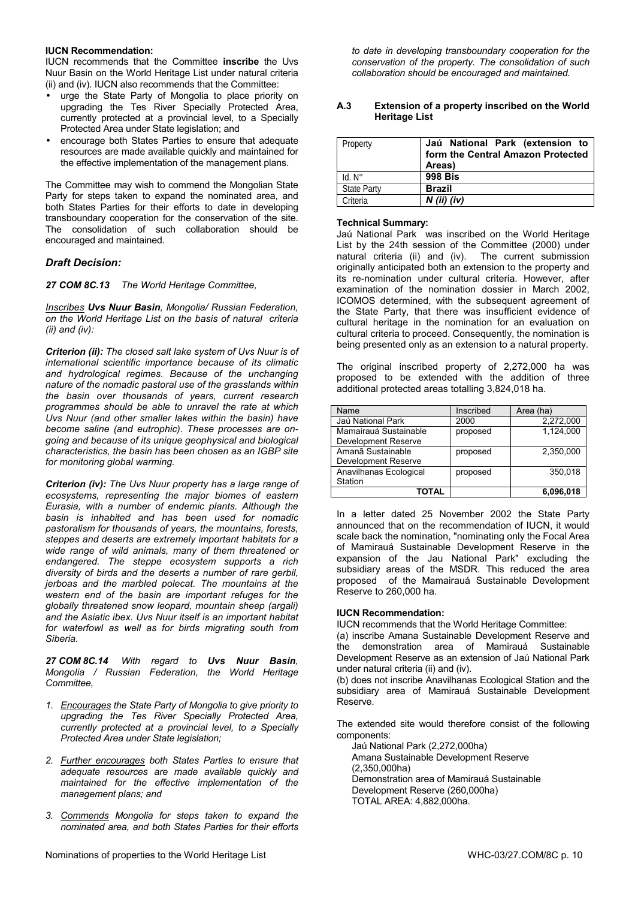**IUCN Recommendation:**

IUCN recommends that the Committee **inscribe** the Uvs Nuur Basin on the World Heritage List under natural criteria (ii) and (iv). IUCN also recommends that the Committee:

- urge the State Party of Mongolia to place priority on upgrading the Tes River Specially Protected Area, currently protected at a provincial level, to a Specially Protected Area under State legislation; and
- encourage both States Parties to ensure that adequate resources are made available quickly and maintained for the effective implementation of the management plans.

The Committee may wish to commend the Mongolian State Party for steps taken to expand the nominated area, and both States Parties for their efforts to date in developing transboundary cooperation for the conservation of the site. The consolidation of such collaboration should be encouraged and maintained.

### *Draft Decision:*

***27 COM 8C.13*** *The World Heritage Committee,*

*Inscribes* ***Uvs Nuur Basin****, Mongolia/ Russian Federation, on the World Heritage List on the basis of natural criteria (ii) and (iv):*

***Criterion (ii):*** *The closed salt lake system of Uvs Nuur is of international scientific importance because of its climatic and hydrological regimes. Because of the unchanging nature of the nomadic pastoral use of the grasslands within the basin over thousands of years, current research programmes should be able to unravel the rate at which Uvs Nuur (and other smaller lakes within the basin) have become saline (and eutrophic). These processes are on-going and because of its unique geophysical and biological characteristics, the basin has been chosen as an IGBP site for monitoring global warming.*

***Criterion (iv):*** *The Uvs Nuur property has a large range of ecosystems, representing the major biomes of eastern Eurasia, with a number of endemic plants. Although the basin is inhabited and has been used for nomadic pastoralism for thousands of years, the mountains, forests, steppes and deserts are extremely important habitats for a wide range of wild animals, many of them threatened or endangered. The steppe ecosystem supports a rich diversity of birds and the deserts a number of rare gerbil, jerboas and the marbled polecat. The mountains at the western end of the basin are important refuges for the globally threatened snow leopard, mountain sheep (argali) and the Asiatic ibex. Uvs Nuur itself is an important habitat for waterfowl as well as for birds migrating south from Siberia.*

***27 COM 8C.14*** *With regard to* ***Uvs Nuur Basin****, Mongolia / Russian Federation, the World Heritage Committee,*

1. *Encourages the State Party of Mongolia to give priority to upgrading the Tes River Specially Protected Area, currently protected at a provincial level, to a Specially Protected Area under State legislation;*
2. *Further encourages both States Parties to ensure that adequate resources are made available quickly and maintained for the effective implementation of the management plans; and*
3. *Commends Mongolia for steps taken to expand the nominated area, and both States Parties for their efforts to date in developing transboundary cooperation for the conservation of the property. The consolidation of such collaboration should be encouraged and maintained.*

### A.3 Extension of a property inscribed on the World Heritage List

| Property | **Jaú National Park (extension to form the Central Amazon Protected Areas)** |
|---|---|
| Id. N° | **998 Bis** |
| State Party | **Brazil** |
| Criteria | ***N (ii) (iv)*** |

**Technical Summary:**

Jaú National Park was inscribed on the World Heritage List by the 24th session of the Committee (2000) under natural criteria (ii) and (iv). The current submission originally anticipated both an extension to the property and its re-nomination under cultural criteria. However, after examination of the nomination dossier in March 2002, ICOMOS determined, with the subsequent agreement of the State Party, that there was insufficient evidence of cultural heritage in the nomination for an evaluation on cultural criteria to proceed. Consequently, the nomination is being presented only as an extension to a natural property.

The original inscribed property of 2,272,000 ha was proposed to be extended with the addition of three additional protected areas totalling 3,824,018 ha.

| Name | Inscribed | Area (ha) |
|---|---|---|
| Jaú National Park | 2000 | 2,272,000 |
| Mamairauá Sustainable Development Reserve | proposed | 1,124,000 |
| Amanã Sustainable Development Reserve | proposed | 2,350,000 |
| Anavilhanas Ecological Station | proposed | 350,018 |
| **TOTAL** | | **6,096,018** |

In a letter dated 25 November 2002 the State Party announced that on the recommendation of IUCN, it would scale back the nomination, "nominating only the Focal Area of Mamirauá Sustainable Development Reserve in the expansion of the Jau National Park" excluding the subsidiary areas of the MSDR. This reduced the area proposed of the Mamairauá Sustainable Development Reserve to 260,000 ha.

**IUCN Recommendation:**

IUCN recommends that the World Heritage Committee:

(a) inscribe Amana Sustainable Development Reserve and the demonstration area of Mamirauá Sustainable Development Reserve as an extension of Jaú National Park under natural criteria (ii) and (iv).

(b) does not inscribe Anavilhanas Ecological Station and the subsidiary area of Mamirauá Sustainable Development Reserve.

The extended site would therefore consist of the following components:

Jaú National Park (2,272,000ha)
Amana Sustainable Development Reserve (2,350,000ha)
Demonstration area of Mamirauá Sustainable Development Reserve (260,000ha)
TOTAL AREA: 4,882,000ha.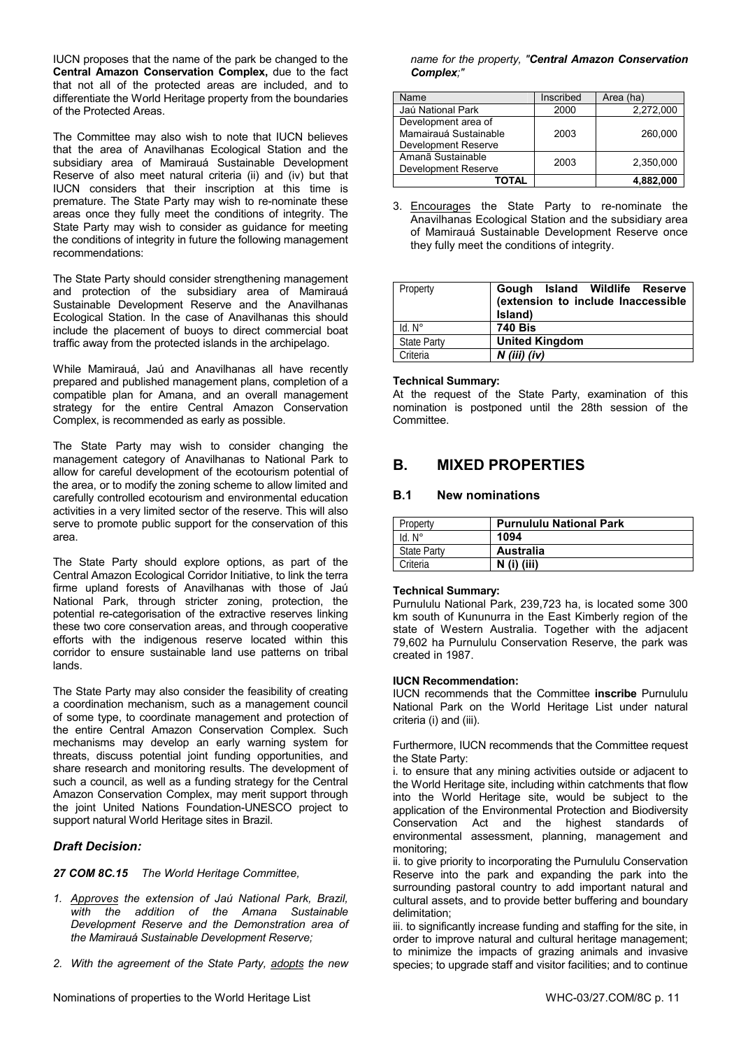IUCN proposes that the name of the park be changed to the **Central Amazon Conservation Complex,** due to the fact that not all of the protected areas are included, and to differentiate the World Heritage property from the boundaries of the Protected Areas.

The Committee may also wish to note that IUCN believes that the area of Anavilhanas Ecological Station and the subsidiary area of Mamirauá Sustainable Development Reserve of also meet natural criteria (ii) and (iv) but that IUCN considers that their inscription at this time is premature. The State Party may wish to re-nominate these areas once they fully meet the conditions of integrity. The State Party may wish to consider as guidance for meeting the conditions of integrity in future the following management recommendations:

The State Party should consider strengthening management and protection of the subsidiary area of Mamirauá Sustainable Development Reserve and the Anavilhanas Ecological Station. In the case of Anavilhanas this should include the placement of buoys to direct commercial boat traffic away from the protected islands in the archipelago.

While Mamirauá, Jaú and Anavilhanas all have recently prepared and published management plans, completion of a compatible plan for Amana, and an overall management strategy for the entire Central Amazon Conservation Complex, is recommended as early as possible.

The State Party may wish to consider changing the management category of Anavilhanas to National Park to allow for careful development of the ecotourism potential of the area, or to modify the zoning scheme to allow limited and carefully controlled ecotourism and environmental education activities in a very limited sector of the reserve. This will also serve to promote public support for the conservation of this area.

The State Party should explore options, as part of the Central Amazon Ecological Corridor Initiative, to link the terra firme upland forests of Anavilhanas with those of Jaú National Park, through stricter zoning, protection, the potential re-categorisation of the extractive reserves linking these two core conservation areas, and through cooperative efforts with the indigenous reserve located within this corridor to ensure sustainable land use patterns on tribal lands.

The State Party may also consider the feasibility of creating a coordination mechanism, such as a management council of some type, to coordinate management and protection of the entire Central Amazon Conservation Complex. Such mechanisms may develop an early warning system for threats, discuss potential joint funding opportunities, and share research and monitoring results. The development of such a council, as well as a funding strategy for the Central Amazon Conservation Complex, may merit support through the joint United Nations Foundation-UNESCO project to support natural World Heritage sites in Brazil.

### *Draft Decision:*

***27 COM 8C.15*** *The World Heritage Committee,*

1. *Approves the extension of Jaú National Park, Brazil, with the addition of the Amana Sustainable Development Reserve and the Demonstration area of the Mamirauá Sustainable Development Reserve;*

2. *With the agreement of the State Party, adopts the new name for the property, "**Central Amazon Conservation Complex;**"*

| Name | Inscribed | Area (ha) |
|---|---|---|
| Jaú National Park | 2000 | 2,272,000 |
| Development area of Mamairauá Sustainable Development Reserve | 2003 | 260,000 |
| Amanã Sustainable Development Reserve | 2003 | 2,350,000 |
| **TOTAL** | | **4,882,000** |

3. Encourages the State Party to re-nominate the Anavilhanas Ecological Station and the subsidiary area of Mamirauá Sustainable Development Reserve once they fully meet the conditions of integrity.

| Property | **Gough Island Wildlife Reserve (extension to include Inaccessible Island)** |
|---|---|
| Id. N° | **740 Bis** |
| State Party | **United Kingdom** |
| Criteria | ***N (iii) (iv)*** |

**Technical Summary:**
At the request of the State Party, examination of this nomination is postponed until the 28th session of the Committee.

## B. MIXED PROPERTIES

### B.1 New nominations

| Property | **Purnululu National Park** |
|---|---|
| Id. N° | **1094** |
| State Party | **Australia** |
| Criteria | **N (i) (iii)** |

**Technical Summary:**
Purnululu National Park, 239,723 ha, is located some 300 km south of Kununurra in the East Kimberly region of the state of Western Australia. Together with the adjacent 79,602 ha Purnululu Conservation Reserve, the park was created in 1987.

**IUCN Recommendation:**
IUCN recommends that the Committee **inscribe** Purnululu National Park on the World Heritage List under natural criteria (i) and (iii).

Furthermore, IUCN recommends that the Committee request the State Party:

i. to ensure that any mining activities outside or adjacent to the World Heritage site, including within catchments that flow into the World Heritage site, would be subject to the application of the Environmental Protection and Biodiversity Conservation Act and the highest standards of environmental assessment, planning, management and monitoring;

ii. to give priority to incorporating the Purnululu Conservation Reserve into the park and expanding the park into the surrounding pastoral country to add important natural and cultural assets, and to provide better buffering and boundary delimitation;

iii. to significantly increase funding and staffing for the site, in order to improve natural and cultural heritage management; to minimize the impacts of grazing animals and invasive species; to upgrade staff and visitor facilities; and to continue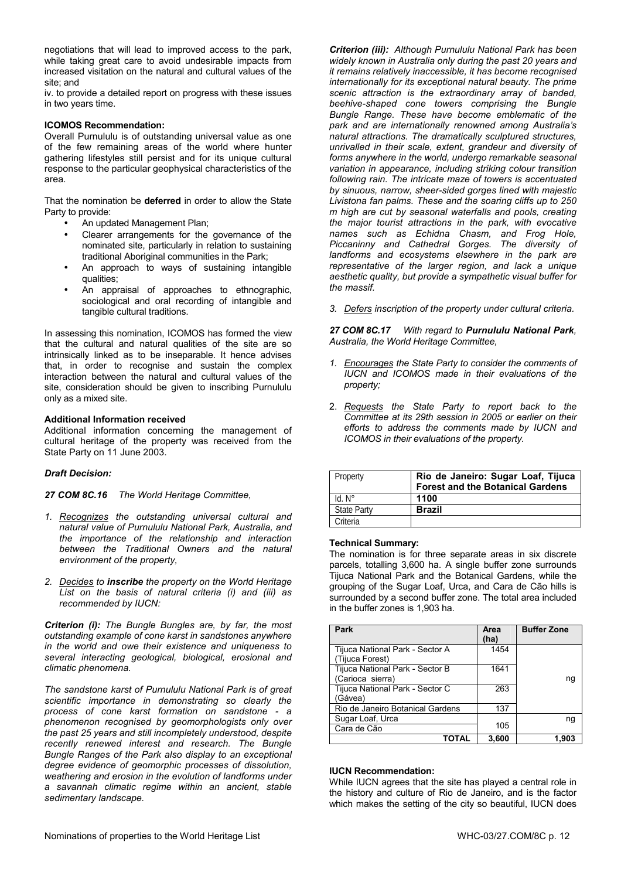negotiations that will lead to improved access to the park, while taking great care to avoid undesirable impacts from increased visitation on the natural and cultural values of the site; and

iv. to provide a detailed report on progress with these issues in two years time.

**ICOMOS Recommendation:**

Overall Purnululu is of outstanding universal value as one of the few remaining areas of the world where hunter gathering lifestyles still persist and for its unique cultural response to the particular geophysical characteristics of the area.

That the nomination be **deferred** in order to allow the State Party to provide:

- An updated Management Plan;
- Clearer arrangements for the governance of the nominated site, particularly in relation to sustaining traditional Aboriginal communities in the Park;
- An approach to ways of sustaining intangible qualities;
- An appraisal of approaches to ethnographic, sociological and oral recording of intangible and tangible cultural traditions.

In assessing this nomination, ICOMOS has formed the view that the cultural and natural qualities of the site are so intrinsically linked as to be inseparable. It hence advises that, in order to recognise and sustain the complex interaction between the natural and cultural values of the site, consideration should be given to inscribing Purnululu only as a mixed site.

**Additional Information received**

Additional information concerning the management of cultural heritage of the property was received from the State Party on 11 June 2003.

***Draft Decision:***

***27 COM 8C.16*** *The World Heritage Committee,*

*1. Recognizes the outstanding universal cultural and natural value of Purnululu National Park, Australia, and the importance of the relationship and interaction between the Traditional Owners and the natural environment of the property,*

*2. Decides to **inscribe** the property on the World Heritage List on the basis of natural criteria (i) and (iii) as recommended by IUCN:*

***Criterion (i):*** *The Bungle Bungles are, by far, the most outstanding example of cone karst in sandstones anywhere in the world and owe their existence and uniqueness to several interacting geological, biological, erosional and climatic phenomena.*

*The sandstone karst of Purnululu National Park is of great scientific importance in demonstrating so clearly the process of cone karst formation on sandstone - a phenomenon recognised by geomorphologists only over the past 25 years and still incompletely understood, despite recently renewed interest and research. The Bungle Bungle Ranges of the Park also display to an exceptional degree evidence of geomorphic processes of dissolution, weathering and erosion in the evolution of landforms under a savannah climatic regime within an ancient, stable sedimentary landscape.*

***Criterion (iii):*** *Although Purnululu National Park has been widely known in Australia only during the past 20 years and it remains relatively inaccessible, it has become recognised internationally for its exceptional natural beauty. The prime scenic attraction is the extraordinary array of banded, beehive-shaped cone towers comprising the Bungle Bungle Range. These have become emblematic of the park and are internationally renowned among Australia's natural attractions. The dramatically sculptured structures, unrivalled in their scale, extent, grandeur and diversity of forms anywhere in the world, undergo remarkable seasonal variation in appearance, including striking colour transition following rain. The intricate maze of towers is accentuated by sinuous, narrow, sheer-sided gorges lined with majestic Livistona fan palms. These and the soaring cliffs up to 250 m high are cut by seasonal waterfalls and pools, creating the major tourist attractions in the park, with evocative names such as Echidna Chasm, and Frog Hole, Piccaninny and Cathedral Gorges. The diversity of landforms and ecosystems elsewhere in the park are representative of the larger region, and lack a unique aesthetic quality, but provide a sympathetic visual buffer for the massif.*

*3. Defers inscription of the property under cultural criteria.*

***27 COM 8C.17*** *With regard to **Purnululu National Park**, Australia, the World Heritage Committee,*

*1. Encourages the State Party to consider the comments of IUCN and ICOMOS made in their evaluations of the property;*

*2. Requests the State Party to report back to the Committee at its 29th session in 2005 or earlier on their efforts to address the comments made by IUCN and ICOMOS in their evaluations of the property.*

| Property | **Rio de Janeiro: Sugar Loaf, Tijuca Forest and the Botanical Gardens** |
|---|---|
| Id. N° | **1100** |
| State Party | **Brazil** |
| Criteria | |

**Technical Summary:**

The nomination is for three separate areas in six discrete parcels, totalling 3,600 ha. A single buffer zone surrounds Tijuca National Park and the Botanical Gardens, while the grouping of the Sugar Loaf, Urca, and Cara de Cão hills is surrounded by a second buffer zone. The total area included in the buffer zones is 1,903 ha.

| Park | Area (ha) | Buffer Zone |
|---|---|---|
| Tijuca National Park - Sector A (Tijuca Forest) | 1454 | |
| Tijuca National Park - Sector B (Carioca sierra) | 1641 | ng |
| Tijuca National Park - Sector C (Gávea) | 263 | |
| Rio de Janeiro Botanical Gardens | 137 | |
| Sugar Loaf, Urca | 105 | ng |
| Cara de Cão | | |
| **TOTAL** | **3,600** | **1,903** |

**IUCN Recommendation:**

While IUCN agrees that the site has played a central role in the history and culture of Rio de Janeiro, and is the factor which makes the setting of the city so beautiful, IUCN does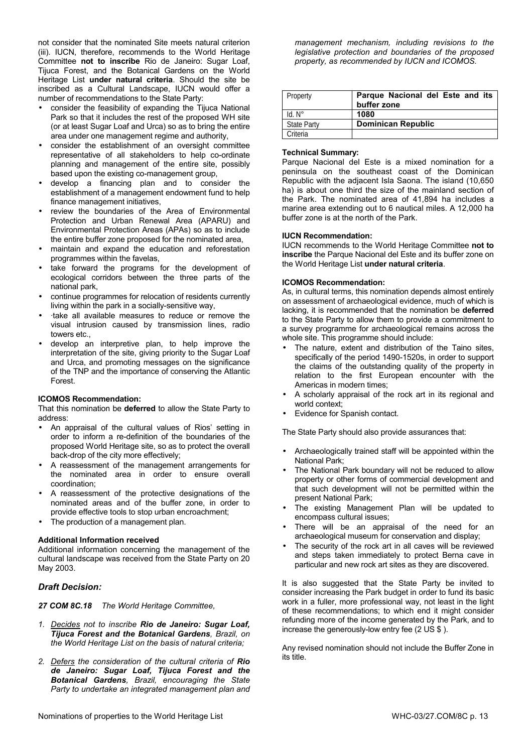not consider that the nominated Site meets natural criterion (iii). IUCN, therefore, recommends to the World Heritage Committee **not to inscribe** Rio de Janeiro: Sugar Loaf, Tijuca Forest, and the Botanical Gardens on the World Heritage List **under natural criteria**. Should the site be inscribed as a Cultural Landscape, IUCN would offer a number of recommendations to the State Party:

- consider the feasibility of expanding the Tijuca National Park so that it includes the rest of the proposed WH site (or at least Sugar Loaf and Urca) so as to bring the entire area under one management regime and authority,
- consider the establishment of an oversight committee representative of all stakeholders to help co-ordinate planning and management of the entire site, possibly based upon the existing co-management group,
- develop a financing plan and to consider the establishment of a management endowment fund to help finance management initiatives,
- review the boundaries of the Area of Environmental Protection and Urban Renewal Area (APARU) and Environmental Protection Areas (APAs) so as to include the entire buffer zone proposed for the nominated area,
- maintain and expand the education and reforestation programmes within the favelas,
- take forward the programs for the development of ecological corridors between the three parts of the national park,
- continue programmes for relocation of residents currently living within the park in a socially-sensitive way,
- ·take all available measures to reduce or remove the visual intrusion caused by transmission lines, radio towers etc.,
- develop an interpretive plan, to help improve the interpretation of the site, giving priority to the Sugar Loaf and Urca, and promoting messages on the significance of the TNP and the importance of conserving the Atlantic Forest.

**ICOMOS Recommendation:**

That this nomination be **deferred** to allow the State Party to address:

- An appraisal of the cultural values of Rios' setting in order to inform a re-definition of the boundaries of the proposed World Heritage site, so as to protect the overall back-drop of the city more effectively;
- A reassessment of the management arrangements for the nominated area in order to ensure overall coordination;
- A reassessment of the protective designations of the nominated areas and of the buffer zone, in order to provide effective tools to stop urban encroachment;
- The production of a management plan.

**Additional Information received**

Additional information concerning the management of the cultural landscape was received from the State Party on 20 May 2003.

### *Draft Decision:*

***27 COM 8C.18*** *The World Heritage Committee,*

1. *Decides not to inscribe* ***Rio de Janeiro: Sugar Loaf, Tijuca Forest and the Botanical Gardens****, Brazil, on the World Heritage List on the basis of natural criteria;*
2. *Defers the consideration of the cultural criteria of* ***Rio de Janeiro: Sugar Loaf, Tijuca Forest and the Botanical Gardens****, Brazil, encouraging the State Party to undertake an integrated management plan and management mechanism, including revisions to the legislative protection and boundaries of the proposed property, as recommended by IUCN and ICOMOS.*

| Property | **Parque Nacional del Este and its buffer zone** |
|---|---|
| Id. N° | **1080** |
| State Party | **Dominican Republic** |
| Criteria | |

**Technical Summary:**

Parque Nacional del Este is a mixed nomination for a peninsula on the southeast coast of the Dominican Republic with the adjacent Isla Saona. The island (10,650 ha) is about one third the size of the mainland section of the Park. The nominated area of 41,894 ha includes a marine area extending out to 6 nautical miles. A 12,000 ha buffer zone is at the north of the Park.

**IUCN Recommendation:**

IUCN recommends to the World Heritage Committee **not to inscribe** the Parque Nacional del Este and its buffer zone on the World Heritage List **under natural criteria**.

**ICOMOS Recommendation:**

As, in cultural terms, this nomination depends almost entirely on assessment of archaeological evidence, much of which is lacking, it is recommended that the nomination be **deferred** to the State Party to allow them to provide a commitment to a survey programme for archaeological remains across the whole site. This programme should include:

- The nature, extent and distribution of the Taino sites, specifically of the period 1490-1520s, in order to support the claims of the outstanding quality of the property in relation to the first European encounter with the Americas in modern times;
- A scholarly appraisal of the rock art in its regional and world context;
- Evidence for Spanish contact.

The State Party should also provide assurances that:

- Archaeologically trained staff will be appointed within the National Park;
- The National Park boundary will not be reduced to allow property or other forms of commercial development and that such development will not be permitted within the present National Park;
- The existing Management Plan will be updated to encompass cultural issues;
- There will be an appraisal of the need for an archaeological museum for conservation and display;
- The security of the rock art in all caves will be reviewed and steps taken immediately to protect Berna cave in particular and new rock art sites as they are discovered.

It is also suggested that the State Party be invited to consider increasing the Park budget in order to fund its basic work in a fuller, more professional way, not least in the light of these recommendations; to which end it might consider refunding more of the income generated by the Park, and to increase the generously-low entry fee (2 US $ ).

Any revised nomination should not include the Buffer Zone in its title.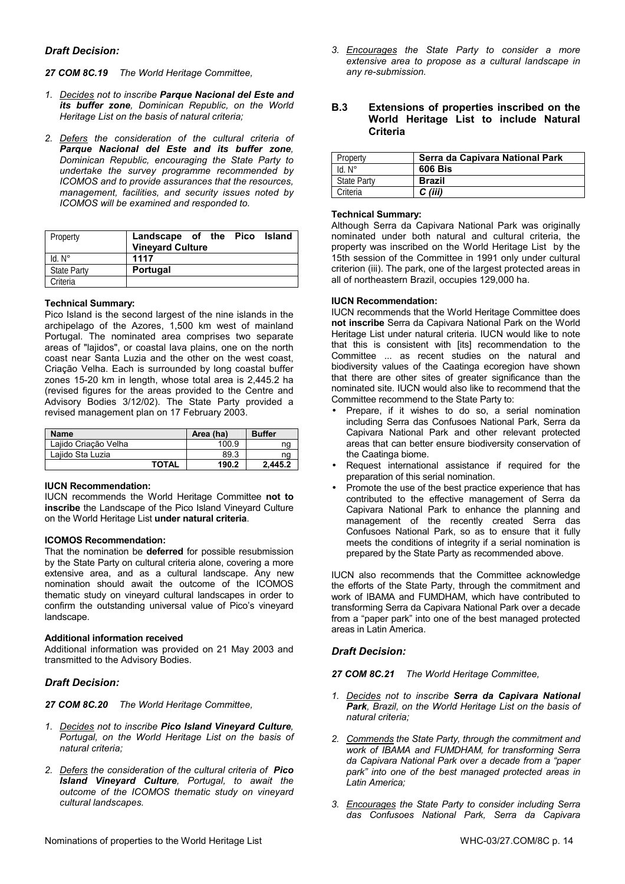### *Draft Decision:*

***27 COM 8C.19*** *The World Heritage Committee,*

1. *Decides not to inscribe **Parque Nacional del Este and its buffer zone**, Dominican Republic, on the World Heritage List on the basis of natural criteria;*

2. *Defers the consideration of the cultural criteria of **Parque Nacional del Este and its buffer zone**, Dominican Republic, encouraging the State Party to undertake the survey programme recommended by ICOMOS and to provide assurances that the resources, management, facilities, and security issues noted by ICOMOS will be examined and responded to.*

| Property | **Landscape of the Pico Island Vineyard Culture** |
|---|---|
| Id. N° | **1117** |
| State Party | **Portugal** |
| Criteria | |

**Technical Summary:**

Pico Island is the second largest of the nine islands in the archipelago of the Azores, 1,500 km west of mainland Portugal. The nominated area comprises two separate areas of "lajidos", or coastal lava plains, one on the north coast near Santa Luzia and the other on the west coast, Criação Velha. Each is surrounded by long coastal buffer zones 15-20 km in length, whose total area is 2,445.2 ha (revised figures for the areas provided to the Centre and Advisory Bodies 3/12/02). The State Party provided a revised management plan on 17 February 2003.

| Name | Area (ha) | Buffer |
|---|---|---|
| Lajido Criação Velha | 100.9 | ng |
| Lajido Sta Luzia | 89.3 | ng |
| **TOTAL** | **190.2** | **2,445.2** |

**IUCN Recommendation:**

IUCN recommends the World Heritage Committee **not to inscribe** the Landscape of the Pico Island Vineyard Culture on the World Heritage List **under natural criteria**.

**ICOMOS Recommendation:**

That the nomination be **deferred** for possible resubmission by the State Party on cultural criteria alone, covering a more extensive area, and as a cultural landscape. Any new nomination should await the outcome of the ICOMOS thematic study on vineyard cultural landscapes in order to confirm the outstanding universal value of Pico's vineyard landscape.

**Additional information received**

Additional information was provided on 21 May 2003 and transmitted to the Advisory Bodies.

### *Draft Decision:*

***27 COM 8C.20*** *The World Heritage Committee,*

1. *Decides not to inscribe **Pico Island Vineyard Culture**, Portugal, on the World Heritage List on the basis of natural criteria;*

2. *Defers the consideration of the cultural criteria of **Pico Island Vineyard Culture**, Portugal, to await the outcome of the ICOMOS thematic study on vineyard cultural landscapes.*

3. *Encourages the State Party to consider a more extensive area to propose as a cultural landscape in any re-submission.*

## B.3 Extensions of properties inscribed on the World Heritage List to include Natural Criteria

| Property | **Serra da Capivara National Park** |
|---|---|
| Id. N° | **606 Bis** |
| State Party | **Brazil** |
| Criteria | ***C (iii)*** |

**Technical Summary:**

Although Serra da Capivara National Park was originally nominated under both natural and cultural criteria, the property was inscribed on the World Heritage List by the 15th session of the Committee in 1991 only under cultural criterion (iii). The park, one of the largest protected areas in all of northeastern Brazil, occupies 129,000 ha.

**IUCN Recommendation:**

IUCN recommends that the World Heritage Committee does **not inscribe** Serra da Capivara National Park on the World Heritage List under natural criteria. IUCN would like to note that this is consistent with [its] recommendation to the Committee ... as recent studies on the natural and biodiversity values of the Caatinga ecoregion have shown that there are other sites of greater significance than the nominated site. IUCN would also like to recommend that the Committee recommend to the State Party to:

- Prepare, if it wishes to do so, a serial nomination including Serra das Confusoes National Park, Serra da Capivara National Park and other relevant protected areas that can better ensure biodiversity conservation of the Caatinga biome.
- Request international assistance if required for the preparation of this serial nomination.
- Promote the use of the best practice experience that has contributed to the effective management of Serra da Capivara National Park to enhance the planning and management of the recently created Serra das Confusoes National Park, so as to ensure that it fully meets the conditions of integrity if a serial nomination is prepared by the State Party as recommended above.

IUCN also recommends that the Committee acknowledge the efforts of the State Party, through the commitment and work of IBAMA and FUMDHAM, which have contributed to transforming Serra da Capivara National Park over a decade from a "paper park" into one of the best managed protected areas in Latin America.

### *Draft Decision:*

***27 COM 8C.21*** *The World Heritage Committee,*

1. *Decides not to inscribe **Serra da Capivara National Park**, Brazil, on the World Heritage List on the basis of natural criteria;*

2. *Commends the State Party, through the commitment and work of IBAMA and FUMDHAM, for transforming Serra da Capivara National Park over a decade from a "paper park" into one of the best managed protected areas in Latin America;*

3. *Encourages the State Party to consider including Serra das Confusoes National Park, Serra da Capivara*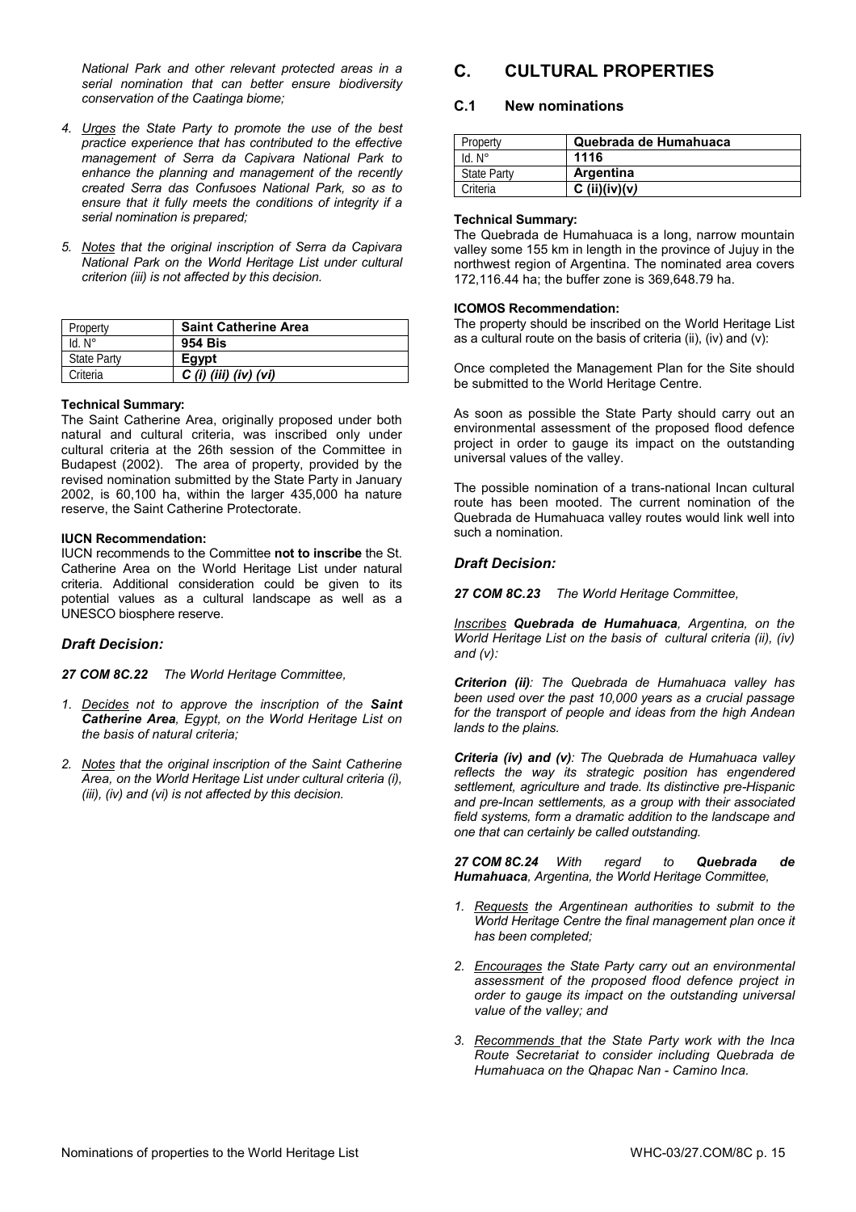*National Park and other relevant protected areas in a serial nomination that can better ensure biodiversity conservation of the Caatinga biome;*

4. *Urges the State Party to promote the use of the best practice experience that has contributed to the effective management of Serra da Capivara National Park to enhance the planning and management of the recently created Serra das Confusoes National Park, so as to ensure that it fully meets the conditions of integrity if a serial nomination is prepared;*

5. *Notes that the original inscription of Serra da Capivara National Park on the World Heritage List under cultural criterion (iii) is not affected by this decision.*

| Property | **Saint Catherine Area** |
|---|---|
| Id. N° | **954 Bis** |
| State Party | **Egypt** |
| Criteria | ***C (i) (iii) (iv) (vi)*** |

**Technical Summary:**

The Saint Catherine Area, originally proposed under both natural and cultural criteria, was inscribed only under cultural criteria at the 26th session of the Committee in Budapest (2002). The area of property, provided by the revised nomination submitted by the State Party in January 2002, is 60,100 ha, within the larger 435,000 ha nature reserve, the Saint Catherine Protectorate.

**IUCN Recommendation:**

IUCN recommends to the Committee **not to inscribe** the St. Catherine Area on the World Heritage List under natural criteria. Additional consideration could be given to its potential values as a cultural landscape as well as a UNESCO biosphere reserve.

### *Draft Decision:*

***27 COM 8C.22*** *The World Heritage Committee,*

1. *Decides not to approve the inscription of the **Saint Catherine Area**, Egypt, on the World Heritage List on the basis of natural criteria;*

2. *Notes that the original inscription of the Saint Catherine Area, on the World Heritage List under cultural criteria (i), (iii), (iv) and (vi) is not affected by this decision.*

## C. CULTURAL PROPERTIES

### C.1 New nominations

| Property | **Quebrada de Humahuaca** |
|---|---|
| Id. N° | **1116** |
| State Party | **Argentina** |
| Criteria | **C (ii)(iv)(v)** |

**Technical Summary:**

The Quebrada de Humahuaca is a long, narrow mountain valley some 155 km in length in the province of Jujuy in the northwest region of Argentina. The nominated area covers 172,116.44 ha; the buffer zone is 369,648.79 ha.

**ICOMOS Recommendation:**

The property should be inscribed on the World Heritage List as a cultural route on the basis of criteria (ii), (iv) and (v):

Once completed the Management Plan for the Site should be submitted to the World Heritage Centre.

As soon as possible the State Party should carry out an environmental assessment of the proposed flood defence project in order to gauge its impact on the outstanding universal values of the valley.

The possible nomination of a trans-national Incan cultural route has been mooted. The current nomination of the Quebrada de Humahuaca valley routes would link well into such a nomination.

### *Draft Decision:*

***27 COM 8C.23*** *The World Heritage Committee,*

*Inscribes **Quebrada de Humahuaca**, Argentina, on the World Heritage List on the basis of cultural criteria (ii), (iv) and (v):*

***Criterion (ii)**: The Quebrada de Humahuaca valley has been used over the past 10,000 years as a crucial passage for the transport of people and ideas from the high Andean lands to the plains.*

***Criteria (iv) and (v)**: The Quebrada de Humahuaca valley reflects the way its strategic position has engendered settlement, agriculture and trade. Its distinctive pre-Hispanic and pre-Incan settlements, as a group with their associated field systems, form a dramatic addition to the landscape and one that can certainly be called outstanding.*

***27 COM 8C.24*** *With regard to **Quebrada de Humahuaca**, Argentina, the World Heritage Committee,*

1. *Requests the Argentinean authorities to submit to the World Heritage Centre the final management plan once it has been completed;*

2. *Encourages the State Party carry out an environmental assessment of the proposed flood defence project in order to gauge its impact on the outstanding universal value of the valley; and*

3. *Recommends that the State Party work with the Inca Route Secretariat to consider including Quebrada de Humahuaca on the Qhapac Nan - Camino Inca.*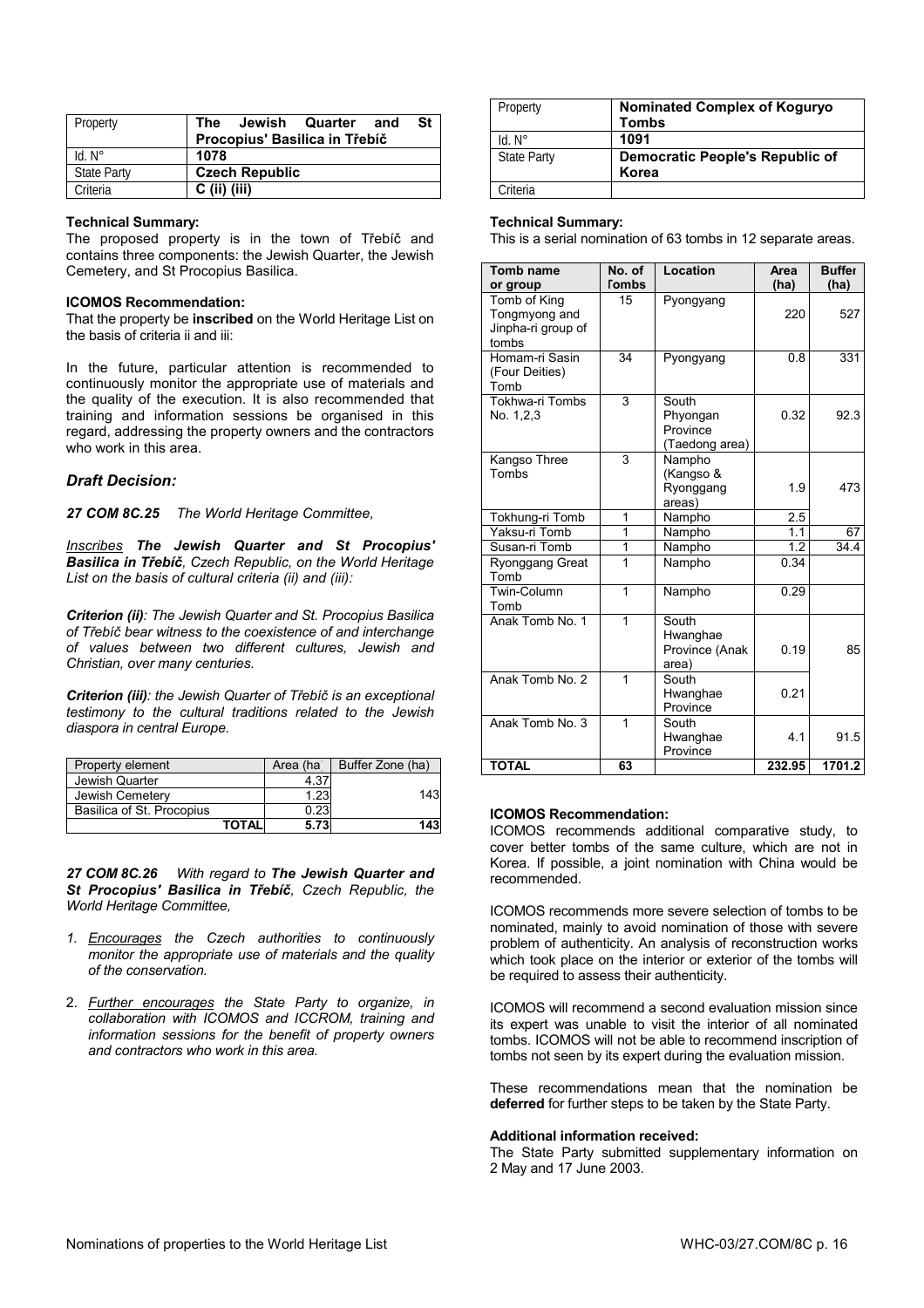| Property | The Jewish Quarter and St Procopius' Basilica in Třebíč |
| --- | --- |
| Id. N° | 1078 |
| State Party | Czech Republic |
| Criteria | C (ii) (iii) |

**Technical Summary:**
The proposed property is in the town of Třebíč and contains three components: the Jewish Quarter, the Jewish Cemetery, and St Procopius Basilica.

**ICOMOS Recommendation:**
That the property be **inscribed** on the World Heritage List on the basis of criteria ii and iii:

In the future, particular attention is recommended to continuously monitor the appropriate use of materials and the quality of the execution. It is also recommended that training and information sessions be organised in this regard, addressing the property owners and the contractors who work in this area.

### *Draft Decision:*

***27 COM 8C.25*** *The World Heritage Committee,*

*Inscribes* ***The Jewish Quarter and St Procopius' Basilica in Třebíč****, Czech Republic, on the World Heritage List on the basis of cultural criteria (ii) and (iii):*

***Criterion (ii)****: The Jewish Quarter and St. Procopius Basilica of Třebíč bear witness to the coexistence of and interchange of values between two different cultures, Jewish and Christian, over many centuries.*

***Criterion (iii)****: the Jewish Quarter of Třebíč is an exceptional testimony to the cultural traditions related to the Jewish diaspora in central Europe.*

| Property element | Area (ha) | Buffer Zone (ha) |
| --- | --- | --- |
| Jewish Quarter | 4.37 | |
| Jewish Cemetery | 1.23 | 143 |
| Basilica of St. Procopius | 0.23 | |
| **TOTAL** | **5.73** | **143** |

***27 COM 8C.26*** *With regard to* ***The Jewish Quarter and St Procopius' Basilica in Třebíč****, Czech Republic, the World Heritage Committee,*

1. *Encourages the Czech authorities to continuously monitor the appropriate use of materials and the quality of the conservation.*
2. *Further encourages the State Party to organize, in collaboration with ICOMOS and ICCROM, training and information sessions for the benefit of property owners and contractors who work in this area.*

| Property | Nominated Complex of Koguryo Tombs |
| --- | --- |
| Id. N° | 1091 |
| State Party | Democratic People's Republic of Korea |
| Criteria | |

**Technical Summary:**
This is a serial nomination of 63 tombs in 12 separate areas.

| Tomb name or group | No. of Tombs | Location | Area (ha) | Buffer (ha) |
| --- | --- | --- | --- | --- |
| Tomb of King Tongmyong and Jinpha-ri group of tombs | 15 | Pyongyang | 220 | 527 |
| Homam-ri Sasin (Four Deities) Tomb | 34 | Pyongyang | 0.8 | 331 |
| Tokhwa-ri Tombs No. 1,2,3 | 3 | South Phyongan Province (Taedong area) | 0.32 | 92.3 |
| Kangso Three Tombs | 3 | Nampho (Kangso & Ryonggang areas) | 1.9 | 473 |
| Tokhung-ri Tomb | 1 | Nampho | 2.5 | |
| Yaksu-ri Tomb | 1 | Nampho | 1.1 | 67 |
| Susan-ri Tomb | 1 | Nampho | 1.2 | 34.4 |
| Ryonggang Great Tomb | 1 | Nampho | 0.34 | |
| Twin-Column Tomb | 1 | Nampho | 0.29 | |
| Anak Tomb No. 1 | 1 | South Hwanghae Province (Anak area) | 0.19 | 85 |
| Anak Tomb No. 2 | 1 | South Hwanghae Province | 0.21 | |
| Anak Tomb No. 3 | 1 | South Hwanghae Province | 4.1 | 91.5 |
| **TOTAL** | **63** | | **232.95** | **1701.2** |

**ICOMOS Recommendation:**
ICOMOS recommends additional comparative study, to cover better tombs of the same culture, which are not in Korea. If possible, a joint nomination with China would be recommended.

ICOMOS recommends more severe selection of tombs to be nominated, mainly to avoid nomination of those with severe problem of authenticity. An analysis of reconstruction works which took place on the interior or exterior of the tombs will be required to assess their authenticity.

ICOMOS will recommend a second evaluation mission since its expert was unable to visit the interior of all nominated tombs. ICOMOS will not be able to recommend inscription of tombs not seen by its expert during the evaluation mission.

These recommendations mean that the nomination be **deferred** for further steps to be taken by the State Party.

**Additional information received:**
The State Party submitted supplementary information on 2 May and 17 June 2003.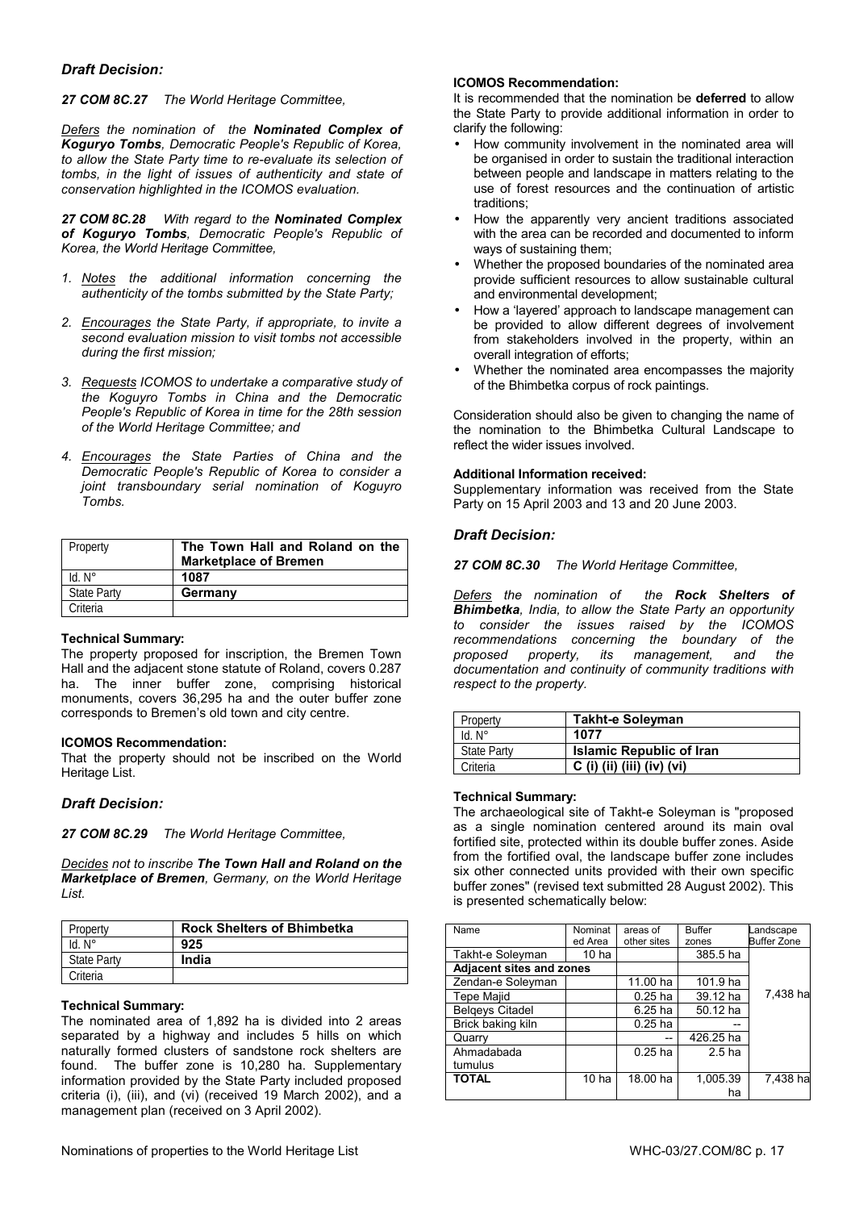### *Draft Decision:*

***27 COM 8C.27*** *The World Heritage Committee,*

*Defers the nomination of the **Nominated Complex of Koguryo Tombs**, Democratic People's Republic of Korea, to allow the State Party time to re-evaluate its selection of tombs, in the light of issues of authenticity and state of conservation highlighted in the ICOMOS evaluation.*

***27 COM 8C.28*** *With regard to the **Nominated Complex of Koguryo Tombs**, Democratic People's Republic of Korea, the World Heritage Committee,*

1. *Notes the additional information concerning the authenticity of the tombs submitted by the State Party;*
2. *Encourages the State Party, if appropriate, to invite a second evaluation mission to visit tombs not accessible during the first mission;*
3. *Requests ICOMOS to undertake a comparative study of the Koguyro Tombs in China and the Democratic People's Republic of Korea in time for the 28th session of the World Heritage Committee; and*
4. *Encourages the State Parties of China and the Democratic People's Republic of Korea to consider a joint transboundary serial nomination of Koguyro Tombs.*

| Property | **The Town Hall and Roland on the Marketplace of Bremen** |
|---|---|
| Id. N° | **1087** |
| State Party | **Germany** |
| Criteria | |

**Technical Summary:**
The property proposed for inscription, the Bremen Town Hall and the adjacent stone statute of Roland, covers 0.287 ha. The inner buffer zone, comprising historical monuments, covers 36,295 ha and the outer buffer zone corresponds to Bremen's old town and city centre.

**ICOMOS Recommendation:**
That the property should not be inscribed on the World Heritage List.

### *Draft Decision:*

***27 COM 8C.29*** *The World Heritage Committee,*

*Decides not to inscribe **The Town Hall and Roland on the Marketplace of Bremen**, Germany, on the World Heritage List.*

| Property | **Rock Shelters of Bhimbetka** |
|---|---|
| Id. N° | **925** |
| State Party | **India** |
| Criteria | |

**Technical Summary:**
The nominated area of 1,892 ha is divided into 2 areas separated by a highway and includes 5 hills on which naturally formed clusters of sandstone rock shelters are found. The buffer zone is 10,280 ha. Supplementary information provided by the State Party included proposed criteria (i), (iii), and (vi) (received 19 March 2002), and a management plan (received on 3 April 2002).

**ICOMOS Recommendation:**
It is recommended that the nomination be **deferred** to allow the State Party to provide additional information in order to clarify the following:

- How community involvement in the nominated area will be organised in order to sustain the traditional interaction between people and landscape in matters relating to the use of forest resources and the continuation of artistic traditions;
- How the apparently very ancient traditions associated with the area can be recorded and documented to inform ways of sustaining them;
- Whether the proposed boundaries of the nominated area provide sufficient resources to allow sustainable cultural and environmental development;
- How a 'layered' approach to landscape management can be provided to allow different degrees of involvement from stakeholders involved in the property, within an overall integration of efforts;
- Whether the nominated area encompasses the majority of the Bhimbetka corpus of rock paintings.

Consideration should also be given to changing the name of the nomination to the Bhimbetka Cultural Landscape to reflect the wider issues involved.

**Additional Information received:**
Supplementary information was received from the State Party on 15 April 2003 and 13 and 20 June 2003.

### *Draft Decision:*

***27 COM 8C.30*** *The World Heritage Committee,*

*Defers the nomination of the **Rock Shelters of Bhimbetka**, India, to allow the State Party an opportunity to consider the issues raised by the ICOMOS recommendations concerning the boundary of the proposed property, its management, and the documentation and continuity of community traditions with respect to the property.*

| Property | **Takht-e Soleyman** |
|---|---|
| Id. N° | **1077** |
| State Party | **Islamic Republic of Iran** |
| Criteria | **C (i) (ii) (iii) (iv) (vi)** |

**Technical Summary:**
The archaeological site of Takht-e Soleyman is "proposed as a single nomination centered around its main oval fortified site, protected within its double buffer zones. Aside from the fortified oval, the landscape buffer zone includes six other connected units provided with their own specific buffer zones" (revised text submitted 28 August 2002). This is presented schematically below:

| Name | Nominated Area | areas of other sites | Buffer zones | Landscape Buffer Zone |
|---|---|---|---|---|
| Takht-e Soleyman | 10 ha | | 385.5 ha | |
| **Adjacent sites and zones** | | | | |
| Zendan-e Soleyman | | 11.00 ha | 101.9 ha | 7,438 ha |
| Tepe Majid | | 0.25 ha | 39.12 ha | |
| Belqeys Citadel | | 6.25 ha | 50.12 ha | |
| Brick baking kiln | | 0.25 ha | -- | |
| Quarry | | -- | 426.25 ha | |
| Ahmadabada tumulus | | 0.25 ha | 2.5 ha | |
| **TOTAL** | 10 ha | 18.00 ha | 1,005.39 ha | 7,438 ha |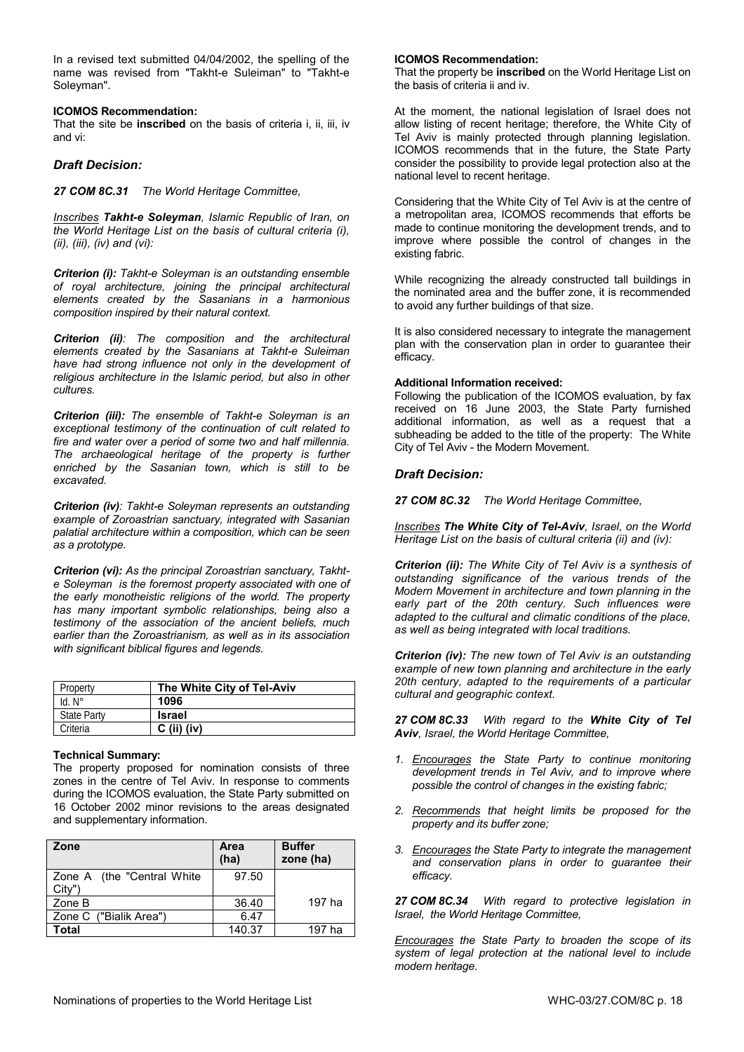In a revised text submitted 04/04/2002, the spelling of the name was revised from "Takht-e Suleiman" to "Takht-e Soleyman".

**ICOMOS Recommendation:**
That the site be **inscribed** on the basis of criteria i, ii, iii, iv and vi:

### *Draft Decision:*

***27 COM 8C.31*** *The World Heritage Committee,*

*Inscribes **Takht-e Soleyman**, Islamic Republic of Iran, on the World Heritage List on the basis of cultural criteria (i), (ii), (iii), (iv) and (vi):*

***Criterion (i):*** *Takht-e Soleyman is an outstanding ensemble of royal architecture, joining the principal architectural elements created by the Sasanians in a harmonious composition inspired by their natural context.*

***Criterion (ii)****: The composition and the architectural elements created by the Sasanians at Takht-e Suleiman have had strong influence not only in the development of religious architecture in the Islamic period, but also in other cultures.*

***Criterion (iii):*** *The ensemble of Takht-e Soleyman is an exceptional testimony of the continuation of cult related to fire and water over a period of some two and half millennia. The archaeological heritage of the property is further enriched by the Sasanian town, which is still to be excavated.*

***Criterion (iv)****: Takht-e Soleyman represents an outstanding example of Zoroastrian sanctuary, integrated with Sasanian palatial architecture within a composition, which can be seen as a prototype.*

***Criterion (vi):*** *As the principal Zoroastrian sanctuary, Takht-e Soleyman is the foremost property associated with one of the early monotheistic religions of the world. The property has many important symbolic relationships, being also a testimony of the association of the ancient beliefs, much earlier than the Zoroastrianism, as well as in its association with significant biblical figures and legends.*

| Property | **The White City of Tel-Aviv** |
|---|---|
| Id. N° | **1096** |
| State Party | **Israel** |
| Criteria | **C (ii) (iv)** |

**Technical Summary:**
The property proposed for nomination consists of three zones in the centre of Tel Aviv. In response to comments during the ICOMOS evaluation, the State Party submitted on 16 October 2002 minor revisions to the areas designated and supplementary information.

| Zone | Area (ha) | Buffer zone (ha) |
|---|---|---|
| Zone A (the "Central White City") | 97.50 | |
| Zone B | 36.40 | 197 ha |
| Zone C ("Bialik Area") | 6.47 | |
| **Total** | 140.37 | 197 ha |

**ICOMOS Recommendation:**
That the property be **inscribed** on the World Heritage List on the basis of criteria ii and iv.

At the moment, the national legislation of Israel does not allow listing of recent heritage; therefore, the White City of Tel Aviv is mainly protected through planning legislation. ICOMOS recommends that in the future, the State Party consider the possibility to provide legal protection also at the national level to recent heritage.

Considering that the White City of Tel Aviv is at the centre of a metropolitan area, ICOMOS recommends that efforts be made to continue monitoring the development trends, and to improve where possible the control of changes in the existing fabric.

While recognizing the already constructed tall buildings in the nominated area and the buffer zone, it is recommended to avoid any further buildings of that size.

It is also considered necessary to integrate the management plan with the conservation plan in order to guarantee their efficacy.

**Additional Information received:**
Following the publication of the ICOMOS evaluation, by fax received on 16 June 2003, the State Party furnished additional information, as well as a request that a subheading be added to the title of the property: The White City of Tel Aviv - the Modern Movement.

### *Draft Decision:*

***27 COM 8C.32*** *The World Heritage Committee,*

*Inscribes **The White City of Tel-Aviv**, Israel, on the World Heritage List on the basis of cultural criteria (ii) and (iv):*

***Criterion (ii):*** *The White City of Tel Aviv is a synthesis of outstanding significance of the various trends of the Modern Movement in architecture and town planning in the early part of the 20th century. Such influences were adapted to the cultural and climatic conditions of the place, as well as being integrated with local traditions.*

***Criterion (iv):*** *The new town of Tel Aviv is an outstanding example of new town planning and architecture in the early 20th century, adapted to the requirements of a particular cultural and geographic context.*

***27 COM 8C.33*** *With regard to the **White City of Tel Aviv**, Israel, the World Heritage Committee,*

1. *Encourages the State Party to continue monitoring development trends in Tel Aviv, and to improve where possible the control of changes in the existing fabric;*
2. *Recommends that height limits be proposed for the property and its buffer zone;*
3. *Encourages the State Party to integrate the management and conservation plans in order to guarantee their efficacy.*

***27 COM 8C.34*** *With regard to protective legislation in Israel, the World Heritage Committee,*

*Encourages the State Party to broaden the scope of its system of legal protection at the national level to include modern heritage.*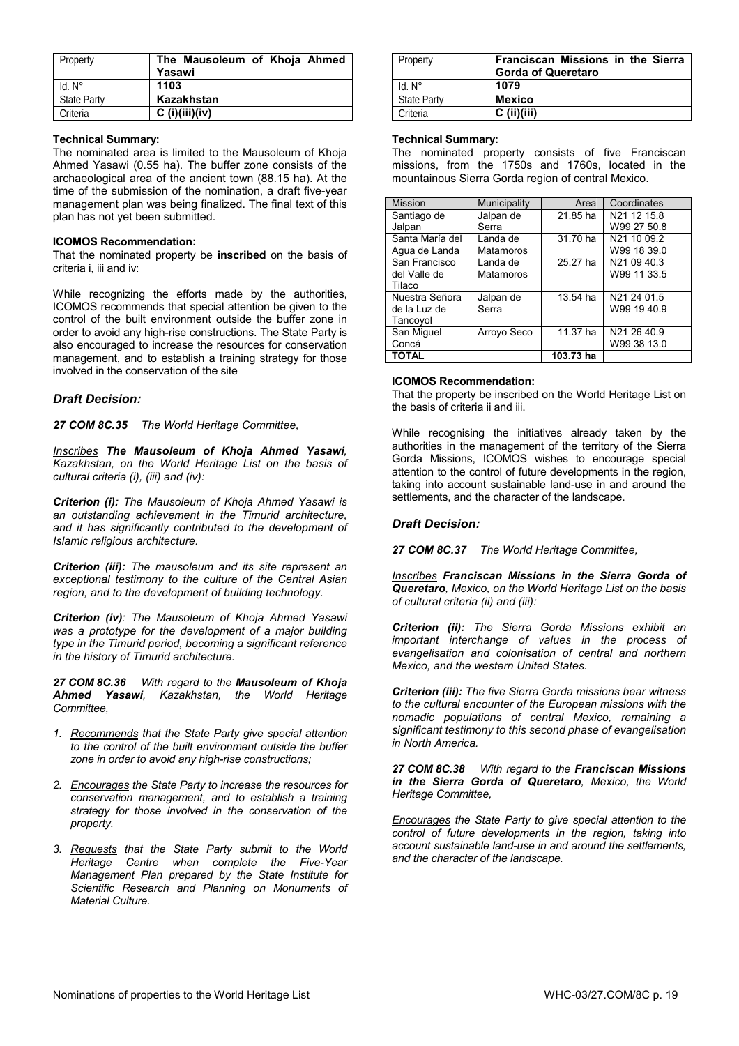| Property | The Mausoleum of Khoja Ahmed Yasawi |
|---|---|
| Id. N° | 1103 |
| State Party | Kazakhstan |
| Criteria | C (i)(iii)(iv) |

**Technical Summary:**
The nominated area is limited to the Mausoleum of Khoja Ahmed Yasawi (0.55 ha). The buffer zone consists of the archaeological area of the ancient town (88.15 ha). At the time of the submission of the nomination, a draft five-year management plan was being finalized. The final text of this plan has not yet been submitted.

**ICOMOS Recommendation:**
That the nominated property be **inscribed** on the basis of criteria i, iii and iv:

While recognizing the efforts made by the authorities, ICOMOS recommends that special attention be given to the control of the built environment outside the buffer zone in order to avoid any high-rise constructions. The State Party is also encouraged to increase the resources for conservation management, and to establish a training strategy for those involved in the conservation of the site

### *Draft Decision:*

***27 COM 8C.35*** *The World Heritage Committee,*

*Inscribes* ***The Mausoleum of Khoja Ahmed Yasawi****, Kazakhstan, on the World Heritage List on the basis of cultural criteria (i), (iii) and (iv):*

***Criterion (i):*** *The Mausoleum of Khoja Ahmed Yasawi is an outstanding achievement in the Timurid architecture, and it has significantly contributed to the development of Islamic religious architecture.*

***Criterion (iii):*** *The mausoleum and its site represent an exceptional testimony to the culture of the Central Asian region, and to the development of building technology.*

***Criterion (iv)****: The Mausoleum of Khoja Ahmed Yasawi was a prototype for the development of a major building type in the Timurid period, becoming a significant reference in the history of Timurid architecture.*

***27 COM 8C.36*** *With regard to the* ***Mausoleum of Khoja Ahmed Yasawi****, Kazakhstan, the World Heritage Committee,*

1. *Recommends that the State Party give special attention to the control of the built environment outside the buffer zone in order to avoid any high-rise constructions;*
2. *Encourages the State Party to increase the resources for conservation management, and to establish a training strategy for those involved in the conservation of the property.*
3. *Requests that the State Party submit to the World Heritage Centre when complete the Five-Year Management Plan prepared by the State Institute for Scientific Research and Planning on Monuments of Material Culture.*

| Property | Franciscan Missions in the Sierra Gorda of Queretaro |
|---|---|
| Id. N° | 1079 |
| State Party | Mexico |
| Criteria | C (ii)(iii) |

**Technical Summary:**
The nominated property consists of five Franciscan missions, from the 1750s and 1760s, located in the mountainous Sierra Gorda region of central Mexico.

| Mission | Municipality | Area | Coordinates |
|---|---|---|---|
| Santiago de Jalpan | Jalpan de Serra | 21.85 ha | N21 12 15.8 W99 27 50.8 |
| Santa María del Agua de Landa | Landa de Matamoros | 31.70 ha | N21 10 09.2 W99 18 39.0 |
| San Francisco del Valle de Tilaco | Landa de Matamoros | 25.27 ha | N21 09 40.3 W99 11 33.5 |
| Nuestra Señora de la Luz de Tancoyol | Jalpan de Serra | 13.54 ha | N21 24 01.5 W99 19 40.9 |
| San Miguel Concá | Arroyo Seco | 11.37 ha | N21 26 40.9 W99 38 13.0 |
| **TOTAL** | | **103.73 ha** | |

**ICOMOS Recommendation:**
That the property be inscribed on the World Heritage List on the basis of criteria ii and iii.

While recognising the initiatives already taken by the authorities in the management of the territory of the Sierra Gorda Missions, ICOMOS wishes to encourage special attention to the control of future developments in the region, taking into account sustainable land-use in and around the settlements, and the character of the landscape.

### *Draft Decision:*

***27 COM 8C.37*** *The World Heritage Committee,*

*Inscribes* ***Franciscan Missions in the Sierra Gorda of Queretaro****, Mexico, on the World Heritage List on the basis of cultural criteria (ii) and (iii):*

***Criterion (ii):*** *The Sierra Gorda Missions exhibit an important interchange of values in the process of evangelisation and colonisation of central and northern Mexico, and the western United States.*

***Criterion (iii):*** *The five Sierra Gorda missions bear witness to the cultural encounter of the European missions with the nomadic populations of central Mexico, remaining a significant testimony to this second phase of evangelisation in North America.*

***27 COM 8C.38*** *With regard to the* ***Franciscan Missions in the Sierra Gorda of Queretaro****, Mexico, the World Heritage Committee,*

*Encourages the State Party to give special attention to the control of future developments in the region, taking into account sustainable land-use in and around the settlements, and the character of the landscape.*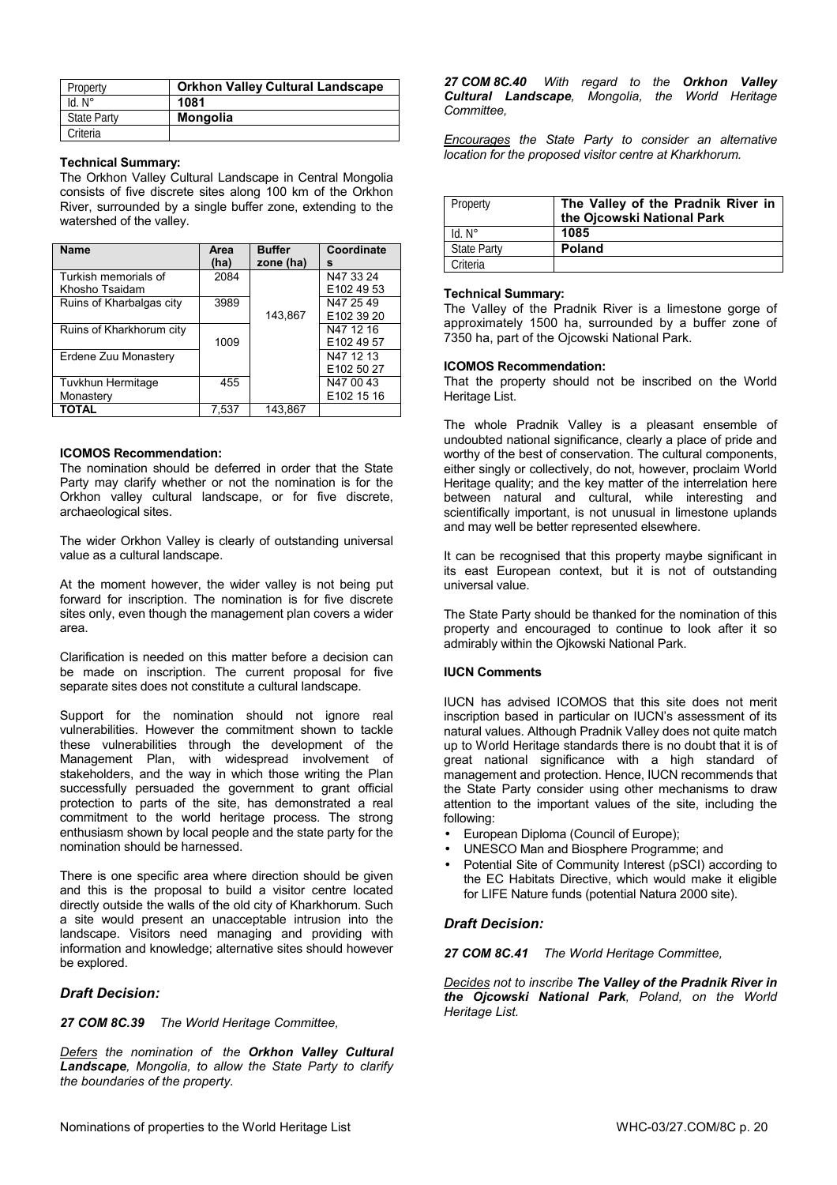| Property | Orkhon Valley Cultural Landscape |
|---|---|
| Id. N° | **1081** |
| State Party | **Mongolia** |
| Criteria | |

**Technical Summary:**
The Orkhon Valley Cultural Landscape in Central Mongolia consists of five discrete sites along 100 km of the Orkhon River, surrounded by a single buffer zone, extending to the watershed of the valley.

| Name | Area (ha) | Buffer zone (ha) | Coordinates |
|---|---|---|---|
| Turkish memorials of Khosho Tsaidam | 2084 | | N47 33 24 E102 49 53 |
| Ruins of Kharbalgas city | 3989 | 143,867 | N47 25 49 E102 39 20 |
| Ruins of Kharkhorum city | 1009 | | N47 12 16 E102 49 57 |
| Erdene Zuu Monastery | | | N47 12 13 E102 50 27 |
| Tuvkhun Hermitage Monastery | 455 | | N47 00 43 E102 15 16 |
| **TOTAL** | 7,537 | 143,867 | |

**ICOMOS Recommendation:**
The nomination should be deferred in order that the State Party may clarify whether or not the nomination is for the Orkhon valley cultural landscape, or for five discrete, archaeological sites.

The wider Orkhon Valley is clearly of outstanding universal value as a cultural landscape.

At the moment however, the wider valley is not being put forward for inscription. The nomination is for five discrete sites only, even though the management plan covers a wider area.

Clarification is needed on this matter before a decision can be made on inscription. The current proposal for five separate sites does not constitute a cultural landscape.

Support for the nomination should not ignore real vulnerabilities. However the commitment shown to tackle these vulnerabilities through the development of the Management Plan, with widespread involvement of stakeholders, and the way in which those writing the Plan successfully persuaded the government to grant official protection to parts of the site, has demonstrated a real commitment to the world heritage process. The strong enthusiasm shown by local people and the state party for the nomination should be harnessed.

There is one specific area where direction should be given and this is the proposal to build a visitor centre located directly outside the walls of the old city of Kharkhorum. Such a site would present an unacceptable intrusion into the landscape. Visitors need managing and providing with information and knowledge; alternative sites should however be explored.

### *Draft Decision:*

***27 COM 8C.39*** *The World Heritage Committee,*

*Defers the nomination of the **Orkhon Valley Cultural Landscape**, Mongolia, to allow the State Party to clarify the boundaries of the property.*

***27 COM 8C.40*** *With regard to the **Orkhon Valley Cultural Landscape**, Mongolia, the World Heritage Committee,*

*Encourages the State Party to consider an alternative location for the proposed visitor centre at Kharkhorum.*

| Property | The Valley of the Pradnik River in the Ojcowski National Park |
|---|---|
| Id. N° | **1085** |
| State Party | **Poland** |
| Criteria | |

**Technical Summary:**
The Valley of the Pradnik River is a limestone gorge of approximately 1500 ha, surrounded by a buffer zone of 7350 ha, part of the Ojcowski National Park.

**ICOMOS Recommendation:**
That the property should not be inscribed on the World Heritage List.

The whole Pradnik Valley is a pleasant ensemble of undoubted national significance, clearly a place of pride and worthy of the best of conservation. The cultural components, either singly or collectively, do not, however, proclaim World Heritage quality; and the key matter of the interrelation here between natural and cultural, while interesting and scientifically important, is not unusual in limestone uplands and may well be better represented elsewhere.

It can be recognised that this property maybe significant in its east European context, but it is not of outstanding universal value.

The State Party should be thanked for the nomination of this property and encouraged to continue to look after it so admirably within the Ojkowski National Park.

**IUCN Comments**

IUCN has advised ICOMOS that this site does not merit inscription based in particular on IUCN's assessment of its natural values. Although Pradnik Valley does not quite match up to World Heritage standards there is no doubt that it is of great national significance with a high standard of management and protection. Hence, IUCN recommends that the State Party consider using other mechanisms to draw attention to the important values of the site, including the following:

- European Diploma (Council of Europe);
- UNESCO Man and Biosphere Programme; and
- Potential Site of Community Interest (pSCI) according to the EC Habitats Directive, which would make it eligible for LIFE Nature funds (potential Natura 2000 site).

### *Draft Decision:*

***27 COM 8C.41*** *The World Heritage Committee,*

*Decides not to inscribe **The Valley of the Pradnik River in the Ojcowski National Park**, Poland, on the World Heritage List.*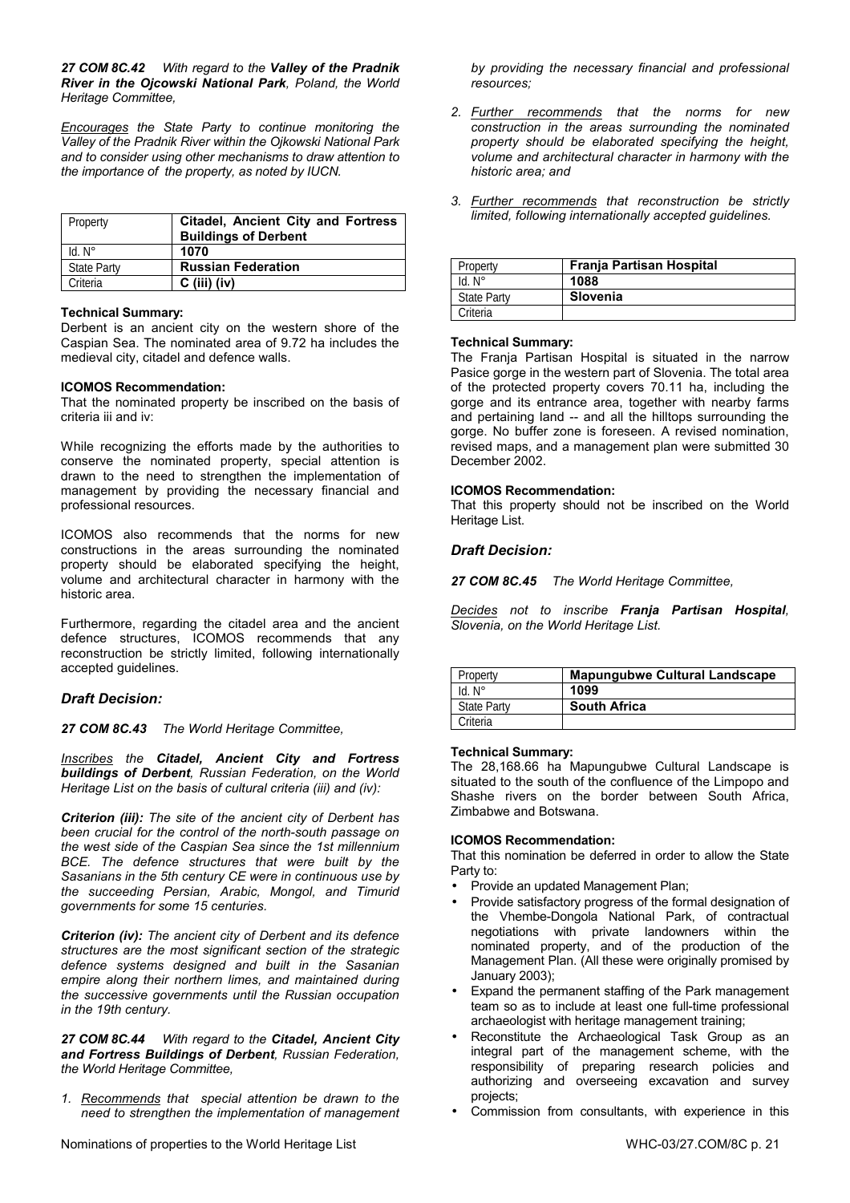***27 COM 8C.42*** *With regard to the* ***Valley of the Pradnik River in the Ojcowski National Park****, Poland, the World Heritage Committee,*

*Encourages the State Party to continue monitoring the Valley of the Pradnik River within the Ojkowski National Park and to consider using other mechanisms to draw attention to the importance of the property, as noted by IUCN.*

| Property | **Citadel, Ancient City and Fortress Buildings of Derbent** |
|---|---|
| Id. N° | **1070** |
| State Party | **Russian Federation** |
| Criteria | **C (iii) (iv)** |

**Technical Summary:**
Derbent is an ancient city on the western shore of the Caspian Sea. The nominated area of 9.72 ha includes the medieval city, citadel and defence walls.

**ICOMOS Recommendation:**
That the nominated property be inscribed on the basis of criteria iii and iv:

While recognizing the efforts made by the authorities to conserve the nominated property, special attention is drawn to the need to strengthen the implementation of management by providing the necessary financial and professional resources.

ICOMOS also recommends that the norms for new constructions in the areas surrounding the nominated property should be elaborated specifying the height, volume and architectural character in harmony with the historic area.

Furthermore, regarding the citadel area and the ancient defence structures, ICOMOS recommends that any reconstruction be strictly limited, following internationally accepted guidelines.

### *Draft Decision:*

***27 COM 8C.43*** *The World Heritage Committee,*

*Inscribes the* ***Citadel, Ancient City and Fortress buildings of Derbent****, Russian Federation, on the World Heritage List on the basis of cultural criteria (iii) and (iv):*

***Criterion (iii):*** *The site of the ancient city of Derbent has been crucial for the control of the north-south passage on the west side of the Caspian Sea since the 1st millennium BCE. The defence structures that were built by the Sasanians in the 5th century CE were in continuous use by the succeeding Persian, Arabic, Mongol, and Timurid governments for some 15 centuries.*

***Criterion (iv):*** *The ancient city of Derbent and its defence structures are the most significant section of the strategic defence systems designed and built in the Sasanian empire along their northern limes, and maintained during the successive governments until the Russian occupation in the 19th century.*

***27 COM 8C.44*** *With regard to the* ***Citadel, Ancient City and Fortress Buildings of Derbent****, Russian Federation, the World Heritage Committee,*

1. *Recommends that special attention be drawn to the need to strengthen the implementation of management by providing the necessary financial and professional resources;*
2. *Further recommends that the norms for new construction in the areas surrounding the nominated property should be elaborated specifying the height, volume and architectural character in harmony with the historic area; and*
3. *Further recommends that reconstruction be strictly limited, following internationally accepted guidelines.*

| Property | **Franja Partisan Hospital** |
|---|---|
| Id. N° | **1088** |
| State Party | **Slovenia** |
| Criteria | |

**Technical Summary:**
The Franja Partisan Hospital is situated in the narrow Pasice gorge in the western part of Slovenia. The total area of the protected property covers 70.11 ha, including the gorge and its entrance area, together with nearby farms and pertaining land -- and all the hilltops surrounding the gorge. No buffer zone is foreseen. A revised nomination, revised maps, and a management plan were submitted 30 December 2002.

**ICOMOS Recommendation:**
That this property should not be inscribed on the World Heritage List.

### *Draft Decision:*

***27 COM 8C.45*** *The World Heritage Committee,*

*Decides not to inscribe* ***Franja Partisan Hospital****, Slovenia, on the World Heritage List.*

| Property | **Mapungubwe Cultural Landscape** |
|---|---|
| Id. N° | **1099** |
| State Party | **South Africa** |
| Criteria | |

**Technical Summary:**
The 28,168.66 ha Mapungubwe Cultural Landscape is situated to the south of the confluence of the Limpopo and Shashe rivers on the border between South Africa, Zimbabwe and Botswana.

**ICOMOS Recommendation:**
That this nomination be deferred in order to allow the State Party to:

- Provide an updated Management Plan;
- Provide satisfactory progress of the formal designation of the Vhembe-Dongola National Park, of contractual negotiations with private landowners within the nominated property, and of the production of the Management Plan. (All these were originally promised by January 2003);
- Expand the permanent staffing of the Park management team so as to include at least one full-time professional archaeologist with heritage management training;
- Reconstitute the Archaeological Task Group as an integral part of the management scheme, with the responsibility of preparing research policies and authorizing and overseeing excavation and survey projects;
- Commission from consultants, with experience in this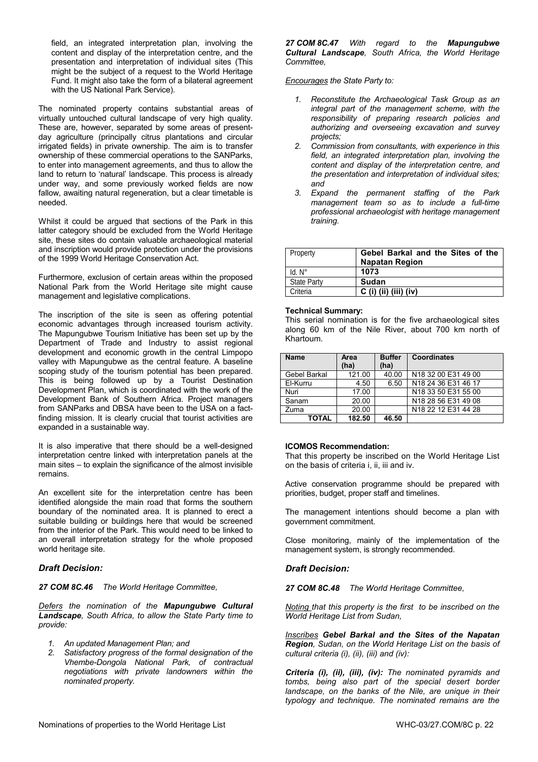field, an integrated interpretation plan, involving the content and display of the interpretation centre, and the presentation and interpretation of individual sites (This might be the subject of a request to the World Heritage Fund. It might also take the form of a bilateral agreement with the US National Park Service).

The nominated property contains substantial areas of virtually untouched cultural landscape of very high quality. These are, however, separated by some areas of present-day agriculture (principally citrus plantations and circular irrigated fields) in private ownership. The aim is to transfer ownership of these commercial operations to the SANParks, to enter into management agreements, and thus to allow the land to return to 'natural' landscape. This process is already under way, and some previously worked fields are now fallow, awaiting natural regeneration, but a clear timetable is needed.

Whilst it could be argued that sections of the Park in this latter category should be excluded from the World Heritage site, these sites do contain valuable archaeological material and inscription would provide protection under the provisions of the 1999 World Heritage Conservation Act.

Furthermore, exclusion of certain areas within the proposed National Park from the World Heritage site might cause management and legislative complications.

The inscription of the site is seen as offering potential economic advantages through increased tourism activity. The Mapungubwe Tourism Initiative has been set up by the Department of Trade and Industry to assist regional development and economic growth in the central Limpopo valley with Mapungubwe as the central feature. A baseline scoping study of the tourism potential has been prepared. This is being followed up by a Tourist Destination Development Plan, which is coordinated with the work of the Development Bank of Southern Africa. Project managers from SANParks and DBSA have been to the USA on a fact-finding mission. It is clearly crucial that tourist activities are expanded in a sustainable way.

It is also imperative that there should be a well-designed interpretation centre linked with interpretation panels at the main sites – to explain the significance of the almost invisible remains.

An excellent site for the interpretation centre has been identified alongside the main road that forms the southern boundary of the nominated area. It is planned to erect a suitable building or buildings here that would be screened from the interior of the Park. This would need to be linked to an overall interpretation strategy for the whole proposed world heritage site.

### *Draft Decision:*

***27 COM 8C.46*** *The World Heritage Committee,*

*Defers the nomination of the **Mapungubwe Cultural Landscape**, South Africa, to allow the State Party time to provide:*

1. *An updated Management Plan; and*
2. *Satisfactory progress of the formal designation of the Vhembe-Dongola National Park, of contractual negotiations with private landowners within the nominated property.*

***27 COM 8C.47*** *With regard to the **Mapungubwe Cultural Landscape**, South Africa, the World Heritage Committee,*

*Encourages the State Party to:*

1. *Reconstitute the Archaeological Task Group as an integral part of the management scheme, with the responsibility of preparing research policies and authorizing and overseeing excavation and survey projects;*
2. *Commission from consultants, with experience in this field, an integrated interpretation plan, involving the content and display of the interpretation centre, and the presentation and interpretation of individual sites; and*
3. *Expand the permanent staffing of the Park management team so as to include a full-time professional archaeologist with heritage management training.*

| Property | **Gebel Barkal and the Sites of the Napatan Region** |
|---|---|
| Id. N° | **1073** |
| State Party | **Sudan** |
| Criteria | **C (i) (ii) (iii) (iv)** |

**Technical Summary:**
This serial nomination is for the five archaeological sites along 60 km of the Nile River, about 700 km north of Khartoum.

| Name | Area (ha) | Buffer (ha) | Coordinates |
|---|---|---|---|
| Gebel Barkal | 121.00 | 40.00 | N18 32 00 E31 49 00 |
| El-Kurru | 4.50 | 6.50 | N18 24 36 E31 46 17 |
| Nuri | 17.00 | | N18 33 50 E31 55 00 |
| Sanam | 20.00 | | N18 28 56 E31 49 08 |
| Zuma | 20.00 | | N18 22 12 E31 44 28 |
| **TOTAL** | **182.50** | **46.50** | |

**ICOMOS Recommendation:**
That this property be inscribed on the World Heritage List on the basis of criteria i, ii, iii and iv.

Active conservation programme should be prepared with priorities, budget, proper staff and timelines.

The management intentions should become a plan with government commitment.

Close monitoring, mainly of the implementation of the management system, is strongly recommended.

### *Draft Decision:*

***27 COM 8C.48*** *The World Heritage Committee,*

*Noting that this property is the first to be inscribed on the World Heritage List from Sudan,*

*Inscribes **Gebel Barkal and the Sites of the Napatan Region**, Sudan, on the World Heritage List on the basis of cultural criteria (i), (ii), (iii) and (iv):*

***Criteria (i), (ii), (iii), (iv):*** *The nominated pyramids and tombs, being also part of the special desert border landscape, on the banks of the Nile, are unique in their typology and technique. The nominated remains are the*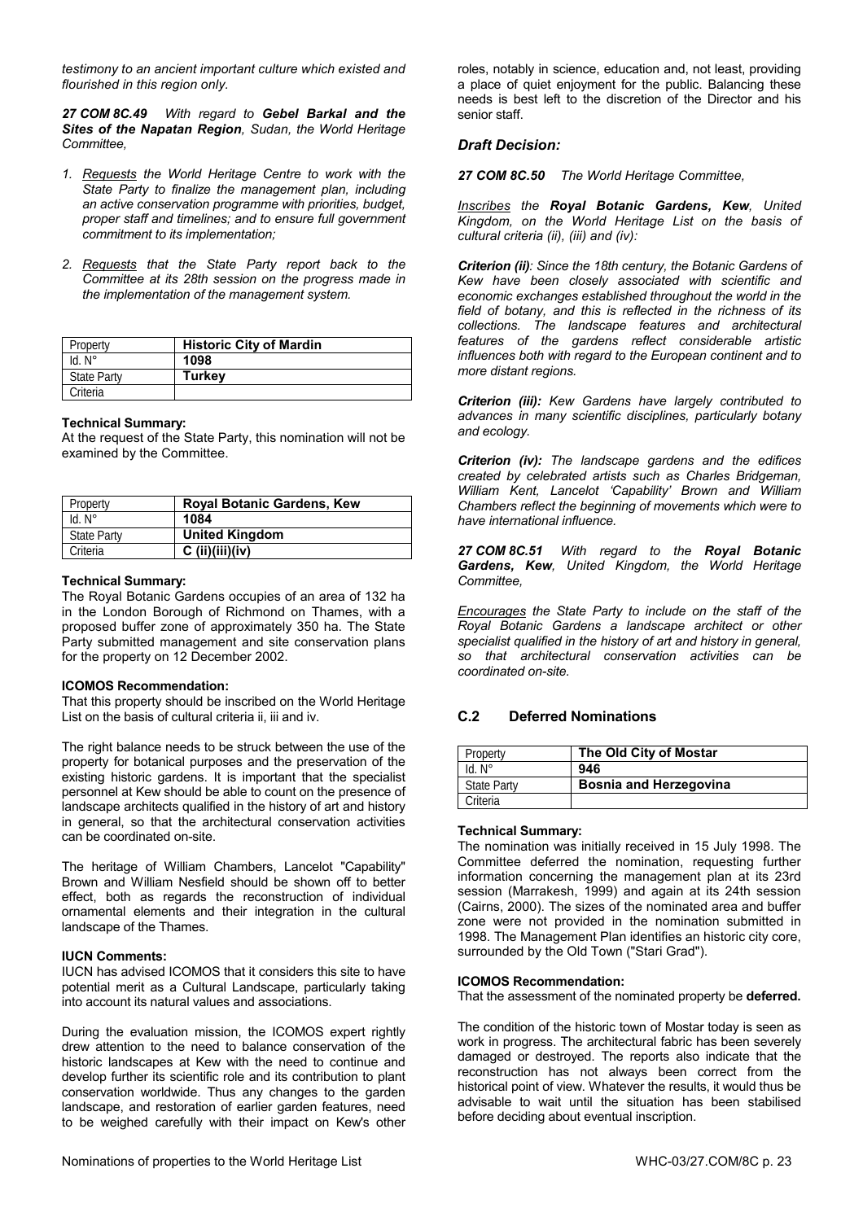*testimony to an ancient important culture which existed and flourished in this region only.*

***27 COM 8C.49*** *With regard to **Gebel Barkal and the Sites of the Napatan Region**, Sudan, the World Heritage Committee,*

1. *Requests the World Heritage Centre to work with the State Party to finalize the management plan, including an active conservation programme with priorities, budget, proper staff and timelines; and to ensure full government commitment to its implementation;*

2. *Requests that the State Party report back to the Committee at its 28th session on the progress made in the implementation of the management system.*

| Property | **Historic City of Mardin** |
|---|---|
| Id. N° | **1098** |
| State Party | **Turkey** |
| Criteria | |

**Technical Summary:**
At the request of the State Party, this nomination will not be examined by the Committee.

| Property | **Royal Botanic Gardens, Kew** |
|---|---|
| Id. N° | **1084** |
| State Party | **United Kingdom** |
| Criteria | **C (ii)(iii)(iv)** |

**Technical Summary:**
The Royal Botanic Gardens occupies of an area of 132 ha in the London Borough of Richmond on Thames, with a proposed buffer zone of approximately 350 ha. The State Party submitted management and site conservation plans for the property on 12 December 2002.

**ICOMOS Recommendation:**
That this property should be inscribed on the World Heritage List on the basis of cultural criteria ii, iii and iv.

The right balance needs to be struck between the use of the property for botanical purposes and the preservation of the existing historic gardens. It is important that the specialist personnel at Kew should be able to count on the presence of landscape architects qualified in the history of art and history in general, so that the architectural conservation activities can be coordinated on-site.

The heritage of William Chambers, Lancelot "Capability" Brown and William Nesfield should be shown off to better effect, both as regards the reconstruction of individual ornamental elements and their integration in the cultural landscape of the Thames.

**IUCN Comments:**
IUCN has advised ICOMOS that it considers this site to have potential merit as a Cultural Landscape, particularly taking into account its natural values and associations.

During the evaluation mission, the ICOMOS expert rightly drew attention to the need to balance conservation of the historic landscapes at Kew with the need to continue and develop further its scientific role and its contribution to plant conservation worldwide. Thus any changes to the garden landscape, and restoration of earlier garden features, need to be weighed carefully with their impact on Kew's other roles, notably in science, education and, not least, providing a place of quiet enjoyment for the public. Balancing these needs is best left to the discretion of the Director and his senior staff.

### *Draft Decision:*

***27 COM 8C.50*** *The World Heritage Committee,*

*Inscribes the **Royal Botanic Gardens, Kew**, United Kingdom, on the World Heritage List on the basis of cultural criteria (ii), (iii) and (iv):*

***Criterion (ii)**: Since the 18th century, the Botanic Gardens of Kew have been closely associated with scientific and economic exchanges established throughout the world in the field of botany, and this is reflected in the richness of its collections. The landscape features and architectural features of the gardens reflect considerable artistic influences both with regard to the European continent and to more distant regions.*

***Criterion (iii):** Kew Gardens have largely contributed to advances in many scientific disciplines, particularly botany and ecology.*

***Criterion (iv):** The landscape gardens and the edifices created by celebrated artists such as Charles Bridgeman, William Kent, Lancelot 'Capability' Brown and William Chambers reflect the beginning of movements which were to have international influence.*

***27 COM 8C.51*** *With regard to the **Royal Botanic Gardens, Kew**, United Kingdom, the World Heritage Committee,*

*Encourages the State Party to include on the staff of the Royal Botanic Gardens a landscape architect or other specialist qualified in the history of art and history in general, so that architectural conservation activities can be coordinated on-site.*

## C.2 Deferred Nominations

| Property | **The Old City of Mostar** |
|---|---|
| Id. N° | **946** |
| State Party | **Bosnia and Herzegovina** |
| Criteria | |

**Technical Summary:**
The nomination was initially received in 15 July 1998. The Committee deferred the nomination, requesting further information concerning the management plan at its 23rd session (Marrakesh, 1999) and again at its 24th session (Cairns, 2000). The sizes of the nominated area and buffer zone were not provided in the nomination submitted in 1998. The Management Plan identifies an historic city core, surrounded by the Old Town ("Stari Grad").

**ICOMOS Recommendation:**
That the assessment of the nominated property be **deferred.**

The condition of the historic town of Mostar today is seen as work in progress. The architectural fabric has been severely damaged or destroyed. The reports also indicate that the reconstruction has not always been correct from the historical point of view. Whatever the results, it would thus be advisable to wait until the situation has been stabilised before deciding about eventual inscription.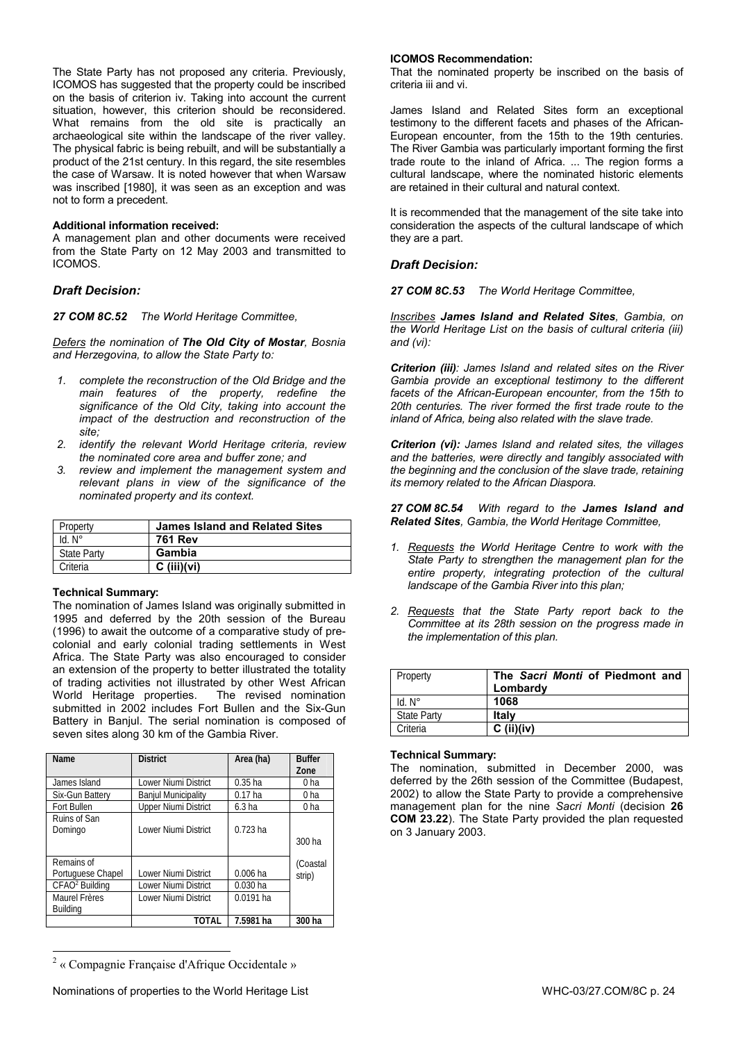The State Party has not proposed any criteria. Previously, ICOMOS has suggested that the property could be inscribed on the basis of criterion iv. Taking into account the current situation, however, this criterion should be reconsidered. What remains from the old site is practically an archaeological site within the landscape of the river valley. The physical fabric is being rebuilt, and will be substantially a product of the 21st century. In this regard, the site resembles the case of Warsaw. It is noted however that when Warsaw was inscribed [1980], it was seen as an exception and was not to form a precedent.

**Additional information received:**
A management plan and other documents were received from the State Party on 12 May 2003 and transmitted to ICOMOS.

### *Draft Decision:*

***27 COM 8C.52*** *The World Heritage Committee,*

*Defers the nomination of **The Old City of Mostar**, Bosnia and Herzegovina, to allow the State Party to:*

1. *complete the reconstruction of the Old Bridge and the main features of the property, redefine the significance of the Old City, taking into account the impact of the destruction and reconstruction of the site;*
2. *identify the relevant World Heritage criteria, review the nominated core area and buffer zone; and*
3. *review and implement the management system and relevant plans in view of the significance of the nominated property and its context.*

| Property | **James Island and Related Sites** |
|---|---|
| Id. N° | **761 Rev** |
| State Party | **Gambia** |
| Criteria | **C (iii)(vi)** |

**Technical Summary:**
The nomination of James Island was originally submitted in 1995 and deferred by the 20th session of the Bureau (1996) to await the outcome of a comparative study of pre-colonial and early colonial trading settlements in West Africa. The State Party was also encouraged to consider an extension of the property to better illustrated the totality of trading activities not illustrated by other West African World Heritage properties. The revised nomination submitted in 2002 includes Fort Bullen and the Six-Gun Battery in Banjul. The serial nomination is composed of seven sites along 30 km of the Gambia River.

| Name | District | Area (ha) | Buffer Zone |
|---|---|---|---|
| James Island | Lower Niumi District | 0.35 ha | 0 ha |
| Six-Gun Battery | Banjul Municipality | 0.17 ha | 0 ha |
| Fort Bullen | Upper Niumi District | 6.3 ha | 0 ha |
| Ruins of San Domingo | Lower Niumi District | 0.723 ha | 300 ha (Coastal strip) |
| Remains of Portuguese Chapel | Lower Niumi District | 0.006 ha | |
| CFAO[2] Building | Lower Niumi District | 0.030 ha | |
| Maurel Frères Building | Lower Niumi District | 0.0191 ha | |
| | **TOTAL** | **7.5981 ha** | **300 ha** |

[2] « Compagnie Française d'Afrique Occidentale »

**ICOMOS Recommendation:**
That the nominated property be inscribed on the basis of criteria iii and vi.

James Island and Related Sites form an exceptional testimony to the different facets and phases of the African-European encounter, from the 15th to the 19th centuries. The River Gambia was particularly important forming the first trade route to the inland of Africa. ... The region forms a cultural landscape, where the nominated historic elements are retained in their cultural and natural context.

It is recommended that the management of the site take into consideration the aspects of the cultural landscape of which they are a part.

### *Draft Decision:*

***27 COM 8C.53*** *The World Heritage Committee,*

*Inscribes **James Island and Related Sites**, Gambia, on the World Heritage List on the basis of cultural criteria (iii) and (vi):*

***Criterion (iii)**: James Island and related sites on the River Gambia provide an exceptional testimony to the different facets of the African-European encounter, from the 15th to 20th centuries. The river formed the first trade route to the inland of Africa, being also related with the slave trade.*

***Criterion (vi):** James Island and related sites, the villages and the batteries, were directly and tangibly associated with the beginning and the conclusion of the slave trade, retaining its memory related to the African Diaspora.*

***27 COM 8C.54*** *With regard to the **James Island and Related Sites**, Gambia, the World Heritage Committee,*

1. *Requests the World Heritage Centre to work with the State Party to strengthen the management plan for the entire property, integrating protection of the cultural landscape of the Gambia River into this plan;*

2. *Requests that the State Party report back to the Committee at its 28th session on the progress made in the implementation of this plan.*

| Property | **The *Sacri Monti* of Piedmont and Lombardy** |
|---|---|
| Id. N° | **1068** |
| State Party | **Italy** |
| Criteria | **C (ii)(iv)** |

**Technical Summary:**
The nomination, submitted in December 2000, was deferred by the 26th session of the Committee (Budapest, 2002) to allow the State Party to provide a comprehensive management plan for the nine *Sacri Monti* (decision **26 COM 23.22**). The State Party provided the plan requested on 3 January 2003.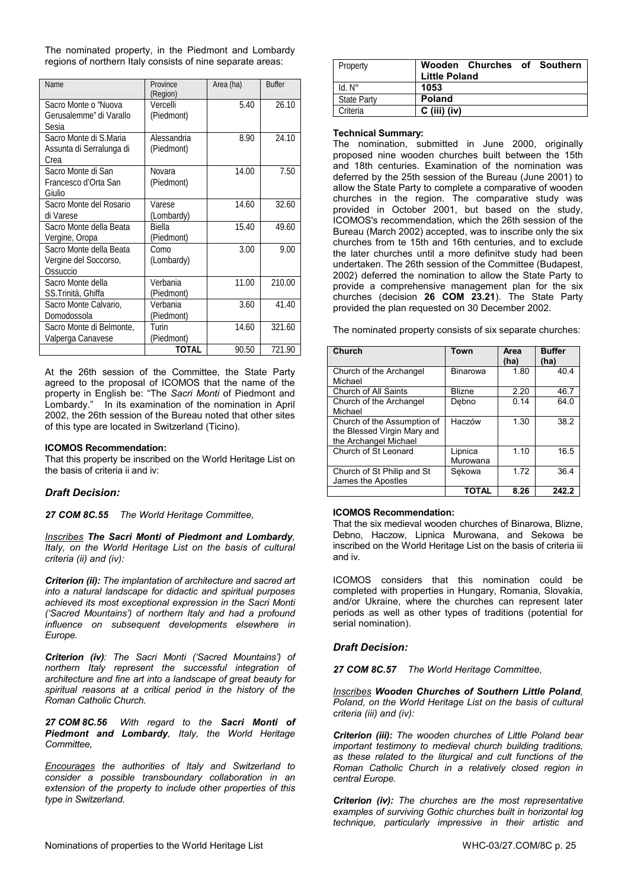The nominated property, in the Piedmont and Lombardy regions of northern Italy consists of nine separate areas:

| Name | Province (Region) | Area (ha) | Buffer |
|---|---|---|---|
| Sacro Monte o "Nuova Gerusalemme" di Varallo Sesia | Vercelli (Piedmont) | 5.40 | 26.10 |
| Sacro Monte di S.Maria Assunta di Serralunga di Crea | Alessandria (Piedmont) | 8.90 | 24.10 |
| Sacro Monte di San Francesco d'Orta San Giulio | Novara (Piedmont) | 14.00 | 7.50 |
| Sacro Monte del Rosario di Varese | Varese (Lombardy) | 14.60 | 32.60 |
| Sacro Monte della Beata Vergine, Oropa | Biella (Piedmont) | 15.40 | 49.60 |
| Sacro Monte della Beata Vergine del Soccorso, Ossuccio | Como (Lombardy) | 3.00 | 9.00 |
| Sacro Monte della SS.Trinità, Ghiffa | Verbania (Piedmont) | 11.00 | 210.00 |
| Sacro Monte Calvario, Domodossola | Verbania (Piedmont) | 3.60 | 41.40 |
| Sacro Monte di Belmonte, Valperga Canavese | Turin (Piedmont) | 14.60 | 321.60 |
| | **TOTAL** | 90.50 | 721.90 |

At the 26th session of the Committee, the State Party agreed to the proposal of ICOMOS that the name of the property in English be: "The *Sacri Monti* of Piedmont and Lombardy." In its examination of the nomination in April 2002, the 26th session of the Bureau noted that other sites of this type are located in Switzerland (Ticino).

**ICOMOS Recommendation:**

That this property be inscribed on the World Heritage List on the basis of criteria ii and iv:

### *Draft Decision:*

***27 COM 8C.55*** *The World Heritage Committee,*

*Inscribes **The Sacri Monti of Piedmont and Lombardy**, Italy, on the World Heritage List on the basis of cultural criteria (ii) and (iv):*

***Criterion (ii):*** *The implantation of architecture and sacred art into a natural landscape for didactic and spiritual purposes achieved its most exceptional expression in the Sacri Monti ('Sacred Mountains') of northern Italy and had a profound influence on subsequent developments elsewhere in Europe.*

***Criterion (iv)****: The Sacri Monti ('Sacred Mountains') of northern Italy represent the successful integration of architecture and fine art into a landscape of great beauty for spiritual reasons at a critical period in the history of the Roman Catholic Church.*

***27 COM 8C.56*** *With regard to the **Sacri Monti of Piedmont and Lombardy**, Italy, the World Heritage Committee,*

*Encourages the authorities of Italy and Switzerland to consider a possible transboundary collaboration in an extension of the property to include other properties of this type in Switzerland.*

| Property | **Wooden Churches of Southern Little Poland** |
|---|---|
| Id. N° | **1053** |
| State Party | **Poland** |
| Criteria | **C (iii) (iv)** |

**Technical Summary:**

The nomination, submitted in June 2000, originally proposed nine wooden churches built between the 15th and 18th centuries. Examination of the nomination was deferred by the 25th session of the Bureau (June 2001) to allow the State Party to complete a comparative of wooden churches in the region. The comparative study was provided in October 2001, but based on the study, ICOMOS's recommendation, which the 26th session of the Bureau (March 2002) accepted, was to inscribe only the six churches from te 15th and 16th centuries, and to exclude the later churches until a more definitve study had been undertaken. The 26th session of the Committee (Budapest, 2002) deferred the nomination to allow the State Party to provide a comprehensive management plan for the six churches (decision **26 COM 23.21**). The State Party provided the plan requested on 30 December 2002.

The nominated property consists of six separate churches:

| Church | Town | Area (ha) | Buffer (ha) |
|---|---|---|---|
| Church of the Archangel Michael | Binarowa | 1.80 | 40.4 |
| Church of All Saints | Blizne | 2.20 | 46.7 |
| Church of the Archangel Michael | Dębno | 0.14 | 64.0 |
| Church of the Assumption of the Blessed Virgin Mary and the Archangel Michael | Haczów | 1.30 | 38.2 |
| Church of St Leonard | Lipnica Murowana | 1.10 | 16.5 |
| Church of St Philip and St James the Apostles | Sękowa | 1.72 | 36.4 |
| | **TOTAL** | **8.26** | **242.2** |

**ICOMOS Recommendation:**

That the six medieval wooden churches of Binarowa, Blizne, Debno, Haczow, Lipnica Murowana, and Sekowa be inscribed on the World Heritage List on the basis of criteria iii and iv.

ICOMOS considers that this nomination could be completed with properties in Hungary, Romania, Slovakia, and/or Ukraine, where the churches can represent later periods as well as other types of traditions (potential for serial nomination).

### *Draft Decision:*

***27 COM 8C.57*** *The World Heritage Committee,*

*Inscribes **Wooden Churches of Southern Little Poland**, Poland, on the World Heritage List on the basis of cultural criteria (iii) and (iv):*

***Criterion (iii):*** *The wooden churches of Little Poland bear important testimony to medieval church building traditions, as these related to the liturgical and cult functions of the Roman Catholic Church in a relatively closed region in central Europe.*

***Criterion (iv):*** *The churches are the most representative examples of surviving Gothic churches built in horizontal log technique, particularly impressive in their artistic and*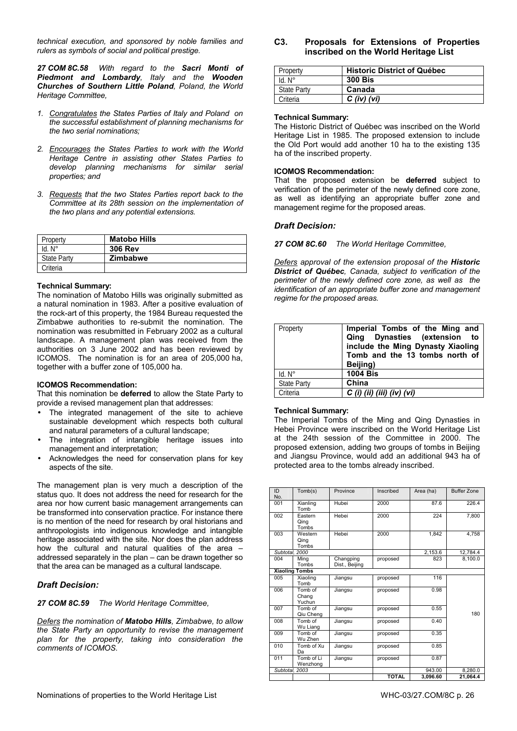*technical execution, and sponsored by noble families and rulers as symbols of social and political prestige.*

***27 COM 8C.58*** *With regard to the **Sacri Monti of Piedmont and Lombardy**, Italy and the **Wooden Churches of Southern Little Poland**, Poland, the World Heritage Committee,*

1. *Congratulates the States Parties of Italy and Poland on the successful establishment of planning mechanisms for the two serial nominations;*
2. *Encourages the States Parties to work with the World Heritage Centre in assisting other States Parties to develop planning mechanisms for similar serial properties; and*
3. *Requests that the two States Parties report back to the Committee at its 28th session on the implementation of the two plans and any potential extensions.*

| Property | **Matobo Hills** |
|---|---|
| Id. N° | **306 Rev** |
| State Party | **Zimbabwe** |
| Criteria | |

**Technical Summary:**
The nomination of Matobo Hills was originally submitted as a natural nomination in 1983. After a positive evaluation of the rock-art of this property, the 1984 Bureau requested the Zimbabwe authorities to re-submit the nomination. The nomination was resubmitted in February 2002 as a cultural landscape. A management plan was received from the authorities on 3 June 2002 and has been reviewed by ICOMOS. The nomination is for an area of 205,000 ha, together with a buffer zone of 105,000 ha.

**ICOMOS Recommendation:**
That this nomination be **deferred** to allow the State Party to provide a revised management plan that addresses:

- The integrated management of the site to achieve sustainable development which respects both cultural and natural parameters of a cultural landscape;
- The integration of intangible heritage issues into management and interpretation;
- Acknowledges the need for conservation plans for key aspects of the site.

The management plan is very much a description of the status quo. It does not address the need for research for the area nor how current basic management arrangements can be transformed into conservation practice. For instance there is no mention of the need for research by oral historians and anthropologists into indigenous knowledge and intangible heritage associated with the site. Nor does the plan address how the cultural and natural qualities of the area – addressed separately in the plan – can be drawn together so that the area can be managed as a cultural landscape.

### *Draft Decision:*

***27 COM 8C.59*** *The World Heritage Committee,*

*Defers the nomination of **Matobo Hills**, Zimbabwe, to allow the State Party an opportunity to revise the management plan for the property, taking into consideration the comments of ICOMOS.*

## C3. Proposals for Extensions of Properties inscribed on the World Heritage List

| Property | **Historic District of Québec** |
|---|---|
| Id. N° | **300 Bis** |
| State Party | **Canada** |
| Criteria | ***C (iv) (vi)*** |

**Technical Summary:**
The Historic District of Québec was inscribed on the World Heritage List in 1985. The proposed extension to include the Old Port would add another 10 ha to the existing 135 ha of the inscribed property.

**ICOMOS Recommendation:**
That the proposed extension be **deferred** subject to verification of the perimeter of the newly defined core zone, as well as identifying an appropriate buffer zone and management regime for the proposed areas.

### *Draft Decision:*

***27 COM 8C.60*** *The World Heritage Committee,*

*Defers approval of the extension proposal of the **Historic District of Québec**, Canada, subject to verification of the perimeter of the newly defined core zone, as well as the identification of an appropriate buffer zone and management regime for the proposed areas.*

| Property | **Imperial Tombs of the Ming and Qing Dynasties (extension to include the Ming Dynasty Xiaoling Tomb and the 13 tombs north of Beijing)** |
|---|---|
| Id. N° | **1004 Bis** |
| State Party | **China** |
| Criteria | ***C (i) (ii) (iii) (iv) (vi)*** |

**Technical Summary:**
The Imperial Tombs of the Ming and Qing Dynasties in Hebei Province were inscribed on the World Heritage List at the 24th session of the Committee in 2000. The proposed extension, adding two groups of tombs in Beijing and Jiangsu Province, would add an additional 943 ha of protected area to the tombs already inscribed.

| ID No. | Tomb(s) | Province | Inscribed | Area (ha) | Buffer Zone |
|---|---|---|---|---|---|
| 001 | Xianling Tomb | Hubei | 2000 | 87.6 | 226.4 |
| 002 | Eastern Qing Tombs | Hebei | 2000 | 224 | 7,800 |
| 003 | Western Qing Tombs | Hebei | 2000 | 1,842 | 4,758 |
| Subtotal, 2000 | | | | 2,153.6 | 12,784.4 |
| 004 | Ming Tombs | Changping Dist., Beijing | proposed | 823 | 8,100.0 |
| **Xiaoling Tombs** | | | | | |
| 005 | Xiaoling Tomb | Jiangsu | proposed | 116 | 180 |
| 006 | Tomb of Chang Yuchun | Jiangsu | proposed | 0.98 | |
| 007 | Tomb of Qiu Cheng | Jiangsu | proposed | 0.55 | |
| 008 | Tomb of Wu Liang | Jiangsu | proposed | 0.40 | |
| 009 | Tomb of Wu Zhen | Jiangsu | proposed | 0.35 | |
| 010 | Tomb of Xu Da | Jiangsu | proposed | 0.85 | |
| 011 | Tomb of Li Wenzhong | Jiangsu | proposed | 0.87 | |
| Subtotal, 2003 | | | | 943.00 | 8,280.0 |
| | | | **TOTAL** | **3,096.60** | **21,064.4** |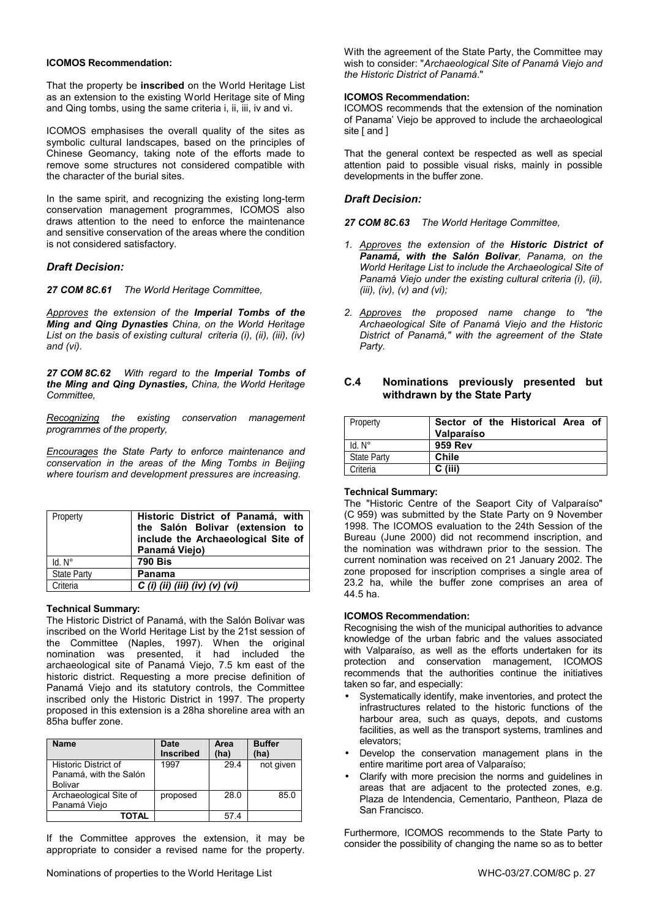**ICOMOS Recommendation:**

That the property be **inscribed** on the World Heritage List as an extension to the existing World Heritage site of Ming and Qing tombs, using the same criteria i, ii, iii, iv and vi.

ICOMOS emphasises the overall quality of the sites as symbolic cultural landscapes, based on the principles of Chinese Geomancy, taking note of the efforts made to remove some structures not considered compatible with the character of the burial sites.

In the same spirit, and recognizing the existing long-term conservation management programmes, ICOMOS also draws attention to the need to enforce the maintenance and sensitive conservation of the areas where the condition is not considered satisfactory.

### *Draft Decision:*

***27 COM 8C.61*** *The World Heritage Committee,*

*Approves the extension of the **Imperial Tombs of the Ming and Qing Dynasties** China, on the World Heritage List on the basis of existing cultural criteria (i), (ii), (iii), (iv) and (vi).*

***27 COM 8C.62*** *With regard to the **Imperial Tombs of the Ming and Qing Dynasties,** China, the World Heritage Committee,*

*Recognizing the existing conservation management programmes of the property,*

*Encourages the State Party to enforce maintenance and conservation in the areas of the Ming Tombs in Beijing where tourism and development pressures are increasing.*

| Property | **Historic District of Panamá, with the Salón Bolivar (extension to include the Archaeological Site of Panamá Viejo)** |
|---|---|
| Id. N° | **790 Bis** |
| State Party | **Panama** |
| Criteria | ***C (i) (ii) (iii) (iv) (v) (vi)*** |

**Technical Summary:**

The Historic District of Panamá, with the Salón Bolivar was inscribed on the World Heritage List by the 21st session of the Committee (Naples, 1997). When the original nomination was presented, it had included the archaeological site of Panamá Viejo, 7.5 km east of the historic district. Requesting a more precise definition of Panamá Viejo and its statutory controls, the Committee inscribed only the Historic District in 1997. The property proposed in this extension is a 28ha shoreline area with an 85ha buffer zone.

| Name | Date Inscribed | Area (ha) | Buffer (ha) |
|---|---|---|---|
| Historic District of Panamá, with the Salón Bolivar | 1997 | 29.4 | not given |
| Archaeological Site of Panamá Viejo | proposed | 28.0 | 85.0 |
| **TOTAL** | | 57.4 | |

If the Committee approves the extension, it may be appropriate to consider a revised name for the property. With the agreement of the State Party, the Committee may wish to consider: "*Archaeological Site of Panamá Viejo and the Historic District of Panamá*."

**ICOMOS Recommendation:**

ICOMOS recommends that the extension of the nomination of Panama' Viejo be approved to include the archaeological site [ and ]

That the general context be respected as well as special attention paid to possible visual risks, mainly in possible developments in the buffer zone.

### *Draft Decision:*

***27 COM 8C.63*** *The World Heritage Committee,*

1. *Approves the extension of the **Historic District of Panamá, with the Salón Bolivar**, Panama, on the World Heritage List to include the Archaeological Site of Panamá Viejo under the existing cultural criteria (i), (ii), (iii), (iv), (v) and (vi);*

2. *Approves the proposed name change to "the Archaeological Site of Panamá Viejo and the Historic District of Panamá," with the agreement of the State Party.*

## C.4 Nominations previously presented but withdrawn by the State Party

| Property | **Sector of the Historical Area of Valparaíso** |
|---|---|
| Id. N° | **959 Rev** |
| State Party | **Chile** |
| Criteria | **C (iii)** |

**Technical Summary:**

The "Historic Centre of the Seaport City of Valparaíso" (C 959) was submitted by the State Party on 9 November 1998. The ICOMOS evaluation to the 24th Session of the Bureau (June 2000) did not recommend inscription, and the nomination was withdrawn prior to the session. The current nomination was received on 21 January 2002. The zone proposed for inscription comprises a single area of 23.2 ha, while the buffer zone comprises an area of 44.5 ha.

**ICOMOS Recommendation:**

Recognising the wish of the municipal authorities to advance knowledge of the urban fabric and the values associated with Valparaíso, as well as the efforts undertaken for its protection and conservation management, ICOMOS recommends that the authorities continue the initiatives taken so far, and especially:

- Systematically identify, make inventories, and protect the infrastructures related to the historic functions of the harbour area, such as quays, depots, and customs facilities, as well as the transport systems, tramlines and elevators;
- Develop the conservation management plans in the entire maritime port area of Valparaíso;
- Clarify with more precision the norms and guidelines in areas that are adjacent to the protected zones, e.g. Plaza de Intendencia, Cementario, Pantheon, Plaza de San Francisco.

Furthermore, ICOMOS recommends to the State Party to consider the possibility of changing the name so as to better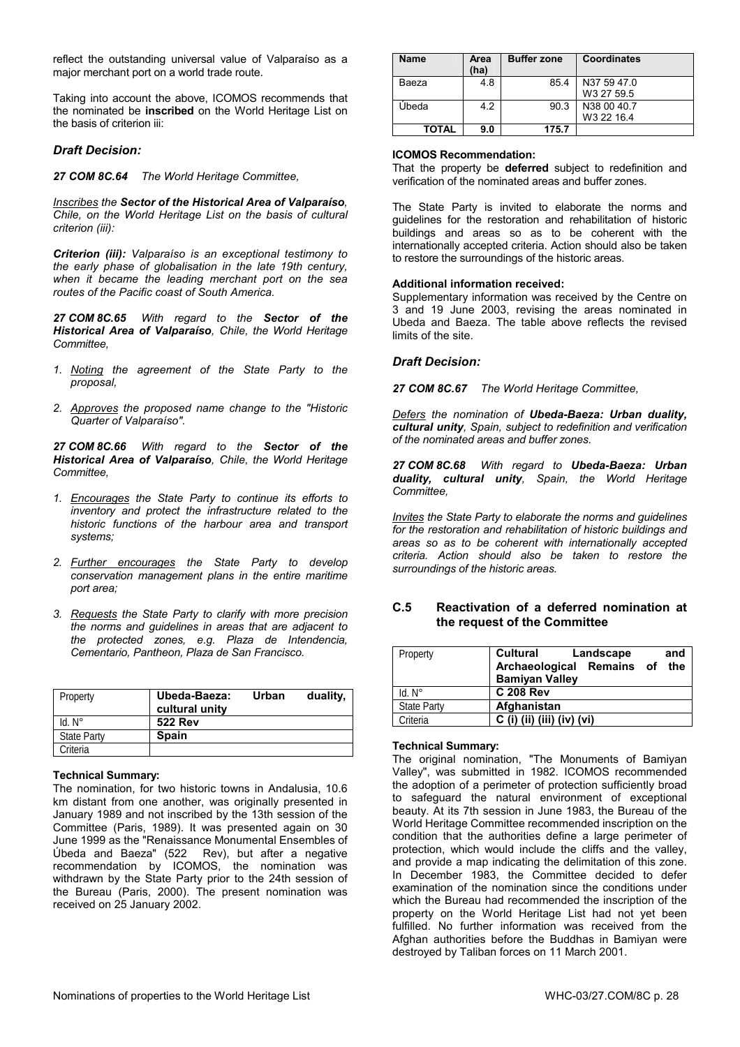reflect the outstanding universal value of Valparaíso as a major merchant port on a world trade route.

Taking into account the above, ICOMOS recommends that the nominated be **inscribed** on the World Heritage List on the basis of criterion iii:

### *Draft Decision:*

***27 COM 8C.64*** *The World Heritage Committee,*

*Inscribes the **Sector of the Historical Area of Valparaíso**, Chile, on the World Heritage List on the basis of cultural criterion (iii):*

***Criterion (iii):** Valparaíso is an exceptional testimony to the early phase of globalisation in the late 19th century, when it became the leading merchant port on the sea routes of the Pacific coast of South America.*

***27 COM 8C.65*** *With regard to the **Sector of the Historical Area of Valparaíso**, Chile, the World Heritage Committee,*

1. *Noting the agreement of the State Party to the proposal,*
2. *Approves the proposed name change to the "Historic Quarter of Valparaíso".*

***27 COM 8C.66*** *With regard to the **Sector of the Historical Area of Valparaíso**, Chile, the World Heritage Committee,*

1. *Encourages the State Party to continue its efforts to inventory and protect the infrastructure related to the historic functions of the harbour area and transport systems;*
2. *Further encourages the State Party to develop conservation management plans in the entire maritime port area;*
3. *Requests the State Party to clarify with more precision the norms and guidelines in areas that are adjacent to the protected zones, e.g. Plaza de Intendencia, Cementario, Pantheon, Plaza de San Francisco.*

| Property | **Ubeda-Baeza: Urban duality, cultural unity** |
|---|---|
| Id. N° | **522 Rev** |
| State Party | **Spain** |
| Criteria | |

**Technical Summary:**

The nomination, for two historic towns in Andalusia, 10.6 km distant from one another, was originally presented in January 1989 and not inscribed by the 13th session of the Committee (Paris, 1989). It was presented again on 30 June 1999 as the "Renaissance Monumental Ensembles of Úbeda and Baeza" (522 Rev), but after a negative recommendation by ICOMOS, the nomination was withdrawn by the State Party prior to the 24th session of the Bureau (Paris, 2000). The present nomination was received on 25 January 2002.

| Name | Area (ha) | Buffer zone | Coordinates |
|---|---|---|---|
| Baeza | 4.8 | 85.4 | N37 59 47.0 W3 27 59.5 |
| Úbeda | 4.2 | 90.3 | N38 00 40.7 W3 22 16.4 |
| **TOTAL** | **9.0** | **175.7** | |

**ICOMOS Recommendation:**

That the property be **deferred** subject to redefinition and verification of the nominated areas and buffer zones.

The State Party is invited to elaborate the norms and guidelines for the restoration and rehabilitation of historic buildings and areas so as to be coherent with the internationally accepted criteria. Action should also be taken to restore the surroundings of the historic areas.

**Additional information received:**

Supplementary information was received by the Centre on 3 and 19 June 2003, revising the areas nominated in Ubeda and Baeza. The table above reflects the revised limits of the site.

### *Draft Decision:*

***27 COM 8C.67*** *The World Heritage Committee,*

*Defers the nomination of **Ubeda-Baeza: Urban duality, cultural unity**, Spain, subject to redefinition and verification of the nominated areas and buffer zones.*

***27 COM 8C.68*** *With regard to **Ubeda-Baeza: Urban duality, cultural unity**, Spain, the World Heritage Committee,*

*Invites the State Party to elaborate the norms and guidelines for the restoration and rehabilitation of historic buildings and areas so as to be coherent with internationally accepted criteria. Action should also be taken to restore the surroundings of the historic areas.*

## C.5 Reactivation of a deferred nomination at the request of the Committee

| Property | **Cultural Landscape and Archaeological Remains of the Bamiyan Valley** |
|---|---|
| Id. N° | **C 208 Rev** |
| State Party | **Afghanistan** |
| Criteria | **C (i) (ii) (iii) (iv) (vi)** |

**Technical Summary:**

The original nomination, "The Monuments of Bamiyan Valley", was submitted in 1982. ICOMOS recommended the adoption of a perimeter of protection sufficiently broad to safeguard the natural environment of exceptional beauty. At its 7th session in June 1983, the Bureau of the World Heritage Committee recommended inscription on the condition that the authorities define a large perimeter of protection, which would include the cliffs and the valley, and provide a map indicating the delimitation of this zone. In December 1983, the Committee decided to defer examination of the nomination since the conditions under which the Bureau had recommended the inscription of the property on the World Heritage List had not yet been fulfilled. No further information was received from the Afghan authorities before the Buddhas in Bamiyan were destroyed by Taliban forces on 11 March 2001.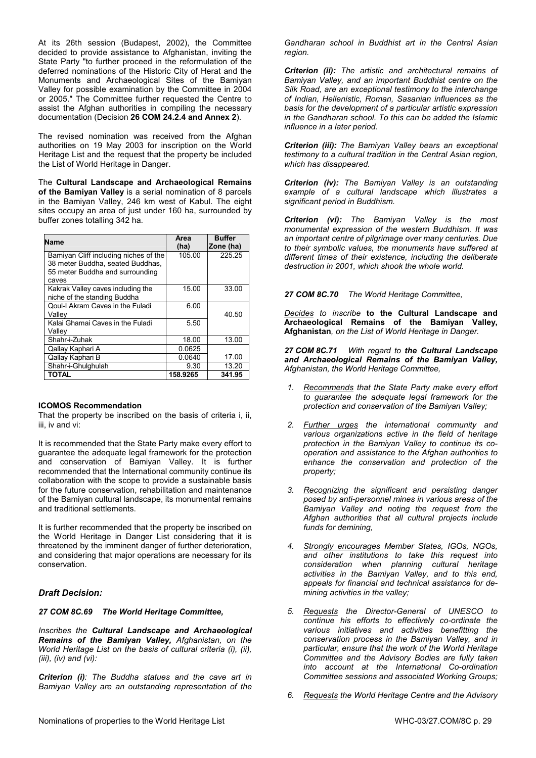At its 26th session (Budapest, 2002), the Committee decided to provide assistance to Afghanistan, inviting the State Party "to further proceed in the reformulation of the deferred nominations of the Historic City of Herat and the Monuments and Archaeological Sites of the Bamiyan Valley for possible examination by the Committee in 2004 or 2005." The Committee further requested the Centre to assist the Afghan authorities in compiling the necessary documentation (Decision **26 COM 24.2.4 and Annex 2**).

The revised nomination was received from the Afghan authorities on 19 May 2003 for inscription on the World Heritage List and the request that the property be included the List of World Heritage in Danger.

The **Cultural Landscape and Archaeological Remains of the Bamiyan Valley** is a serial nomination of 8 parcels in the Bamiyan Valley, 246 km west of Kabul. The eight sites occupy an area of just under 160 ha, surrounded by buffer zones totalling 342 ha.

| Name | Area (ha) | Buffer Zone (ha) |
|---|---|---|
| Bamiyan Cliff including niches of the 38 meter Buddha, seated Buddhas, 55 meter Buddha and surrounding caves | 105.00 | 225.25 |
| Kakrak Valley caves including the niche of the standing Buddha | 15.00 | 33.00 |
| Qoul-I Akram Caves in the Fuladi Valley | 6.00 | 40.50 |
| Kalai Ghamai Caves in the Fuladi Valley | 5.50 | |
| Shahr-i-Zuhak | 18.00 | 13.00 |
| Qallay Kaphari A | 0.0625 | 17.00 |
| Qallay Kaphari B | 0.0640 | |
| Shahr-i-Ghulghulah | 9.30 | 13.20 |
| **TOTAL** | **158.9265** | **341.95** |

**ICOMOS Recommendation**

That the property be inscribed on the basis of criteria i, ii, iii, iv and vi:

It is recommended that the State Party make every effort to guarantee the adequate legal framework for the protection and conservation of Bamiyan Valley. It is further recommended that the International community continue its collaboration with the scope to provide a sustainable basis for the future conservation, rehabilitation and maintenance of the Bamiyan cultural landscape, its monumental remains and traditional settlements.

It is further recommended that the property be inscribed on the World Heritage in Danger List considering that it is threatened by the imminent danger of further deterioration, and considering that major operations are necessary for its conservation.

### *Draft Decision:*

***27 COM 8C.69 The World Heritage Committee,***

*Inscribes the **Cultural Landscape and Archaeological Remains of the Bamiyan Valley,** Afghanistan, on the World Heritage List on the basis of cultural criteria (i), (ii), (iii), (iv) and (vi):*

***Criterion (i)**: The Buddha statues and the cave art in Bamiyan Valley are an outstanding representation of the Gandharan school in Buddhist art in the Central Asian region.*

***Criterion (ii):** The artistic and architectural remains of Bamiyan Valley, and an important Buddhist centre on the Silk Road, are an exceptional testimony to the interchange of Indian, Hellenistic, Roman, Sasanian influences as the basis for the development of a particular artistic expression in the Gandharan school. To this can be added the Islamic influence in a later period.*

***Criterion (iii):** The Bamiyan Valley bears an exceptional testimony to a cultural tradition in the Central Asian region, which has disappeared.*

***Criterion (iv):** The Bamiyan Valley is an outstanding example of a cultural landscape which illustrates a significant period in Buddhism.*

***Criterion (vi):** The Bamiyan Valley is the most monumental expression of the western Buddhism. It was an important centre of pilgrimage over many centuries. Due to their symbolic values, the monuments have suffered at different times of their existence, including the deliberate destruction in 2001, which shook the whole world.*

***27 COM 8C.70** The World Heritage Committee,*

*Decides to inscribe* **to the Cultural Landscape and Archaeological Remains of the Bamiyan Valley, Afghanistan***, on the List of World Heritage in Danger.*

***27 COM 8C.71** With regard to **the Cultural Landscape and Archaeological Remains of the Bamiyan Valley,** Afghanistan, the World Heritage Committee,*

1. *Recommends that the State Party make every effort to guarantee the adequate legal framework for the protection and conservation of the Bamiyan Valley;*
2. *Further urges the international community and various organizations active in the field of heritage protection in the Bamiyan Valley to continue its co-operation and assistance to the Afghan authorities to enhance the conservation and protection of the property;*
3. *Recognizing the significant and persisting danger posed by anti-personnel mines in various areas of the Bamiyan Valley and noting the request from the Afghan authorities that all cultural projects include funds for demining,*
4. *Strongly encourages Member States, IGOs, NGOs, and other institutions to take this request into consideration when planning cultural heritage activities in the Bamiyan Valley, and to this end, appeals for financial and technical assistance for de-mining activities in the valley;*
5. *Requests the Director-General of UNESCO to continue his efforts to effectively co-ordinate the various initiatives and activities benefitting the conservation process in the Bamiyan Valley, and in particular, ensure that the work of the World Heritage Committee and the Advisory Bodies are fully taken into account at the International Co-ordination Committee sessions and associated Working Groups;*
6. *Requests the World Heritage Centre and the Advisory*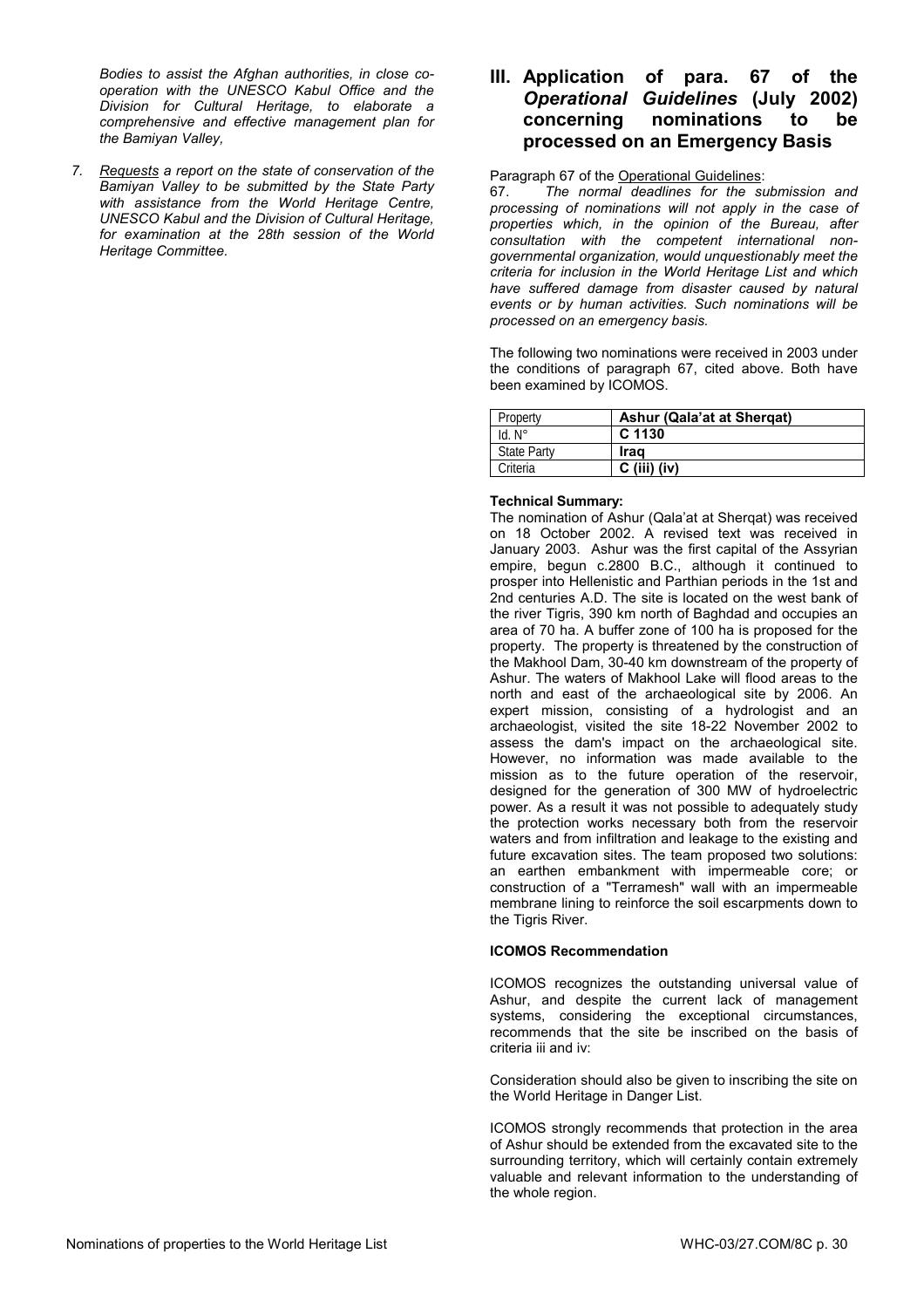*Bodies to assist the Afghan authorities, in close co-operation with the UNESCO Kabul Office and the Division for Cultural Heritage, to elaborate a comprehensive and effective management plan for the Bamiyan Valley,*

7. *Requests a report on the state of conservation of the Bamiyan Valley to be submitted by the State Party with assistance from the World Heritage Centre, UNESCO Kabul and the Division of Cultural Heritage, for examination at the 28th session of the World Heritage Committee.*

## III. Application of para. 67 of the *Operational Guidelines* (July 2002) concerning nominations to be processed on an Emergency Basis

Paragraph 67 of the Operational Guidelines:

67. *The normal deadlines for the submission and processing of nominations will not apply in the case of properties which, in the opinion of the Bureau, after consultation with the competent international non-governmental organization, would unquestionably meet the criteria for inclusion in the World Heritage List and which have suffered damage from disaster caused by natural events or by human activities. Such nominations will be processed on an emergency basis.*

The following two nominations were received in 2003 under the conditions of paragraph 67, cited above. Both have been examined by ICOMOS.

| Property | **Ashur (Qala'at at Sherqat)** |
|---|---|
| Id. N° | **C 1130** |
| State Party | **Iraq** |
| Criteria | **C (iii) (iv)** |

**Technical Summary:**

The nomination of Ashur (Qala'at at Sherqat) was received on 18 October 2002. A revised text was received in January 2003. Ashur was the first capital of the Assyrian empire, begun c.2800 B.C., although it continued to prosper into Hellenistic and Parthian periods in the 1st and 2nd centuries A.D. The site is located on the west bank of the river Tigris, 390 km north of Baghdad and occupies an area of 70 ha. A buffer zone of 100 ha is proposed for the property. The property is threatened by the construction of the Makhool Dam, 30-40 km downstream of the property of Ashur. The waters of Makhool Lake will flood areas to the north and east of the archaeological site by 2006. An expert mission, consisting of a hydrologist and an archaeologist, visited the site 18-22 November 2002 to assess the dam's impact on the archaeological site. However, no information was made available to the mission as to the future operation of the reservoir, designed for the generation of 300 MW of hydroelectric power. As a result it was not possible to adequately study the protection works necessary both from the reservoir waters and from infiltration and leakage to the existing and future excavation sites. The team proposed two solutions: an earthen embankment with impermeable core; or construction of a "Terramesh" wall with an impermeable membrane lining to reinforce the soil escarpments down to the Tigris River.

**ICOMOS Recommendation**

ICOMOS recognizes the outstanding universal value of Ashur, and despite the current lack of management systems, considering the exceptional circumstances, recommends that the site be inscribed on the basis of criteria iii and iv:

Consideration should also be given to inscribing the site on the World Heritage in Danger List.

ICOMOS strongly recommends that protection in the area of Ashur should be extended from the excavated site to the surrounding territory, which will certainly contain extremely valuable and relevant information to the understanding of the whole region.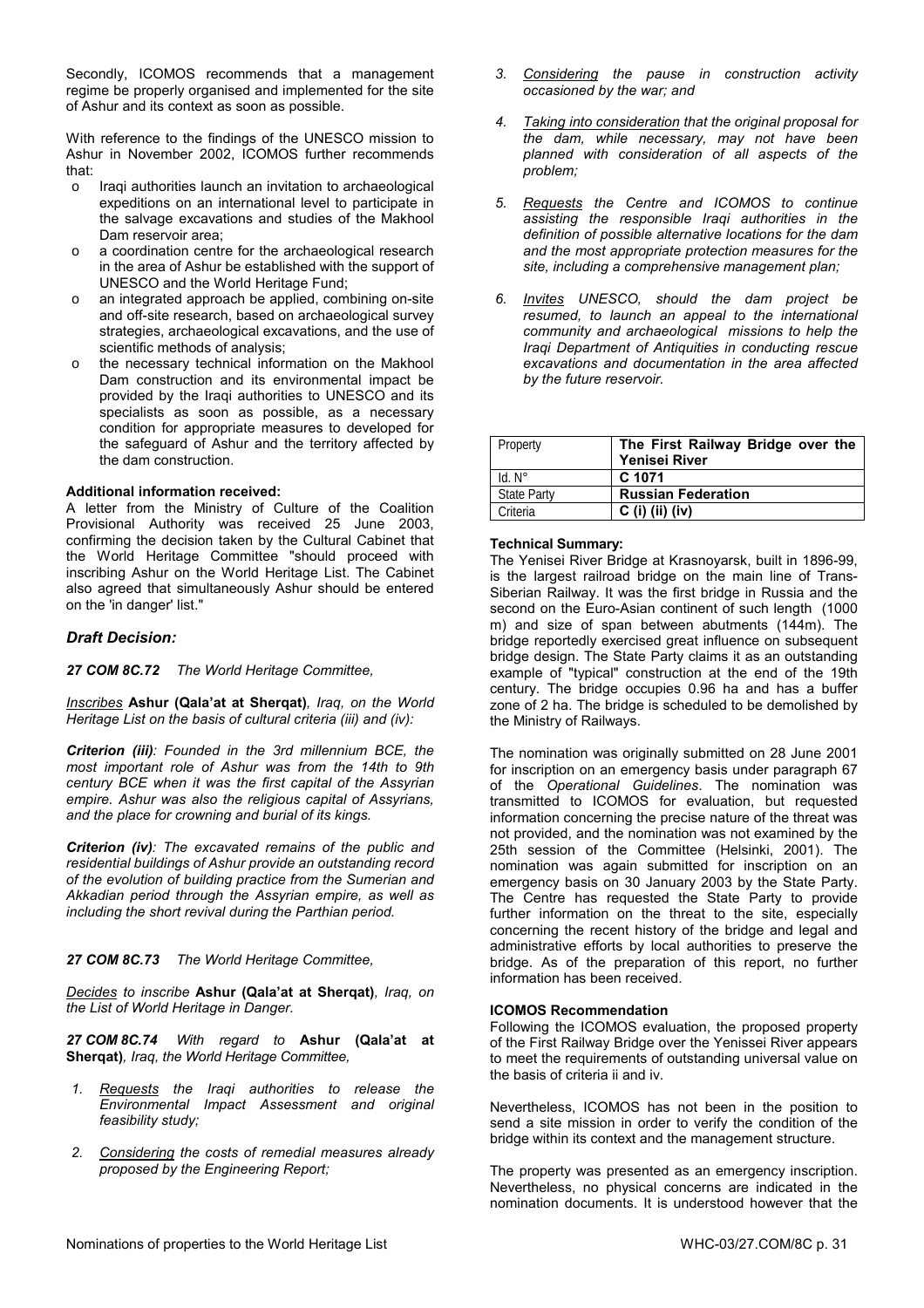Secondly, ICOMOS recommends that a management regime be properly organised and implemented for the site of Ashur and its context as soon as possible.

With reference to the findings of the UNESCO mission to Ashur in November 2002, ICOMOS further recommends that:

- Iraqi authorities launch an invitation to archaeological expeditions on an international level to participate in the salvage excavations and studies of the Makhool Dam reservoir area;
- a coordination centre for the archaeological research in the area of Ashur be established with the support of UNESCO and the World Heritage Fund;
- an integrated approach be applied, combining on-site and off-site research, based on archaeological survey strategies, archaeological excavations, and the use of scientific methods of analysis;
- the necessary technical information on the Makhool Dam construction and its environmental impact be provided by the Iraqi authorities to UNESCO and its specialists as soon as possible, as a necessary condition for appropriate measures to developed for the safeguard of Ashur and the territory affected by the dam construction.

**Additional information received:**
A letter from the Ministry of Culture of the Coalition Provisional Authority was received 25 June 2003, confirming the decision taken by the Cultural Cabinet that the World Heritage Committee "should proceed with inscribing Ashur on the World Heritage List. The Cabinet also agreed that simultaneously Ashur should be entered on the 'in danger' list."

## *Draft Decision:*

***27 COM 8C.72*** *The World Heritage Committee,*

*Inscribes* **Ashur (Qala'at at Sherqat)***, Iraq, on the World Heritage List on the basis of cultural criteria (iii) and (iv):*

***Criterion (iii)****: Founded in the 3rd millennium BCE, the most important role of Ashur was from the 14th to 9th century BCE when it was the first capital of the Assyrian empire. Ashur was also the religious capital of Assyrians, and the place for crowning and burial of its kings.*

***Criterion (iv)****: The excavated remains of the public and residential buildings of Ashur provide an outstanding record of the evolution of building practice from the Sumerian and Akkadian period through the Assyrian empire, as well as including the short revival during the Parthian period.*

***27 COM 8C.73*** *The World Heritage Committee,*

*Decides to inscribe* **Ashur (Qala'at at Sherqat)***, Iraq, on the List of World Heritage in Danger.*

***27 COM 8C.74*** *With regard to* **Ashur (Qala'at at Sherqat)***, Iraq, the World Heritage Committee,*

1. *Requests the Iraqi authorities to release the Environmental Impact Assessment and original feasibility study;*
2. *Considering the costs of remedial measures already proposed by the Engineering Report;*
3. *Considering the pause in construction activity occasioned by the war; and*
4. *Taking into consideration that the original proposal for the dam, while necessary, may not have been planned with consideration of all aspects of the problem;*
5. *Requests the Centre and ICOMOS to continue assisting the responsible Iraqi authorities in the definition of possible alternative locations for the dam and the most appropriate protection measures for the site, including a comprehensive management plan;*
6. *Invites UNESCO, should the dam project be resumed, to launch an appeal to the international community and archaeological missions to help the Iraqi Department of Antiquities in conducting rescue excavations and documentation in the area affected by the future reservoir.*

| Property | **The First Railway Bridge over the Yenisei River** |
|---|---|
| Id. N° | **C 1071** |
| State Party | **Russian Federation** |
| Criteria | **C (i) (ii) (iv)** |

**Technical Summary:**
The Yenisei River Bridge at Krasnoyarsk, built in 1896-99, is the largest railroad bridge on the main line of Trans-Siberian Railway. It was the first bridge in Russia and the second on the Euro-Asian continent of such length (1000 m) and size of span between abutments (144m). The bridge reportedly exercised great influence on subsequent bridge design. The State Party claims it as an outstanding example of "typical" construction at the end of the 19th century. The bridge occupies 0.96 ha and has a buffer zone of 2 ha. The bridge is scheduled to be demolished by the Ministry of Railways.

The nomination was originally submitted on 28 June 2001 for inscription on an emergency basis under paragraph 67 of the *Operational Guidelines*. The nomination was transmitted to ICOMOS for evaluation, but requested information concerning the precise nature of the threat was not provided, and the nomination was not examined by the 25th session of the Committee (Helsinki, 2001). The nomination was again submitted for inscription on an emergency basis on 30 January 2003 by the State Party. The Centre has requested the State Party to provide further information on the threat to the site, especially concerning the recent history of the bridge and legal and administrative efforts by local authorities to preserve the bridge. As of the preparation of this report, no further information has been received.

**ICOMOS Recommendation**
Following the ICOMOS evaluation, the proposed property of the First Railway Bridge over the Yenissei River appears to meet the requirements of outstanding universal value on the basis of criteria ii and iv.

Nevertheless, ICOMOS has not been in the position to send a site mission in order to verify the condition of the bridge within its context and the management structure.

The property was presented as an emergency inscription. Nevertheless, no physical concerns are indicated in the nomination documents. It is understood however that the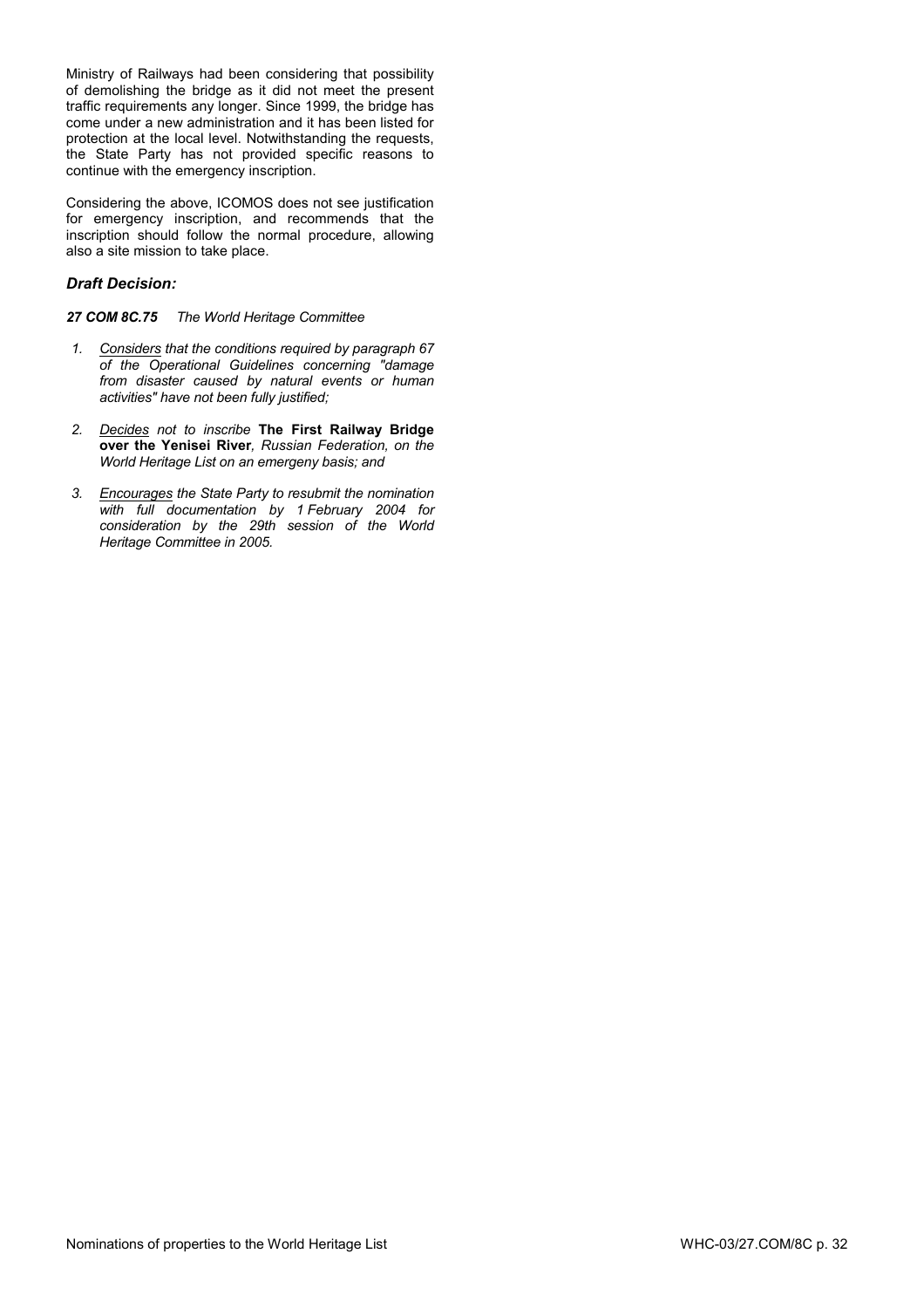Ministry of Railways had been considering that possibility of demolishing the bridge as it did not meet the present traffic requirements any longer. Since 1999, the bridge has come under a new administration and it has been listed for protection at the local level. Notwithstanding the requests, the State Party has not provided specific reasons to continue with the emergency inscription.

Considering the above, ICOMOS does not see justification for emergency inscription, and recommends that the inscription should follow the normal procedure, allowing also a site mission to take place.

### *Draft Decision:*

***27 COM 8C.75*** *The World Heritage Committee*

1. *Considers that the conditions required by paragraph 67 of the Operational Guidelines concerning "damage from disaster caused by natural events or human activities" have not been fully justified;*

2. *Decides not to inscribe* **The First Railway Bridge over the Yenisei River***, Russian Federation, on the World Heritage List on an emergeny basis; and*

3. *Encourages the State Party to resubmit the nomination with full documentation by 1 February 2004 for consideration by the 29th session of the World Heritage Committee in 2005.*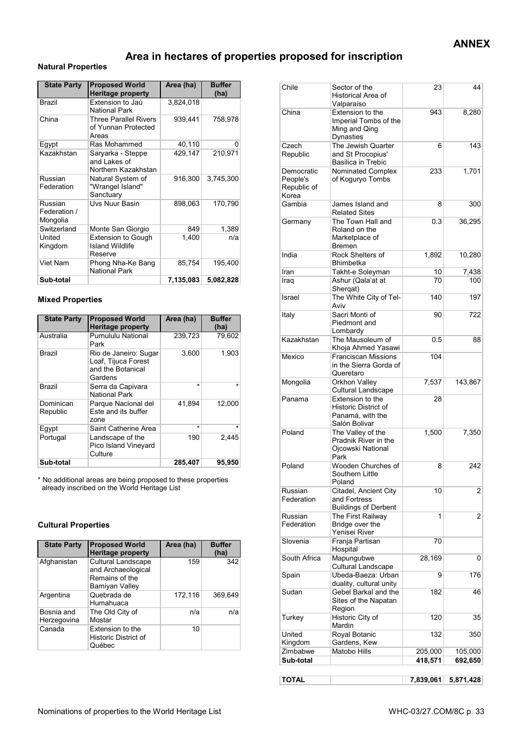**ANNEX**

# Area in hectares of properties proposed for inscription

### Natural Properties

| State Party | Proposed World Heritage property | Area (ha) | Buffer (ha) |
|---|---|---|---|
| Brazil | Extension to Jaú National Park | 3,824,018 | |
| China | Three Parallel Rivers of Yunnan Protected Areas | 939,441 | 758,978 |
| Egypt | Ras Mohammed | 40,110 | 0 |
| Kazakhstan | Saryarka - Steppe and Lakes of Northern Kazakhstan | 429,147 | 210,971 |
| Russian Federation | Natural System of "Wrangel Island" Sanctuary | 916,300 | 3,745,300 |
| Russian Federation / Mongolia | Uvs Nuur Basin | 898,063 | 170,790 |
| Switzerland | Monte San Giorgio | 849 | 1,389 |
| United Kingdom | Extension to Gough Island Wildlife Reserve | 1,400 | n/a |
| Viet Nam | Phong Nha-Ke Bang National Park | 85,754 | 195,400 |
| **Sub-total** | | **7,135,083** | **5,082,828** |

### Mixed Properties

| State Party | Proposed World Heritage property | Area (ha) | Buffer (ha) |
|---|---|---|---|
| Australia | Purnululu National Park | 239,723 | 79,602 |
| Brazil | Rio de Janeiro: Sugar Loaf, Tijuca Forest and the Botanical Gardens | 3,600 | 1,903 |
| Brazil | Serra da Capivara National Park | * | * |
| Dominican Republic | Parque Nacional del Este and its buffer zone | 41,894 | 12,000 |
| Egypt | Saint Catherine Area | * | * |
| Portugal | Landscape of the Pico Island Vineyard Culture | 190 | 2,445 |
| **Sub-total** | | **285,407** | **95,950** |

\* No additional areas are being proposed to these properties already inscribed on the World Heritage List

### Cultural Properties

| State Party | Proposed World Heritage property | Area (ha) | Buffer (ha) |
|---|---|---|---|
| Afghanistan | Cultural Landscape and Archaeological Remains of the Bamiyan Valley | 159 | 342 |
| Argentina | Quebrada de Humahuaca | 172,116 | 369,649 |
| Bosnia and Herzegovina | The Old City of Mostar | n/a | n/a |
| Canada | Extension to the Historic District of Québec | 10 | |
| Chile | Sector of the Historical Area of Valparaíso | 23 | 44 |
| China | Extension to the Imperial Tombs of the Ming and Qing Dynasties | 943 | 8,280 |
| Czech Republic | The Jewish Quarter and St Procopius' Basilica in Trebíc | 6 | 143 |
| Democratic People's Republic of Korea | Nominated Complex of Koguryo Tombs | 233 | 1,701 |
| Gambia | James Island and Related Sites | 8 | 300 |
| Germany | The Town Hall and Roland on the Marketplace of Bremen | 0.3 | 36,295 |
| India | Rock Shelters of Bhimbetka | 1,892 | 10,280 |
| Iran | Takht-e Soleyman | 10 | 7,438 |
| Iraq | Ashur (Qala'at at Sherqat) | 70 | 100 |
| Israel | The White City of Tel-Aviv | 140 | 197 |
| Italy | Sacri Monti of Piedmont and Lombardy | 90 | 722 |
| Kazakhstan | The Mausoleum of Khoja Ahmed Yasawi | 0.5 | 88 |
| Mexico | Franciscan Missions in the Sierra Gorda of Queretaro | 104 | |
| Mongolia | Orkhon Valley Cultural Landscape | 7,537 | 143,867 |
| Panama | Extension to the Historic District of Panamá, with the Salón Bolivar | 28 | |
| Poland | The Valley of the Pradnik River in the Ojcowski National Park | 1,500 | 7,350 |
| Poland | Wooden Churches of Southern Little Poland | 8 | 242 |
| Russian Federation | Citadel, Ancient City and Fortress Buildings of Derbent | 10 | 2 |
| Russian Federation | The First Railway Bridge over the Yenisei River | 1 | 2 |
| Slovenia | Franja Partisan Hospital | 70 | |
| South Africa | Mapungubwe Cultural Landscape | 28,169 | 0 |
| Spain | Ubeda-Baeza: Urban duality, cultural unity | 9 | 176 |
| Sudan | Gebel Barkal and the Sites of the Napatan Region | 182 | 46 |
| Turkey | Historic City of Mardin | 120 | 35 |
| United Kingdom | Royal Botanic Gardens, Kew | 132 | 350 |
| Zimbabwe | Matobo Hills | 205,000 | 105,000 |
| **Sub-total** | | **418,571** | **692,650** |

| | | | |
|---|---|---|---|
| **TOTAL** | | **7,839,061** | **5,871,428** |